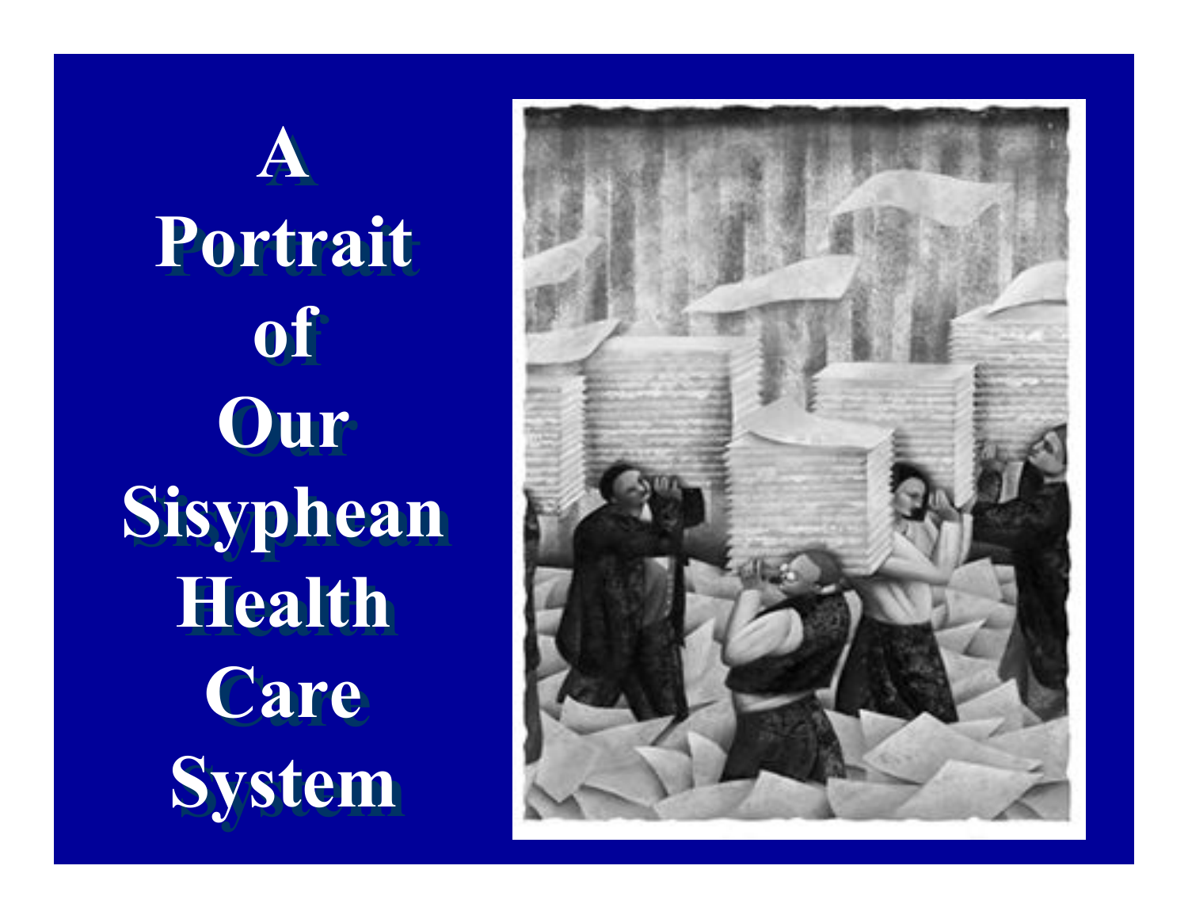# A Portrait of Our Sisyphean Health Care System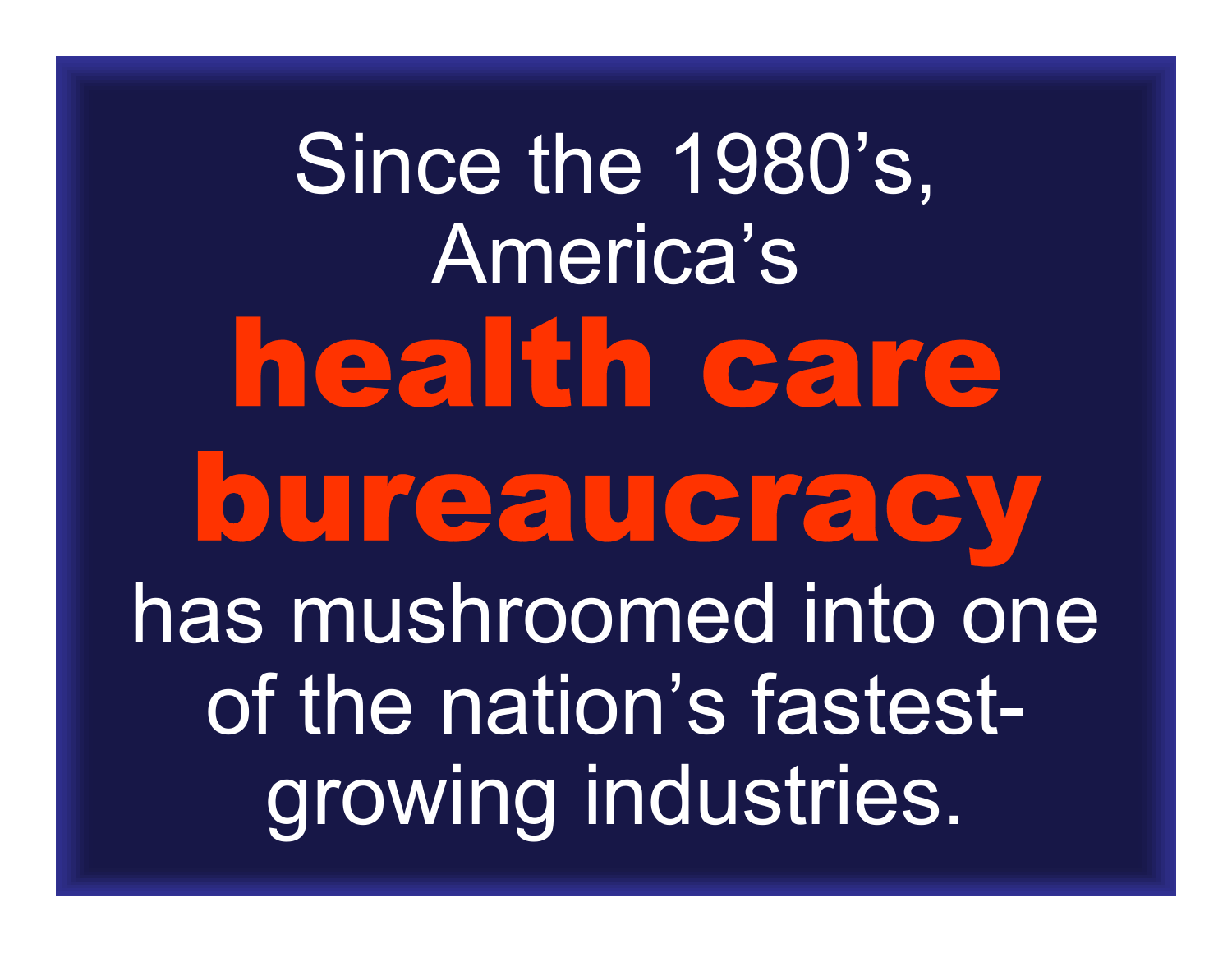Since the 1980's, America's **health care bureaucracy** has mushroomed into one of the nation's fastest-growing industries.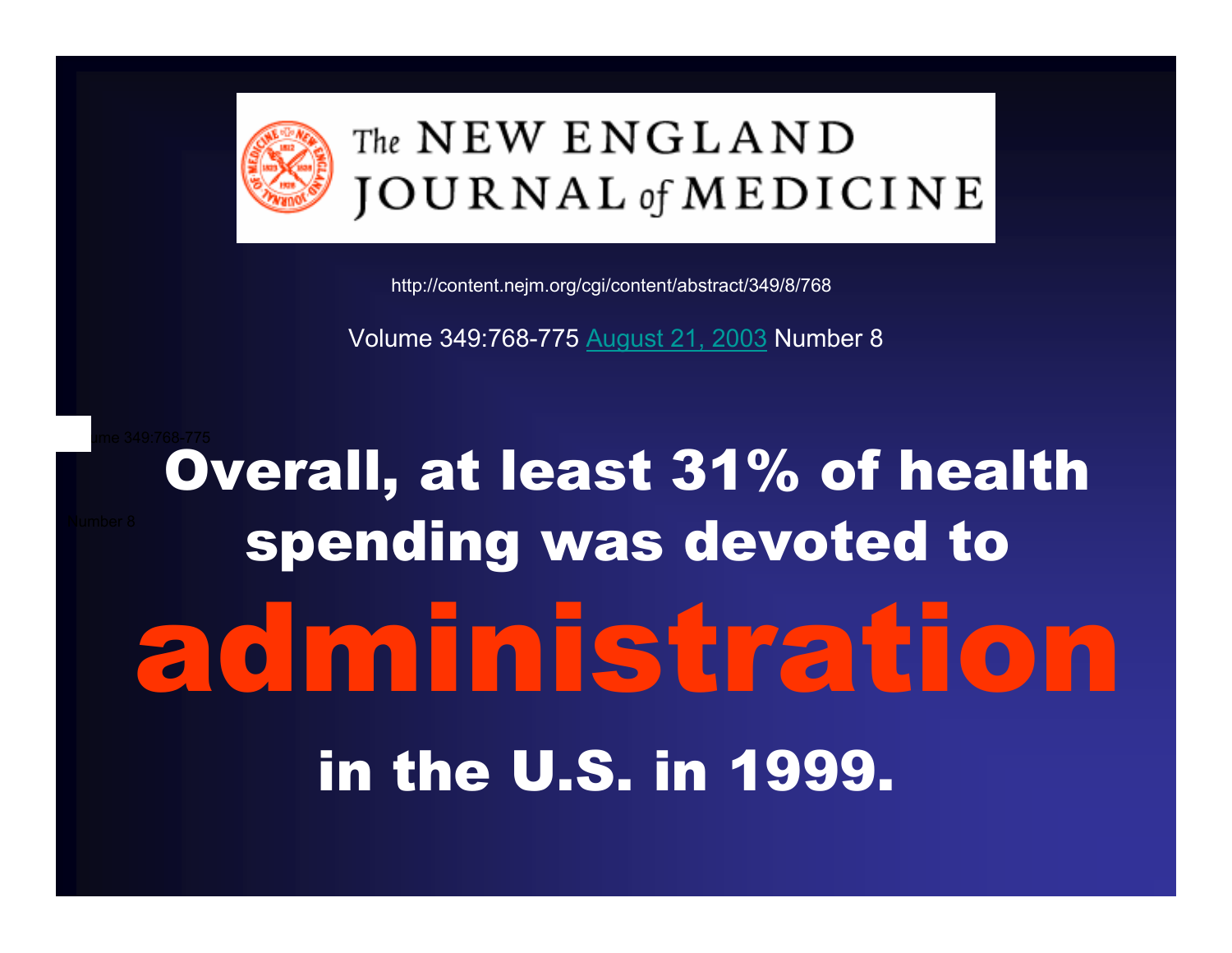# The NEW ENGLAND JOURNAL of MEDICINE

http://content.nejm.org/cgi/content/abstract/349/8/768

Volume 349:768-775 August 21, 2003 Number 8

## Overall, at least 31% of health spending was devoted to

# administration

## in the U.S. in 1999.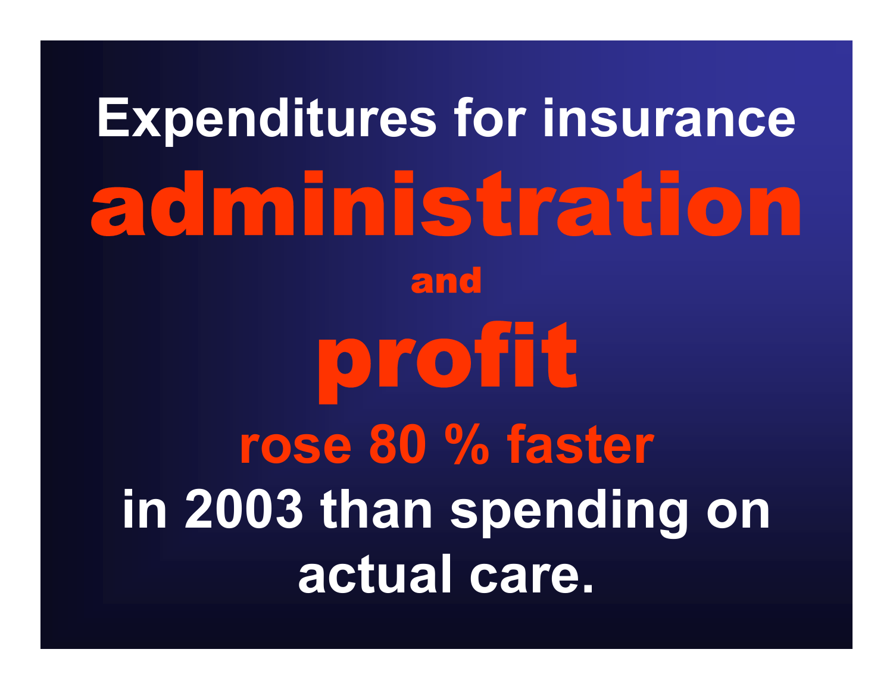# Expenditures for insurance **administration** and **profit** rose 80 % faster in 2003 than spending on actual care.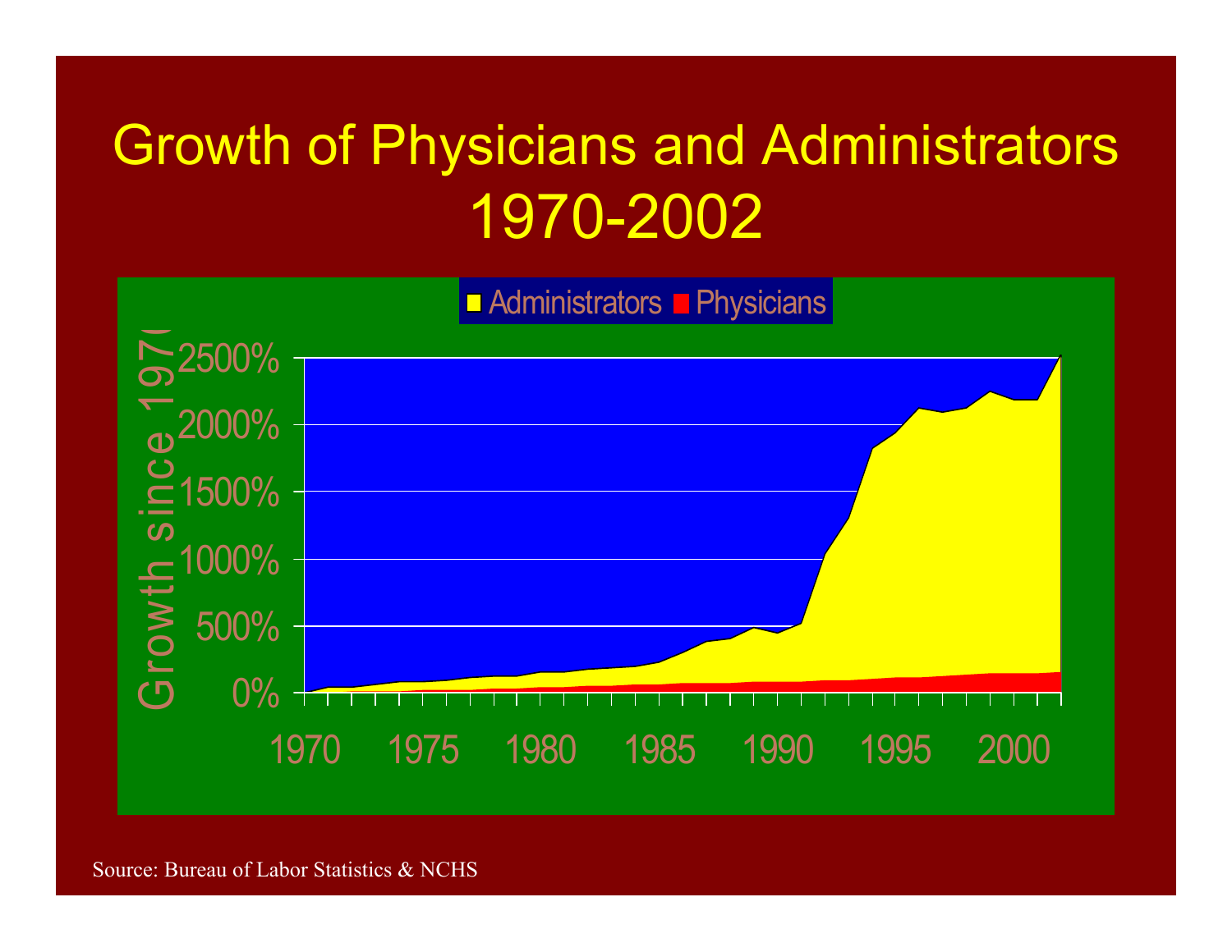# Growth of Physicians and Administrators 1970-2002

Source: Bureau of Labor Statistics & NCHS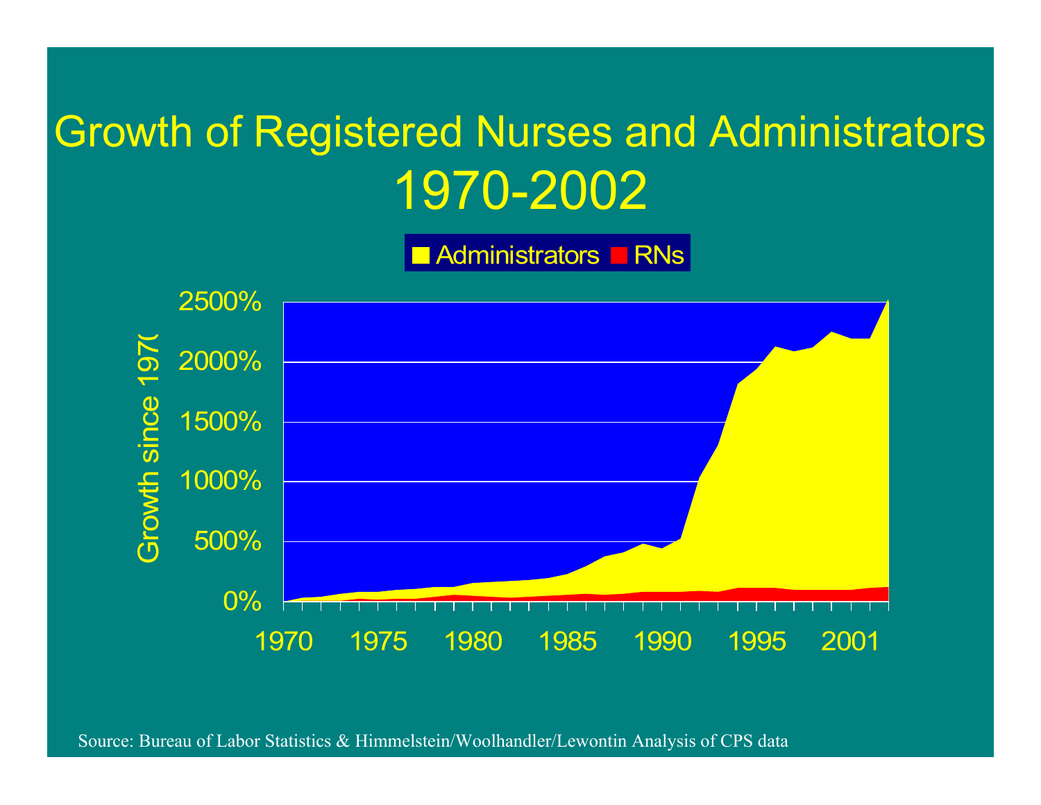# Growth of Registered Nurses and Administrators 1970-2002

Administrators RNs

Growth since 1970

2500%
2000%
1500%
1000%
500%
0%

1970 1975 1980 1985 1990 1995 2001

Source: Bureau of Labor Statistics & Himmelstein/Woolhandler/Lewontin Analysis of CPS data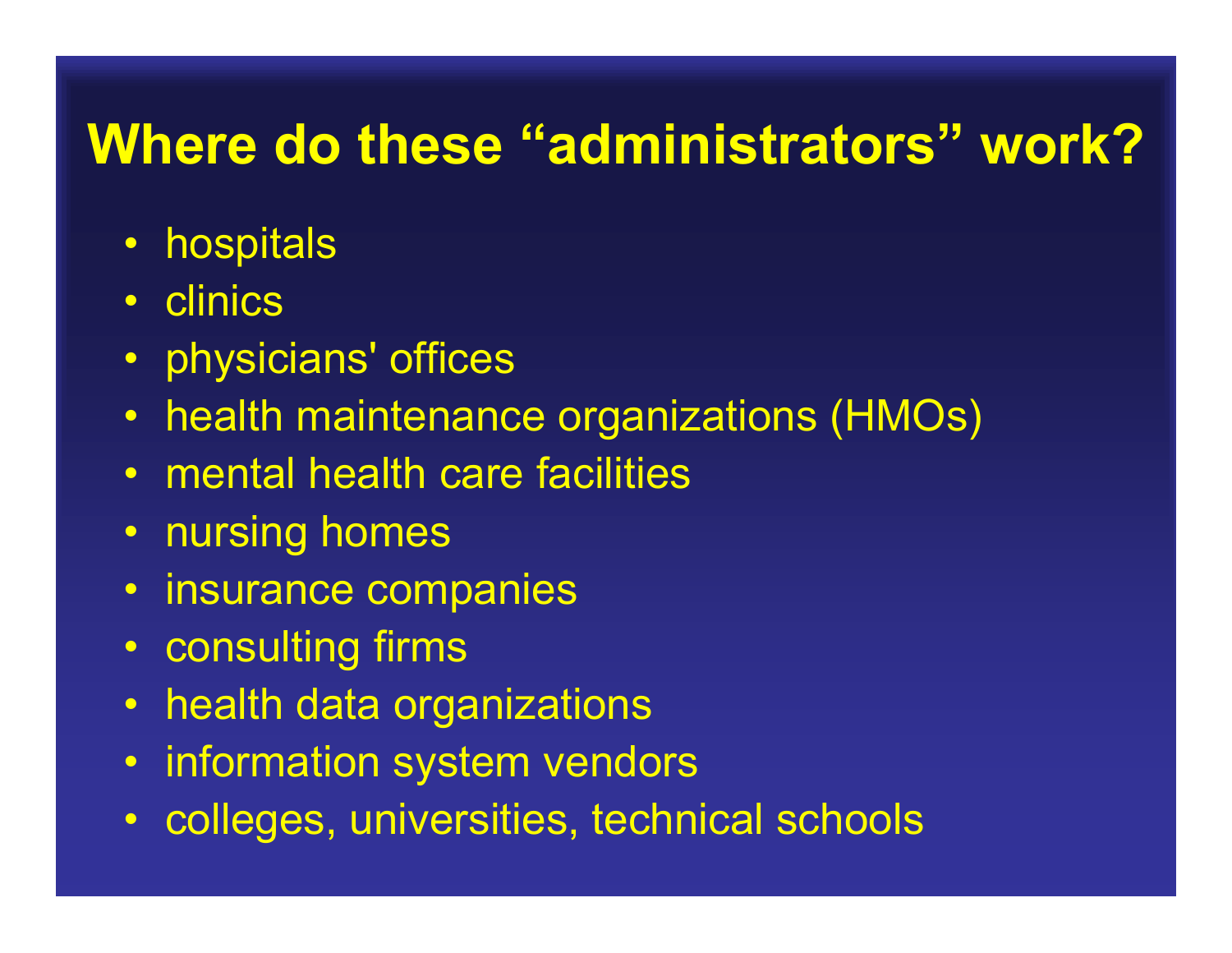# Where do these “administrators” work?

- hospitals
- clinics
- physicians' offices
- health maintenance organizations (HMOs)
- mental health care facilities
- nursing homes
- insurance companies
- consulting firms
- health data organizations
- information system vendors
- colleges, universities, technical schools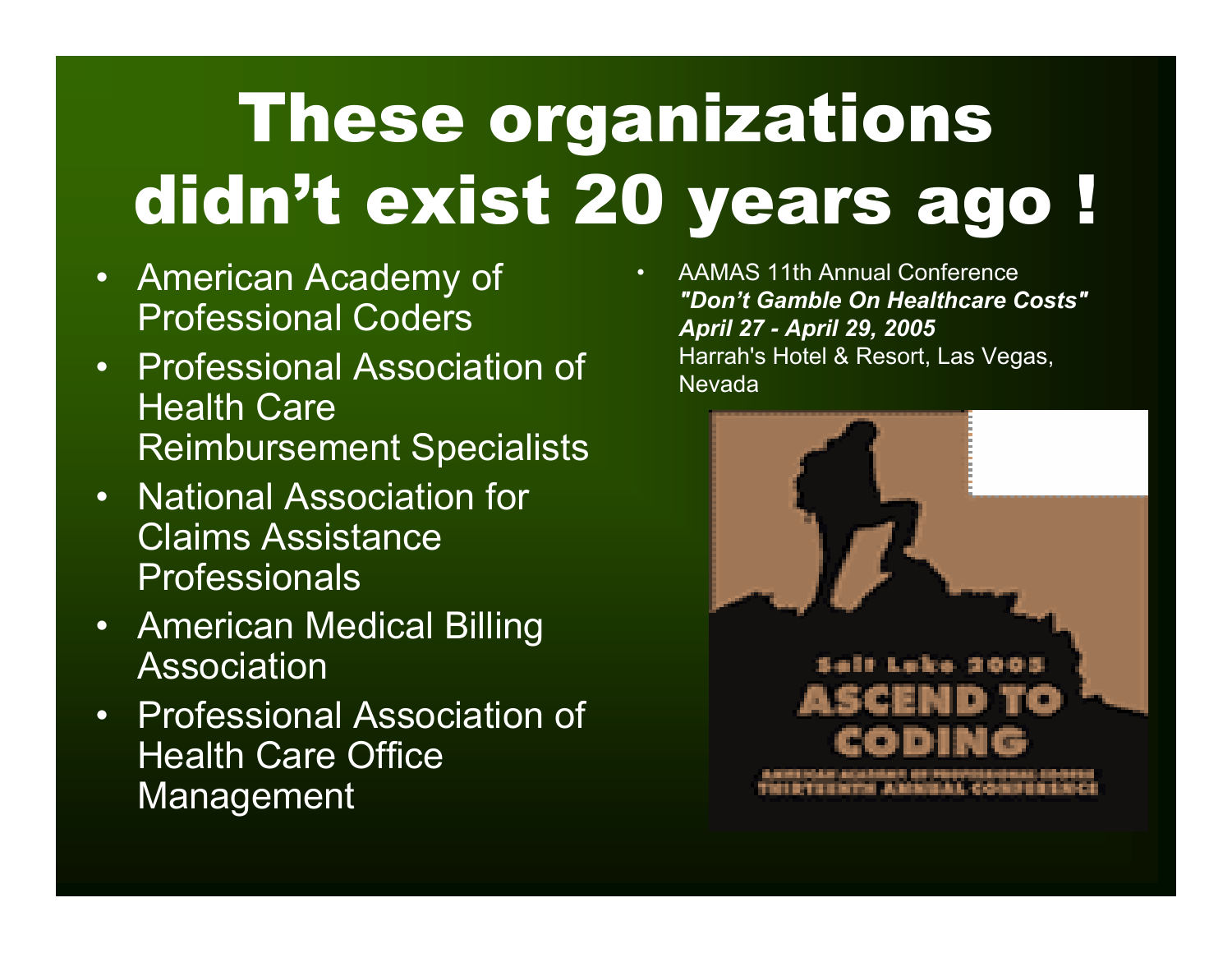# These organizations didn't exist 20 years ago !

- American Academy of Professional Coders
- Professional Association of Health Care Reimbursement Specialists
- National Association for Claims Assistance Professionals
- American Medical Billing Association
- Professional Association of Health Care Office Management

- AAMAS 11th Annual Conference
  ***"Don't Gamble On Healthcare Costs"***
  ***April 27 - April 29, 2005***
  Harrah's Hotel & Resort, Las Vegas, Nevada

Salt Lake 2005
ASCEND TO CODING
AMERICAN ACADEMY OF PROFESSIONAL CODERS
THIRTEENTH ANNUAL CONFERENCE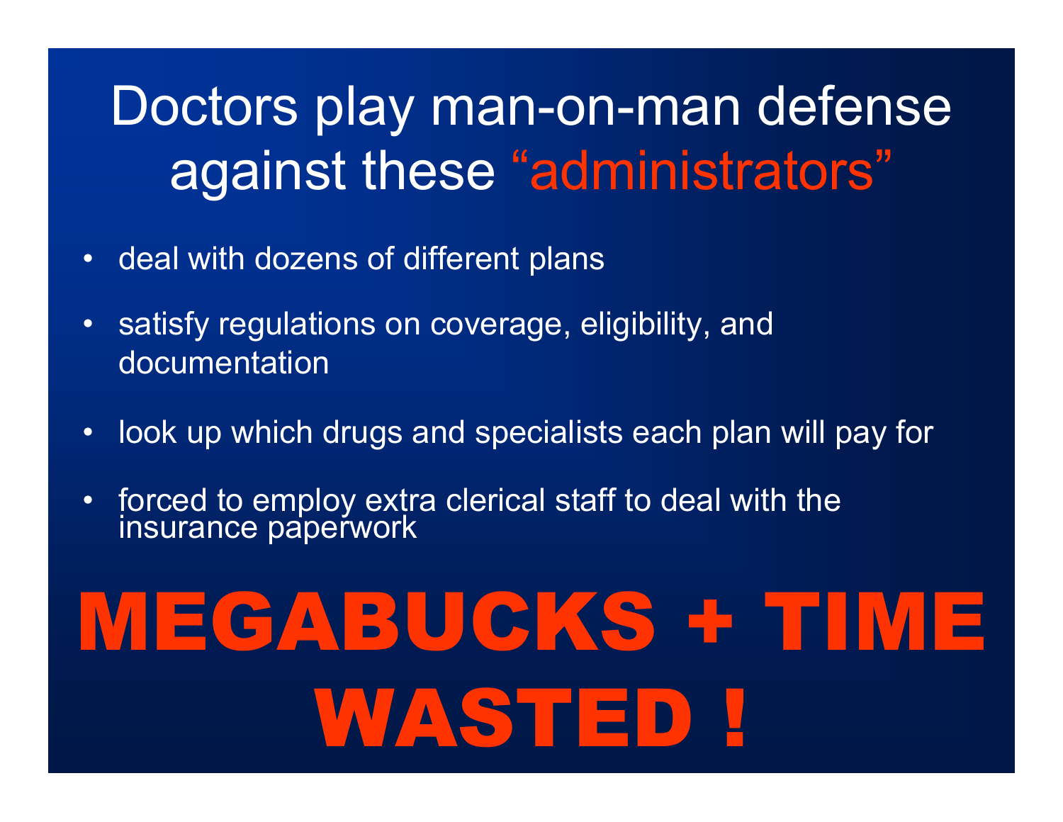# Doctors play man-on-man defense against these "administrators"

- deal with dozens of different plans
- satisfy regulations on coverage, eligibility, and documentation
- look up which drugs and specialists each plan will pay for
- forced to employ extra clerical staff to deal with the insurance paperwork

**MEGABUCKS + TIME WASTED !**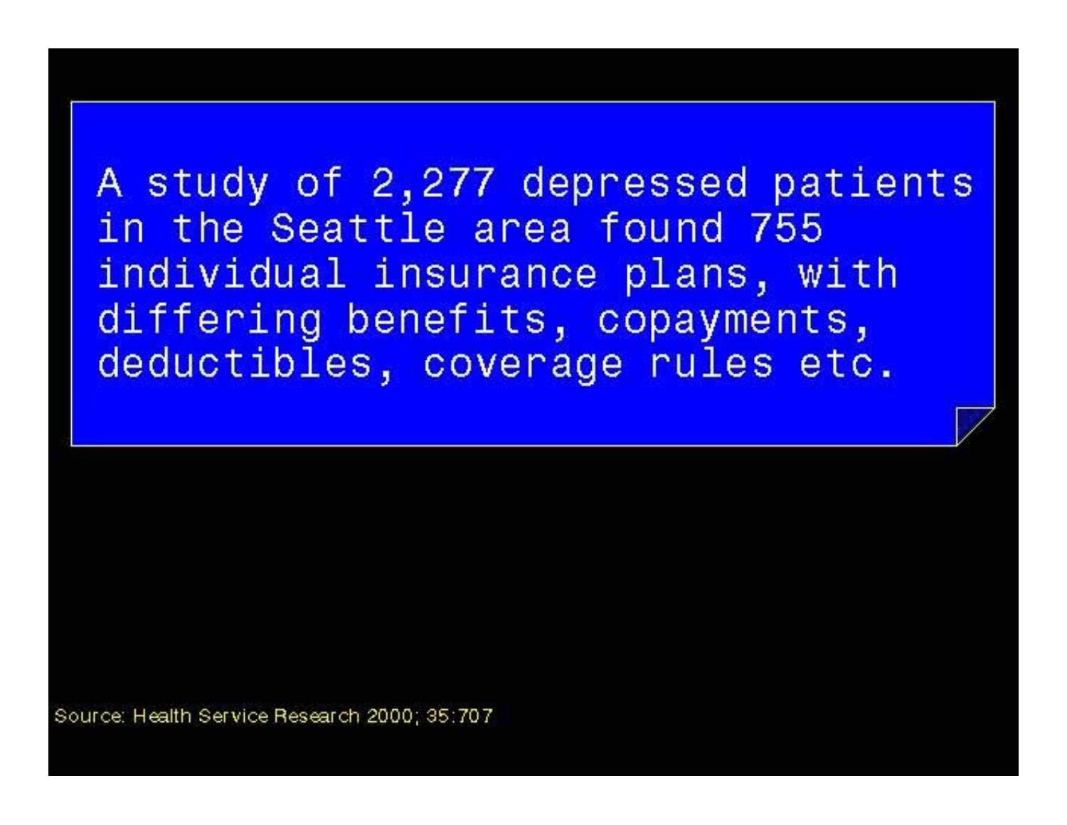A study of 2,277 depressed patients in the Seattle area found 755 individual insurance plans, with differing benefits, copayments, deductibles, coverage rules etc.

Source: Health Service Research 2000; 35:707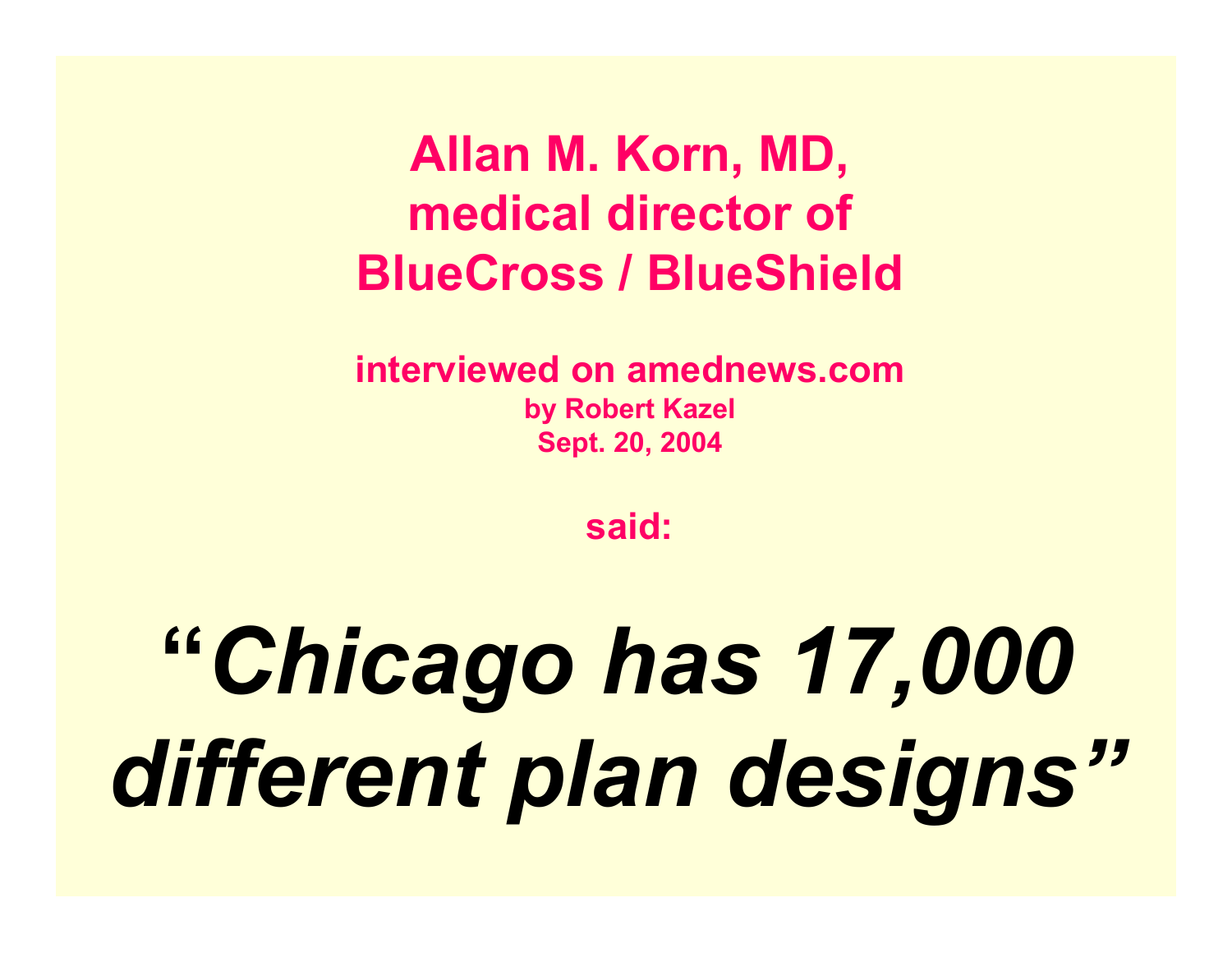**Allan M. Korn, MD,**
**medical director of**
**BlueCross / BlueShield**

**interviewed on amednews.com**
**by Robert Kazel**
**Sept. 20, 2004**

**said:**

***"Chicago has 17,000 different plan designs"***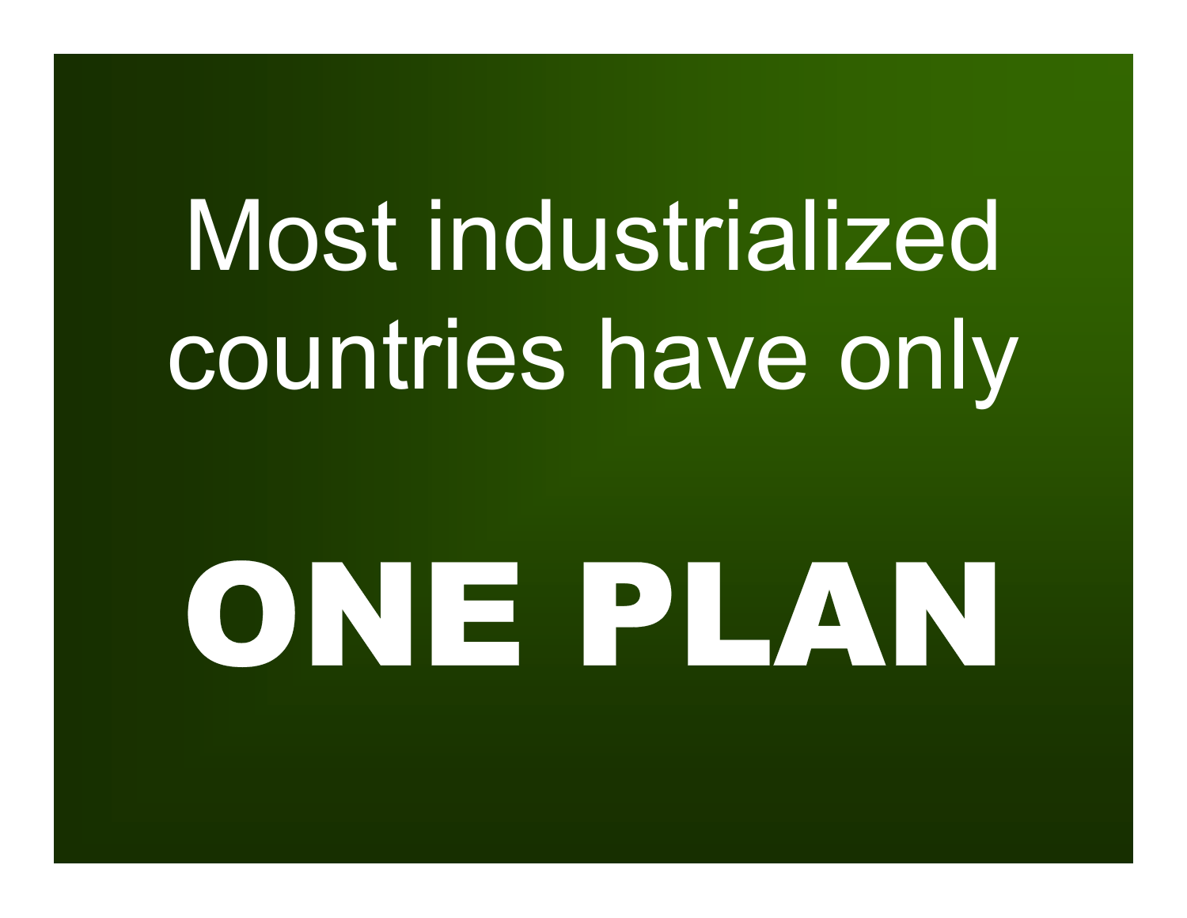Most industrialized countries have only

# ONE PLAN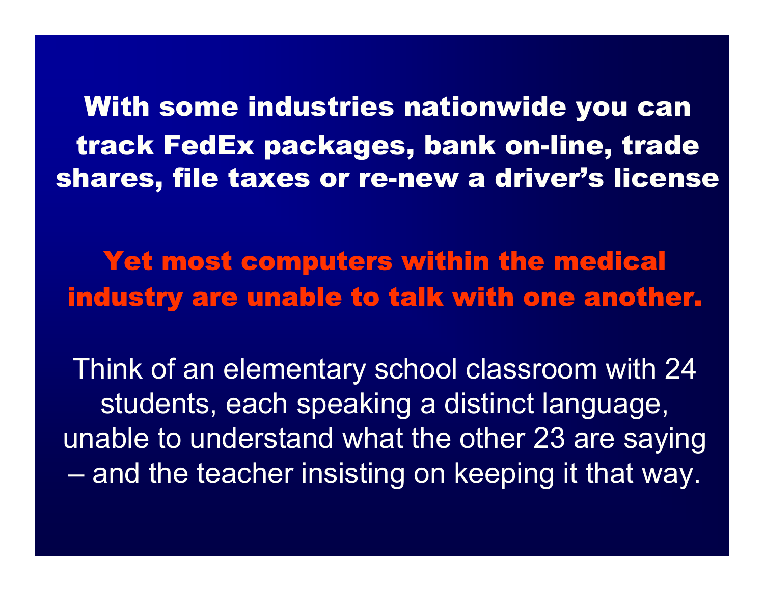**With some industries nationwide you can track FedEx packages, bank on-line, trade shares, file taxes or re-new a driver's license**

**Yet most computers within the medical industry are unable to talk with one another.**

Think of an elementary school classroom with 24 students, each speaking a distinct language, unable to understand what the other 23 are saying – and the teacher insisting on keeping it that way.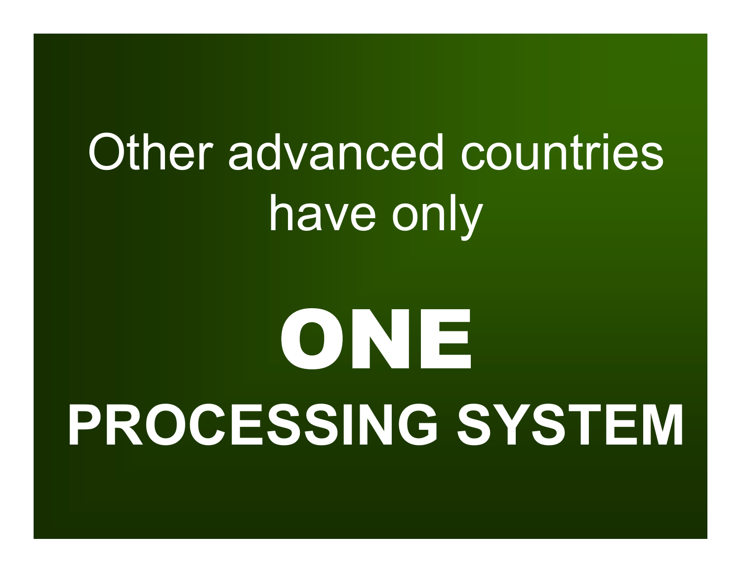Other advanced countries have only

# ONE

## PROCESSING SYSTEM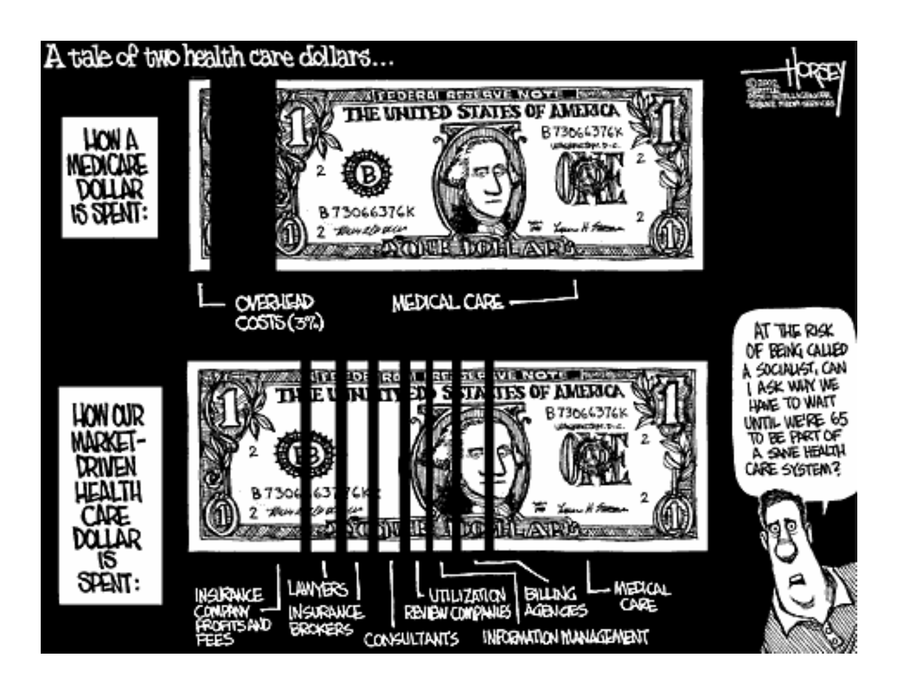A tale of two health care dollars...

HOW A MEDICARE DOLLAR IS SPENT:

OVERHEAD COSTS (3%)

MEDICAL CARE

HOW OUR MARKET-DRIVEN HEALTH CARE DOLLAR IS SPENT:

INSURANCE COMPANY PROFITS AND FEES

LAWYERS

INSURANCE BROKERS

CONSULTANTS

UTILIZATION REVIEW COMPANIES

BILLING AGENCIES

INFORMATION MANAGEMENT

MEDICAL CARE

AT THE RISK OF BEING CALLED A SOCIALIST, CAN I ASK WHY WE HAVE TO WAIT UNTIL WE'RE 65 TO BE PART OF A SANE HEALTH CARE SYSTEM?

HORSEY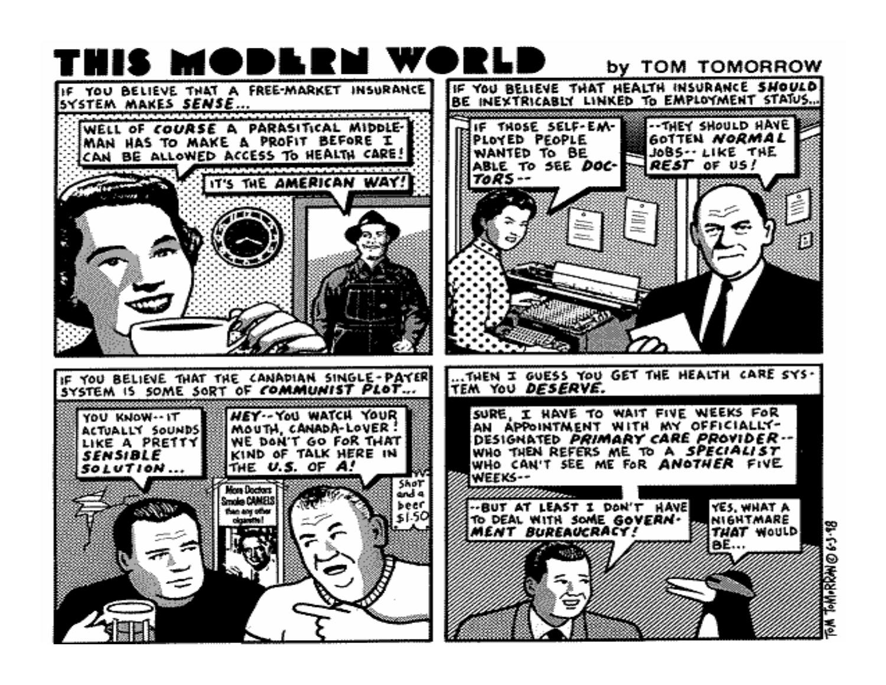# THIS MODERN WORLD

by TOM TOMORROW

IF YOU BELIEVE THAT A FREE-MARKET INSURANCE SYSTEM MAKES **SENSE**...

WELL OF **COURSE** A PARASITICAL MIDDLE-MAN HAS TO MAKE A PROFIT BEFORE I CAN BE ALLOWED ACCESS TO HEALTH CARE!

IT'S THE **AMERICAN WAY!**

IF YOU BELIEVE THAT HEALTH INSURANCE **SHOULD** BE INEXTRICABLY LINKED TO EMPLOYMENT STATUS...

IF THOSE SELF-EMPLOYED PEOPLE WANTED TO BE ABLE TO SEE **DOCTORS**--

--THEY SHOULD HAVE GOTTEN **NORMAL** JOBS-- LIKE THE **REST** OF US!

IF YOU BELIEVE THAT THE CANADIAN SINGLE-PAYER SYSTEM IS SOME SORT OF **COMMUNIST PLOT**...

YOU KNOW-- IT ACTUALLY SOUNDS LIKE A PRETTY **SENSIBLE SOLUTION**...

**HEY**-- YOU WATCH YOUR MOUTH, CANADA-LOVER! WE DON'T GO FOR THAT KIND OF TALK HERE IN THE **U.S.** OF **A!**

More Doctors Smoke CAMELS than any other cigarette!

Shot and a beer $1.50

...THEN I GUESS YOU GET THE HEALTH CARE SYSTEM YOU **DESERVE.**

SURE, I HAVE TO WAIT FIVE WEEKS FOR AN APPOINTMENT WITH MY OFFICIALLY-DESIGNATED **PRIMARY CARE PROVIDER**-- WHO THEN REFERS ME TO A **SPECIALIST** WHO CAN'T SEE ME FOR **ANOTHER** FIVE WEEKS--

--BUT AT LEAST I DON'T HAVE TO DEAL WITH SOME **GOVERNMENT BUREAUCRACY!**

YES, WHAT A NIGHTMARE **THAT** WOULD BE...

TOM TOMORROW © 6-3-98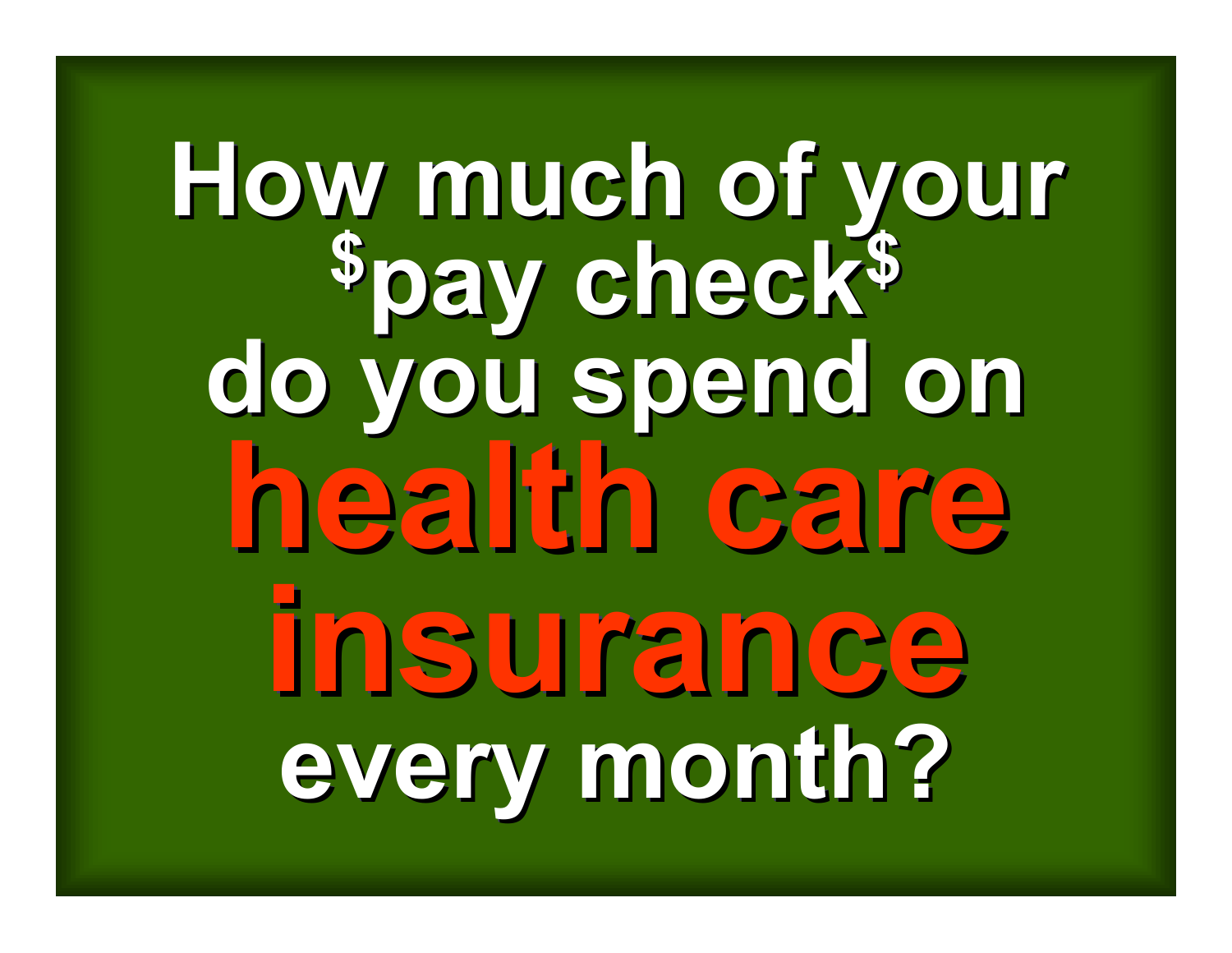# How much of your $pay check$ do you spend on **health care insurance** every month?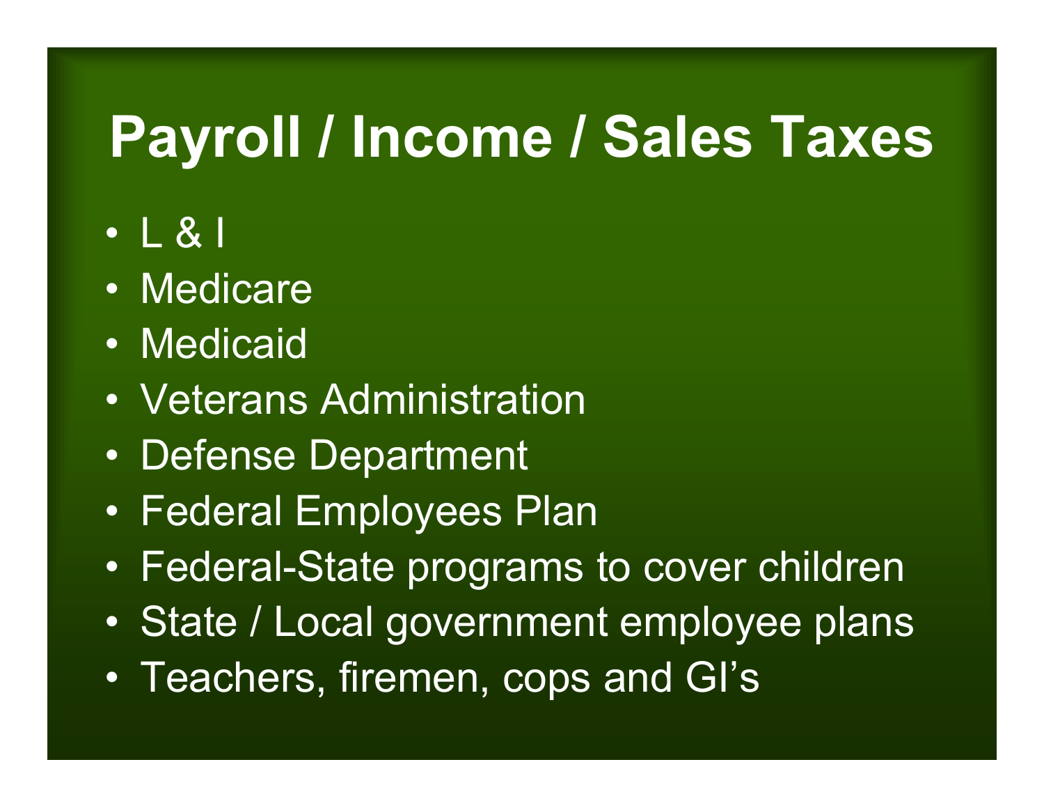# Payroll / Income / Sales Taxes

- L & I
- Medicare
- Medicaid
- Veterans Administration
- Defense Department
- Federal Employees Plan
- Federal-State programs to cover children
- State / Local government employee plans
- Teachers, firemen, cops and GI's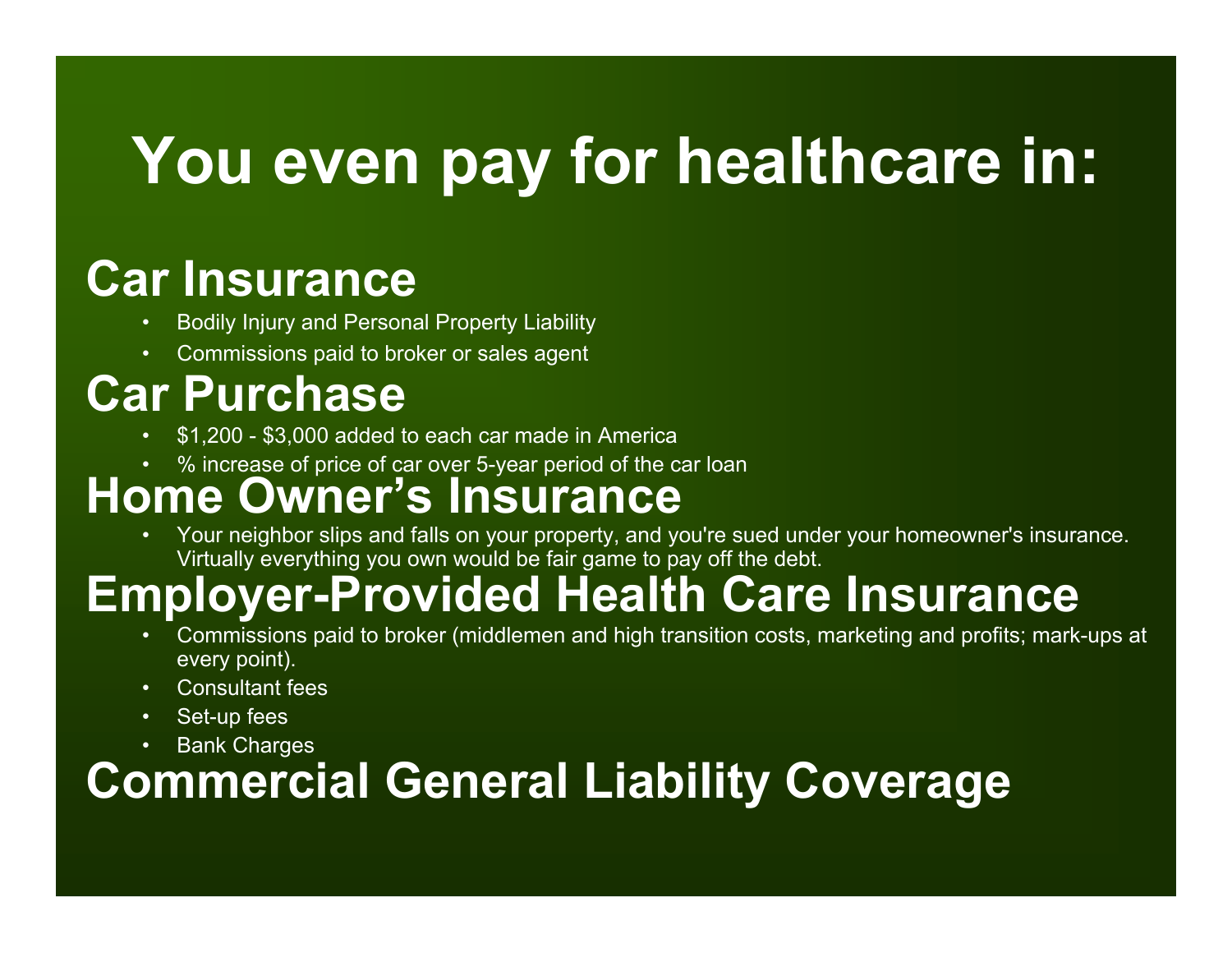# You even pay for healthcare in:

## Car Insurance

- Bodily Injury and Personal Property Liability
- Commissions paid to broker or sales agent

## Car Purchase

- $1,200 - $3,000 added to each car made in America
- % increase of price of car over 5-year period of the car loan

## Home Owner's Insurance

- Your neighbor slips and falls on your property, and you're sued under your homeowner's insurance. Virtually everything you own would be fair game to pay off the debt.

## Employer-Provided Health Care Insurance

- Commissions paid to broker (middlemen and high transition costs, marketing and profits; mark-ups at every point).
- Consultant fees
- Set-up fees
- Bank Charges

## Commercial General Liability Coverage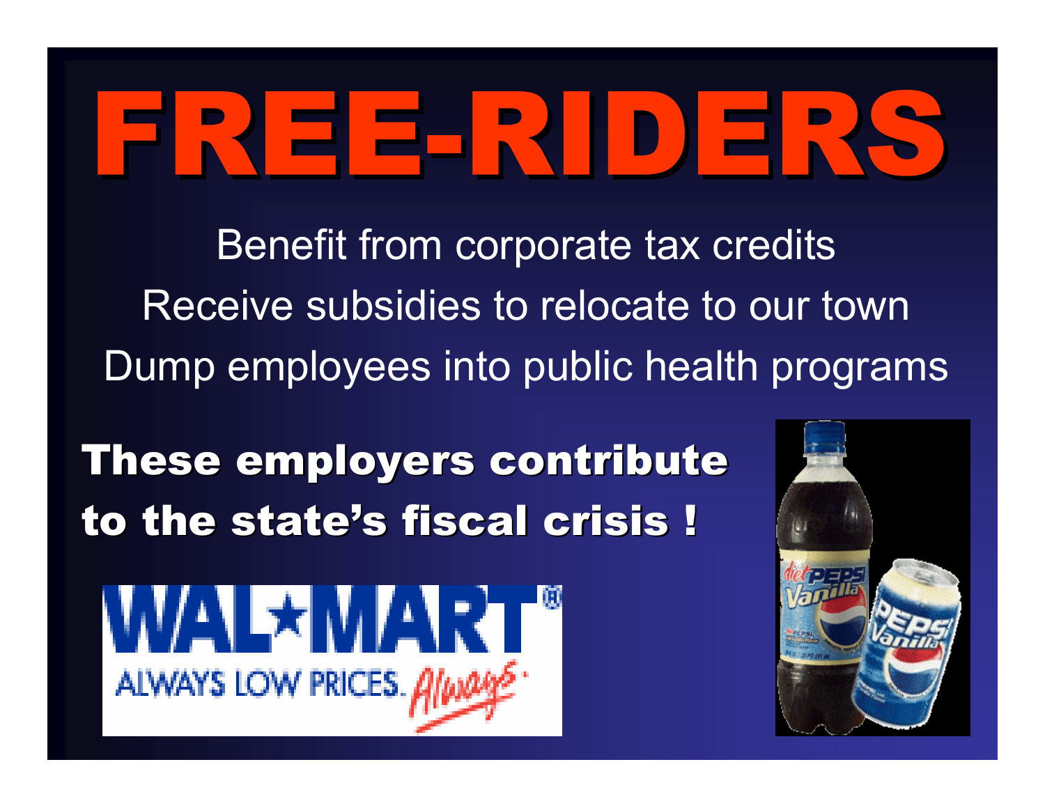# FREE-RIDERS

Benefit from corporate tax credits

Receive subsidies to relocate to our town

Dump employees into public health programs

**These employers contribute to the state's fiscal crisis !**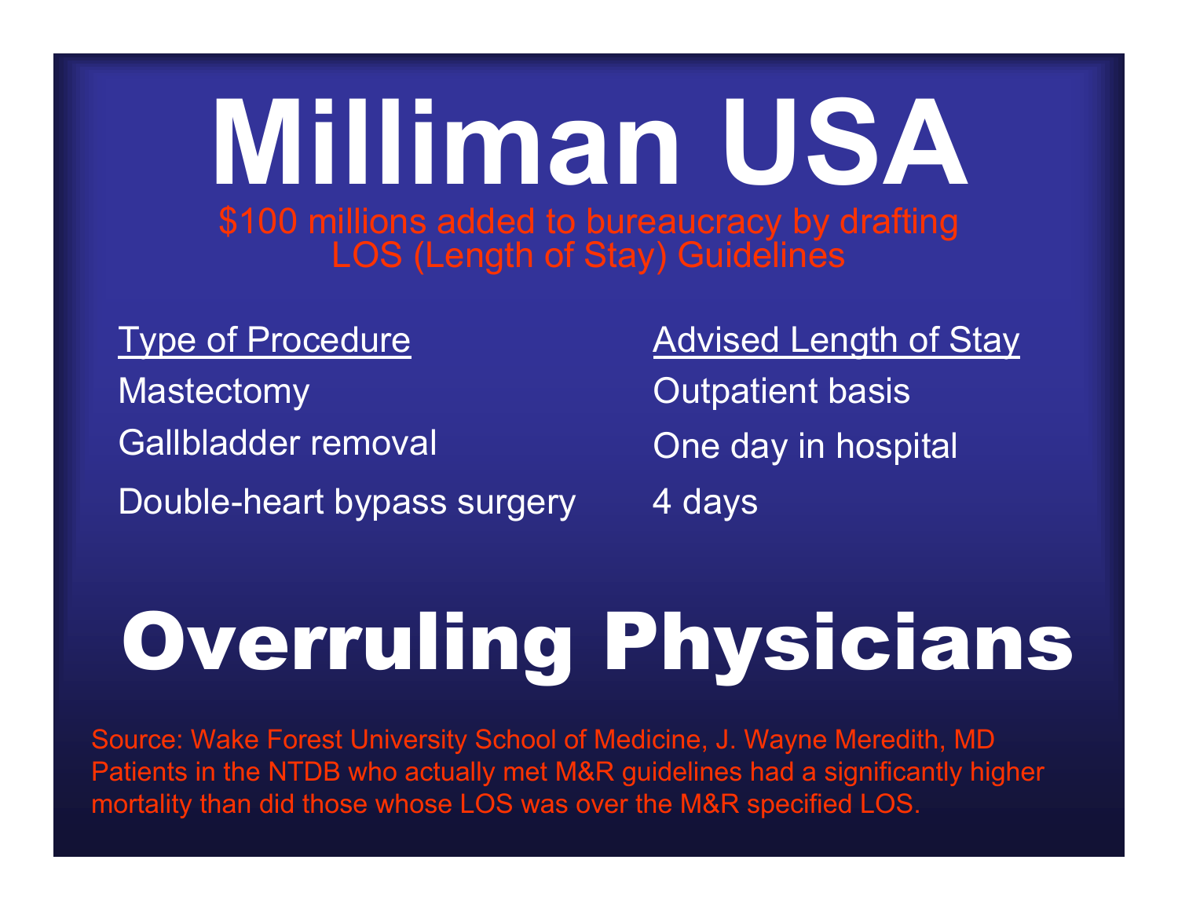# Milliman USA

$100 millions added to bureaucracy by drafting LOS (Length of Stay) Guidelines

| Type of Procedure | Advised Length of Stay |
|---|---|
| Mastectomy | Outpatient basis |
| Gallbladder removal | One day in hospital |
| Double-heart bypass surgery | 4 days |

# Overruling Physicians

Source: Wake Forest University School of Medicine, J. Wayne Meredith, MD
Patients in the NTDB who actually met M&R guidelines had a significantly higher mortality than did those whose LOS was over the M&R specified LOS.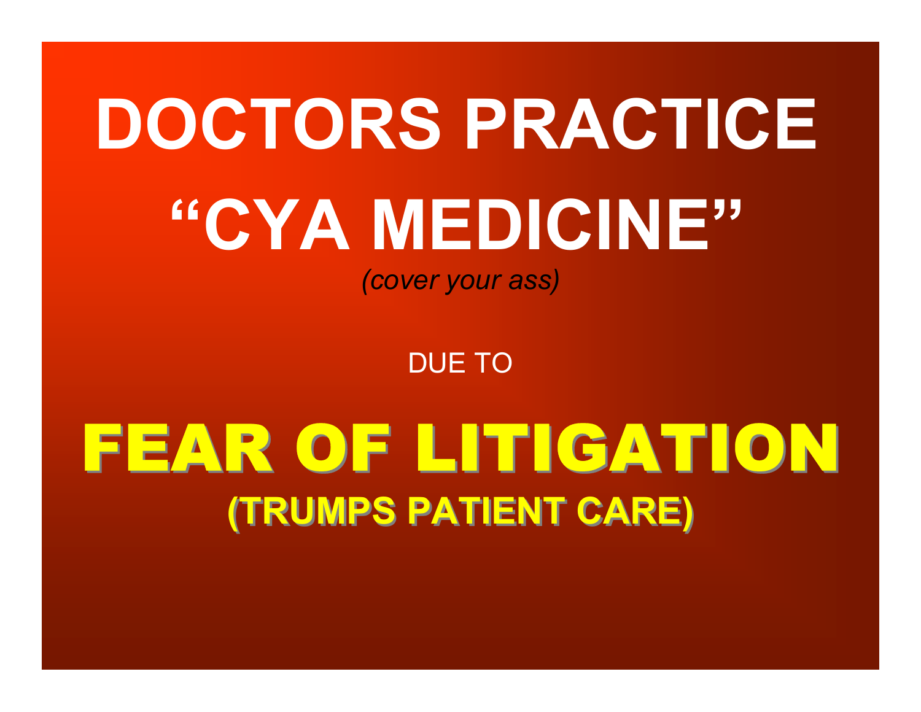# DOCTORS PRACTICE “CYA MEDICINE”

*(cover your ass)*

DUE TO

# FEAR OF LITIGATION

## (TRUMPS PATIENT CARE)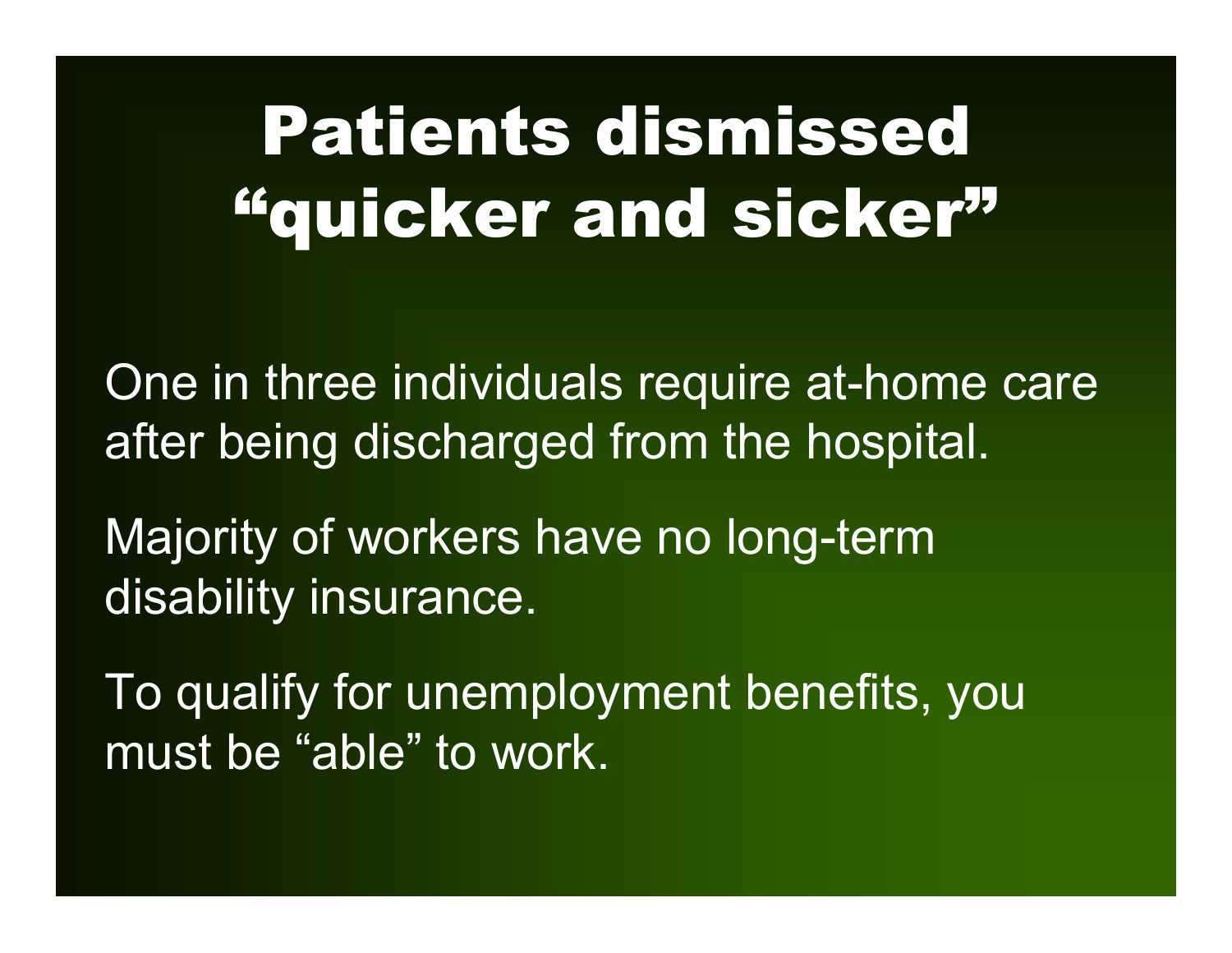# Patients dismissed "quicker and sicker"

One in three individuals require at-home care after being discharged from the hospital.

Majority of workers have no long-term disability insurance.

To qualify for unemployment benefits, you must be "able" to work.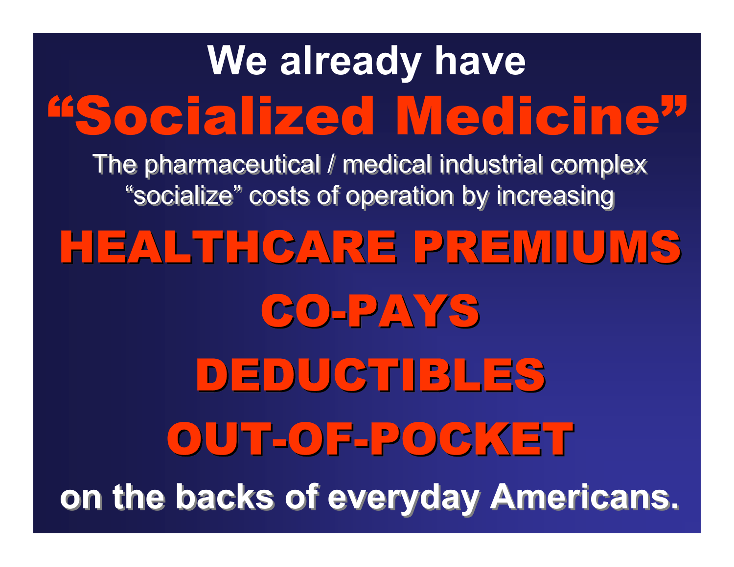# We already have

# "Socialized Medicine"

The pharmaceutical / medical industrial complex "socialize" costs of operation by increasing

**HEALTHCARE PREMIUMS**

**CO-PAYS**

**DEDUCTIBLES**

**OUT-OF-POCKET**

**on the backs of everyday Americans.**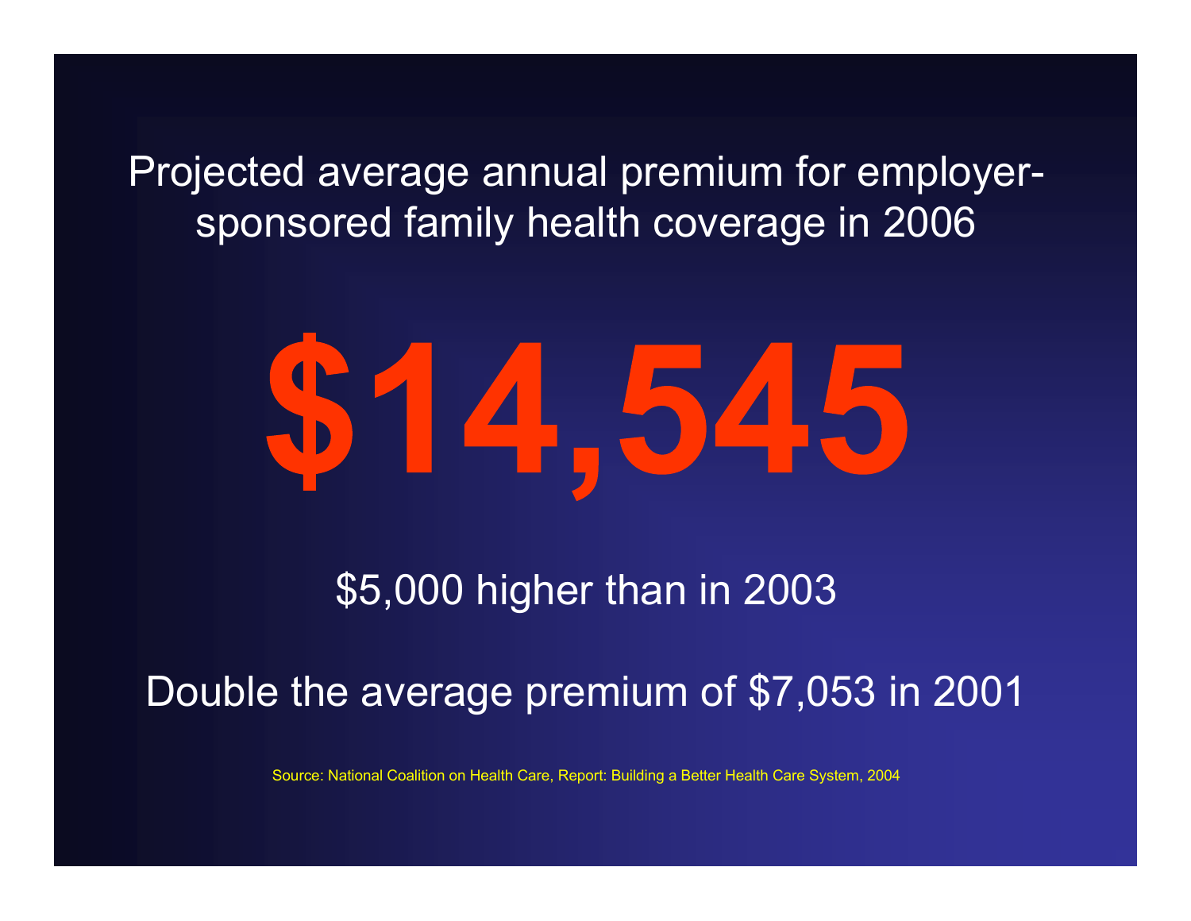Projected average annual premium for employer-sponsored family health coverage in 2006

# $14,545

$5,000 higher than in 2003

Double the average premium of $7,053 in 2001

Source: National Coalition on Health Care, Report: Building a Better Health Care System, 2004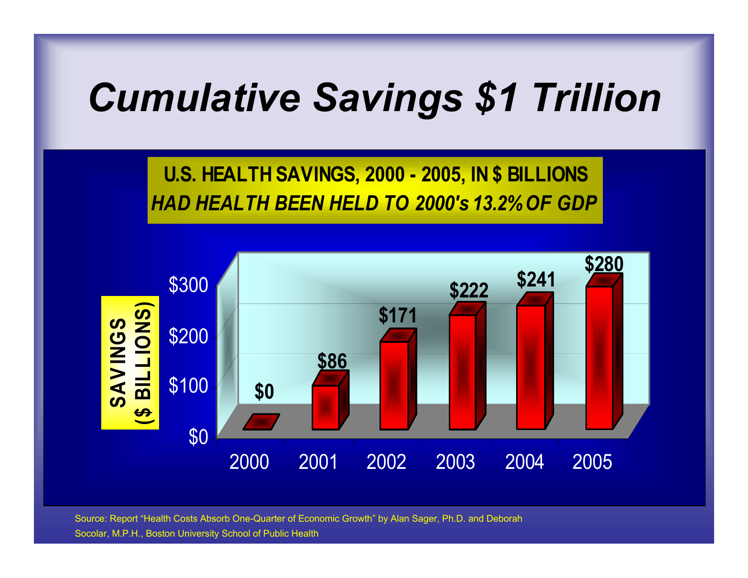# Cumulative Savings $1 Trillion

**U.S. HEALTH SAVINGS, 2000 - 2005, IN $ BILLIONS**
***HAD HEALTH BEEN HELD TO 2000's 13.2% OF GDP***

| Year | Savings ($ Billions) |
|---|---|
| 2000 | $0 |
| 2001 | $86 |
| 2002 | $171 |
| 2003 | $222 |
| 2004 | $241 |
| 2005 | $280 |

Source: Report "Health Costs Absorb One-Quarter of Economic Growth" by Alan Sager, Ph.D. and Deborah Socolar, M.P.H., Boston University School of Public Health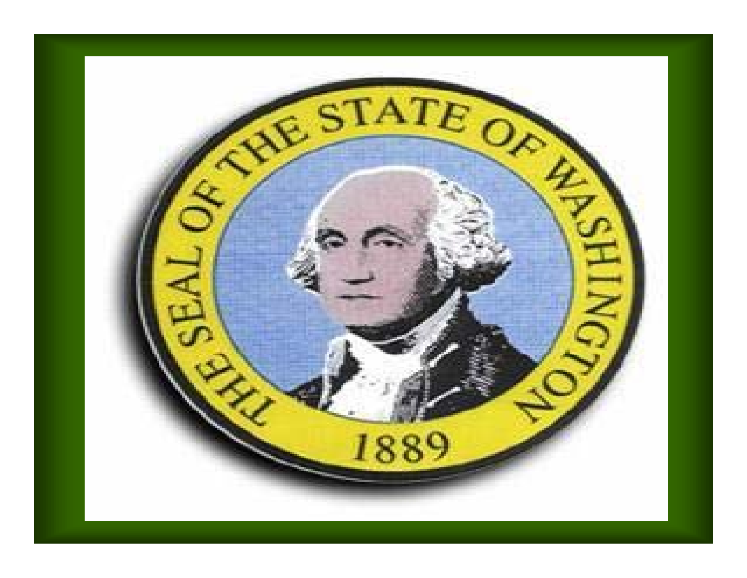THE SEAL OF THE STATE OF WASHINGTON

1889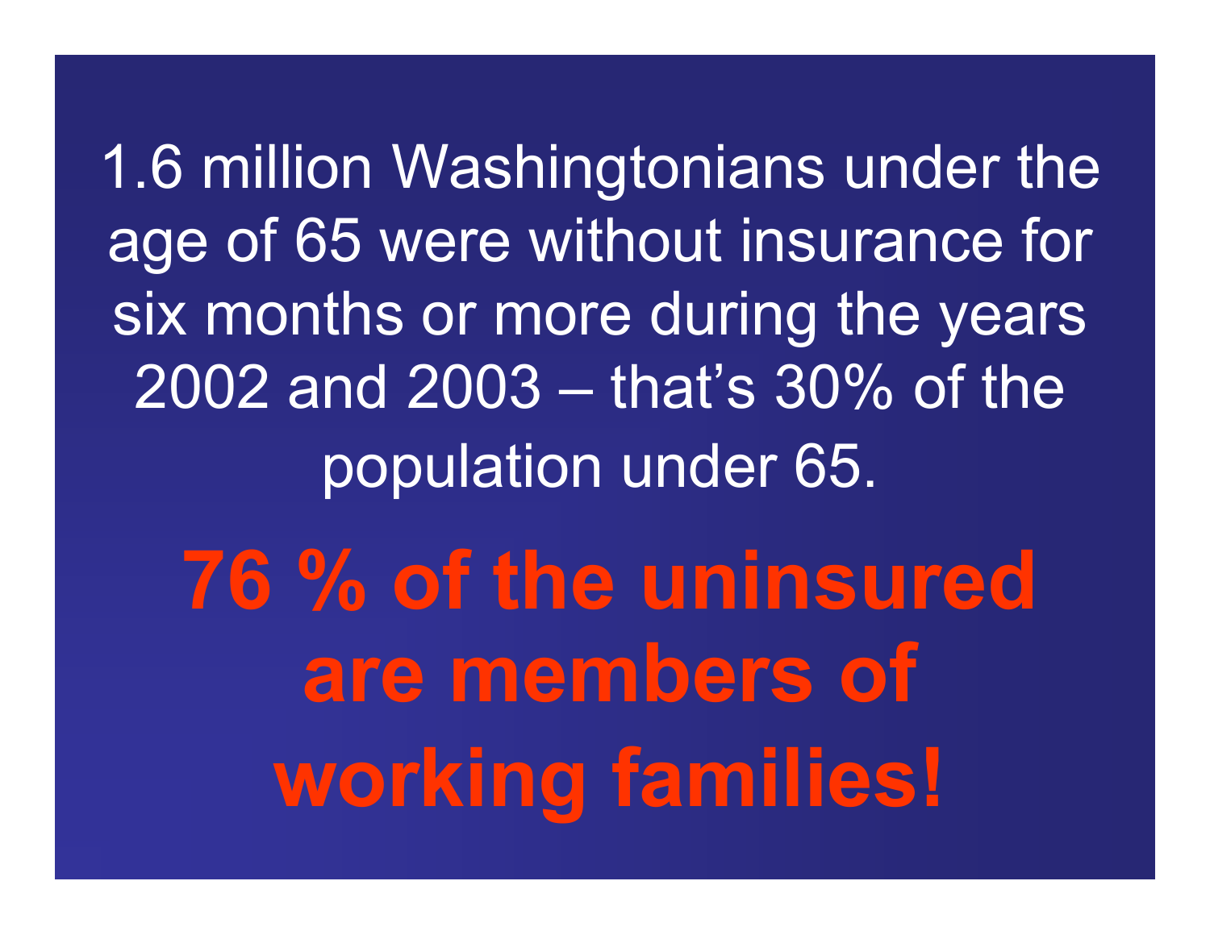1.6 million Washingtonians under the age of 65 were without insurance for six months or more during the years 2002 and 2003 – that's 30% of the population under 65.

**76 % of the uninsured are members of working families!**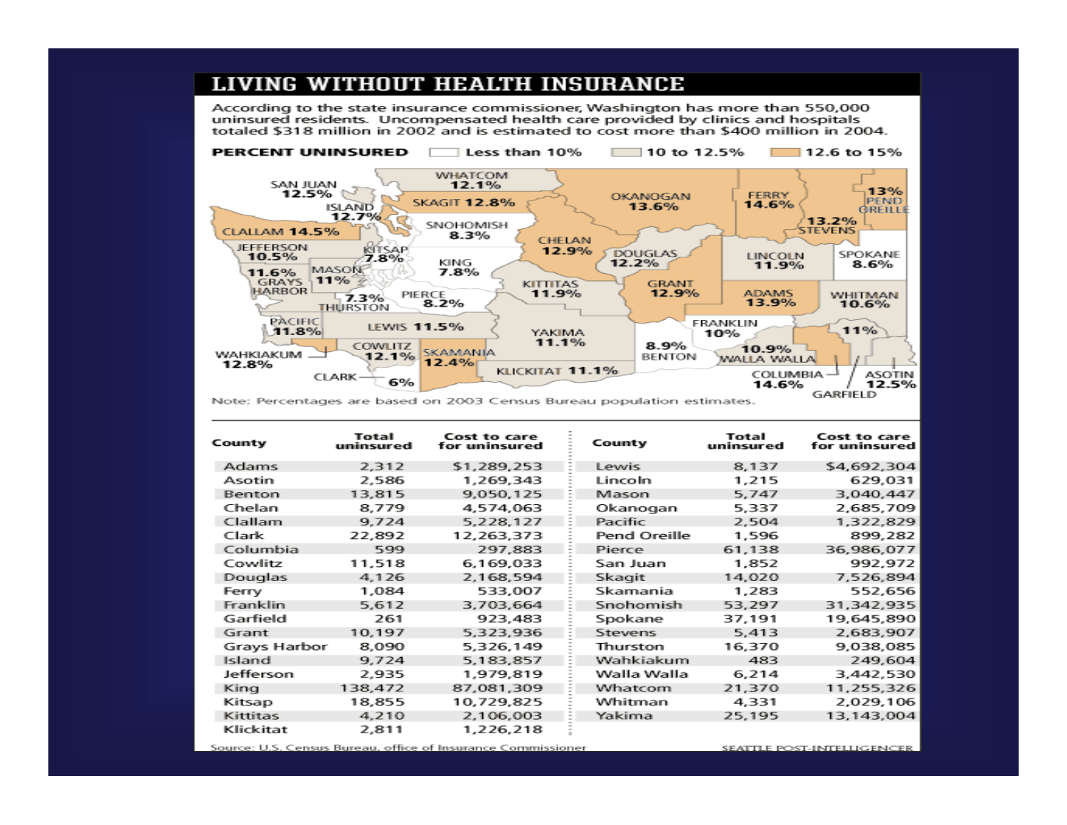# LIVING WITHOUT HEALTH INSURANCE

According to the state insurance commissioner, Washington has more than 550,000 uninsured residents. Uncompensated health care provided by clinics and hospitals totaled $318 million in 2002 and is estimated to cost more than $400 million in 2004.

**PERCENT UNINSURED** — Less than 10% | 10 to 12.5% | 12.6 to 15%

| County | Percent uninsured |
|---|---|
| San Juan | 12.5% |
| Island | 12.7% |
| Whatcom | 12.1% |
| Skagit | 12.8% |
| Okanogan | 13.6% |
| Ferry | 14.6% |
| Pend Oreille | 13% |
| Stevens | 13.2% |
| Clallam | 14.5% |
| Snohomish | 8.3% |
| Jefferson | 10.5% |
| Kitsap | 7.8% |
| King | 7.8% |
| Chelan | 12.9% |
| Douglas | 12.2% |
| Lincoln | 11.9% |
| Spokane | 8.6% |
| Grays Harbor | 11.6% |
| Mason | 11% |
| Thurston | 7.3% |
| Pierce | 8.2% |
| Kittitas | 11.9% |
| Grant | 12.9% |
| Adams | 13.9% |
| Whitman | 10.6% |
| Pacific | 11.8% |
| Lewis | 11.5% |
| Franklin | 10% |
| Yakima | 11.1% |
| Garfield | 11% |
| Wahkiakum | 12.8% |
| Cowlitz | 12.1% |
| Skamania | 12.4% |
| Benton | 8.9% |
| Walla Walla | 10.9% |
| Clark | 6% |
| Klickitat | 11.1% |
| Columbia | 14.6% |
| Asotin | 12.5% |

Note: Percentages are based on 2003 Census Bureau population estimates.

| County | Total uninsured | Cost to care for uninsured |
|---|---|---|
| Adams | 2,312 | $1,289,253 |
| Asotin | 2,586 | 1,269,343 |
| Benton | 13,815 | 9,050,125 |
| Chelan | 8,779 | 4,574,063 |
| Clallam | 9,724 | 5,228,127 |
| Clark | 22,892 | 12,263,373 |
| Columbia | 599 | 297,883 |
| Cowlitz | 11,518 | 6,169,033 |
| Douglas | 4,126 | 2,168,594 |
| Ferry | 1,084 | 533,007 |
| Franklin | 5,612 | 3,703,664 |
| Garfield | 261 | 923,483 |
| Grant | 10,197 | 5,323,936 |
| Grays Harbor | 8,090 | 5,326,149 |
| Island | 9,724 | 5,183,857 |
| Jefferson | 2,935 | 1,979,819 |
| King | 138,472 | 87,081,309 |
| Kitsap | 18,855 | 10,729,825 |
| Kittitas | 4,210 | 2,106,003 |
| Klickitat | 2,811 | 1,226,218 |
| Lewis | 8,137 | $4,692,304 |
| Lincoln | 1,215 | 629,031 |
| Mason | 5,747 | 3,040,447 |
| Okanogan | 5,337 | 2,685,709 |
| Pacific | 2,504 | 1,322,829 |
| Pend Oreille | 1,596 | 899,282 |
| Pierce | 61,138 | 36,986,077 |
| San Juan | 1,852 | 992,972 |
| Skagit | 14,020 | 7,526,894 |
| Skamania | 1,283 | 552,656 |
| Snohomish | 53,297 | 31,342,935 |
| Spokane | 37,191 | 19,645,890 |
| Stevens | 5,413 | 2,683,907 |
| Thurston | 16,370 | 9,038,085 |
| Wahkiakum | 483 | 249,604 |
| Walla Walla | 6,214 | 3,442,530 |
| Whatcom | 21,370 | 11,255,326 |
| Whitman | 4,331 | 2,029,106 |
| Yakima | 25,195 | 13,143,004 |

Source: U.S. Census Bureau, office of Insurance Commissioner

SEATTLE POST-INTELLIGENCER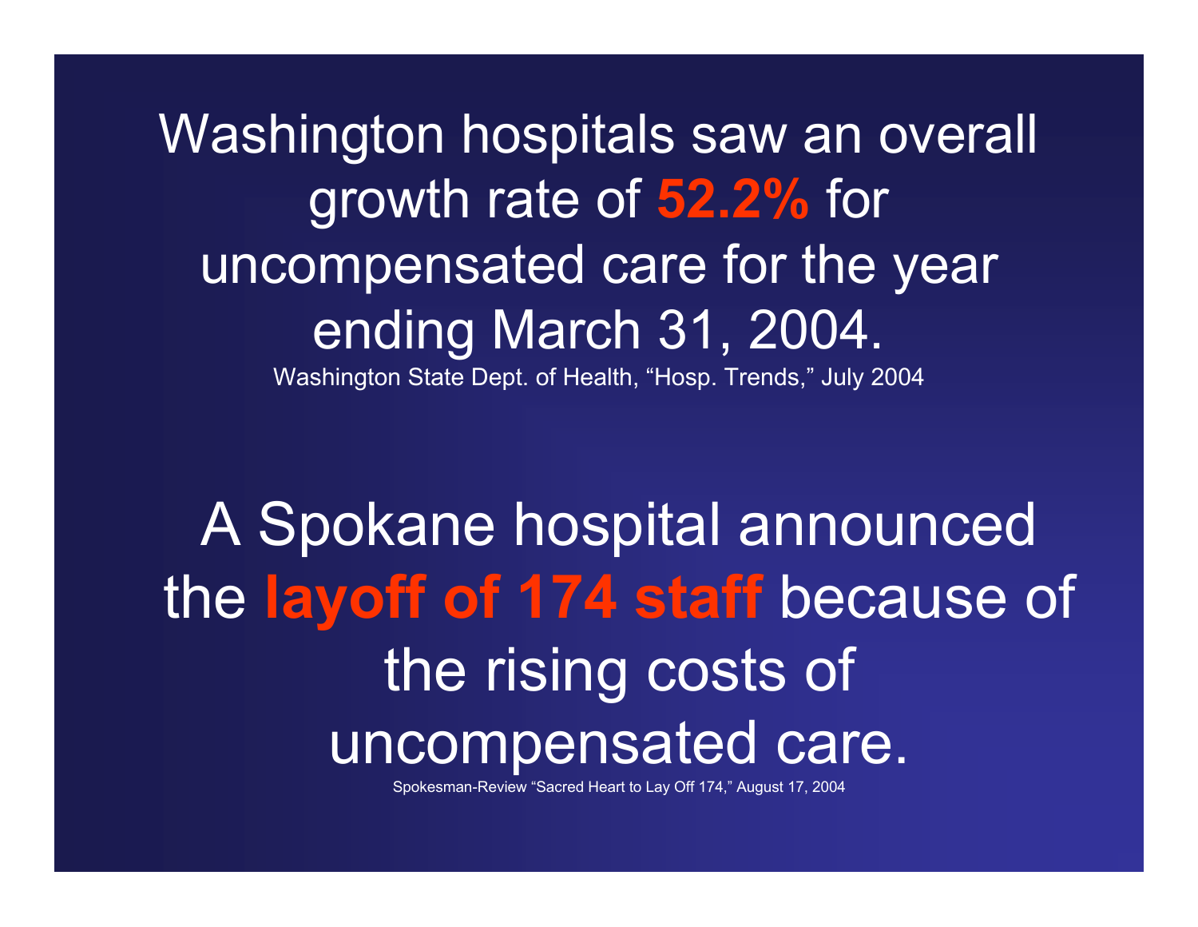Washington hospitals saw an overall growth rate of **52.2%** for uncompensated care for the year ending March 31, 2004.

Washington State Dept. of Health, “Hosp. Trends,” July 2004

A Spokane hospital announced the **layoff of 174 staff** because of the rising costs of uncompensated care.

Spokesman-Review “Sacred Heart to Lay Off 174,” August 17, 2004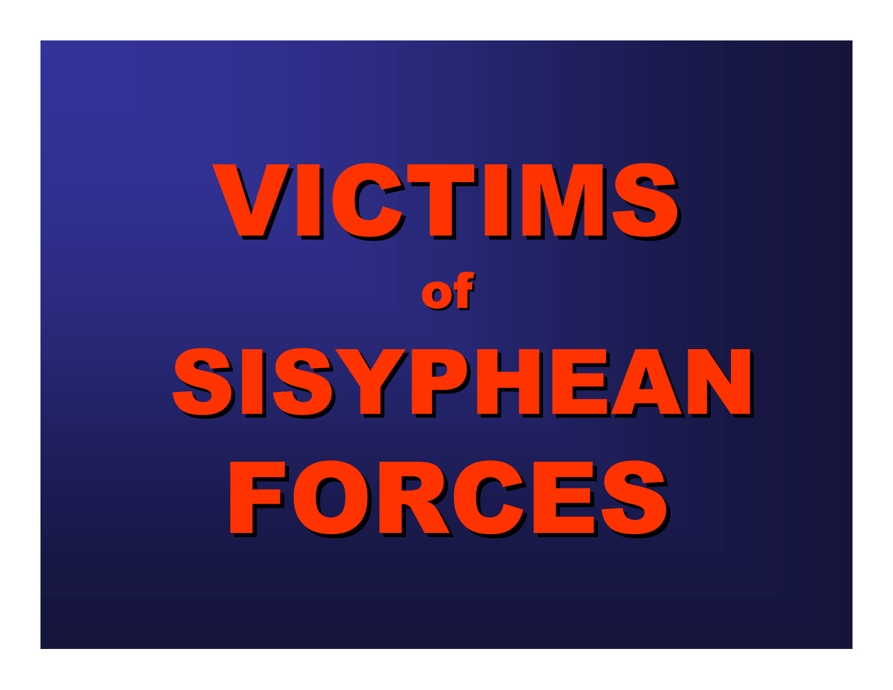# VICTIMS of SISYPHEAN FORCES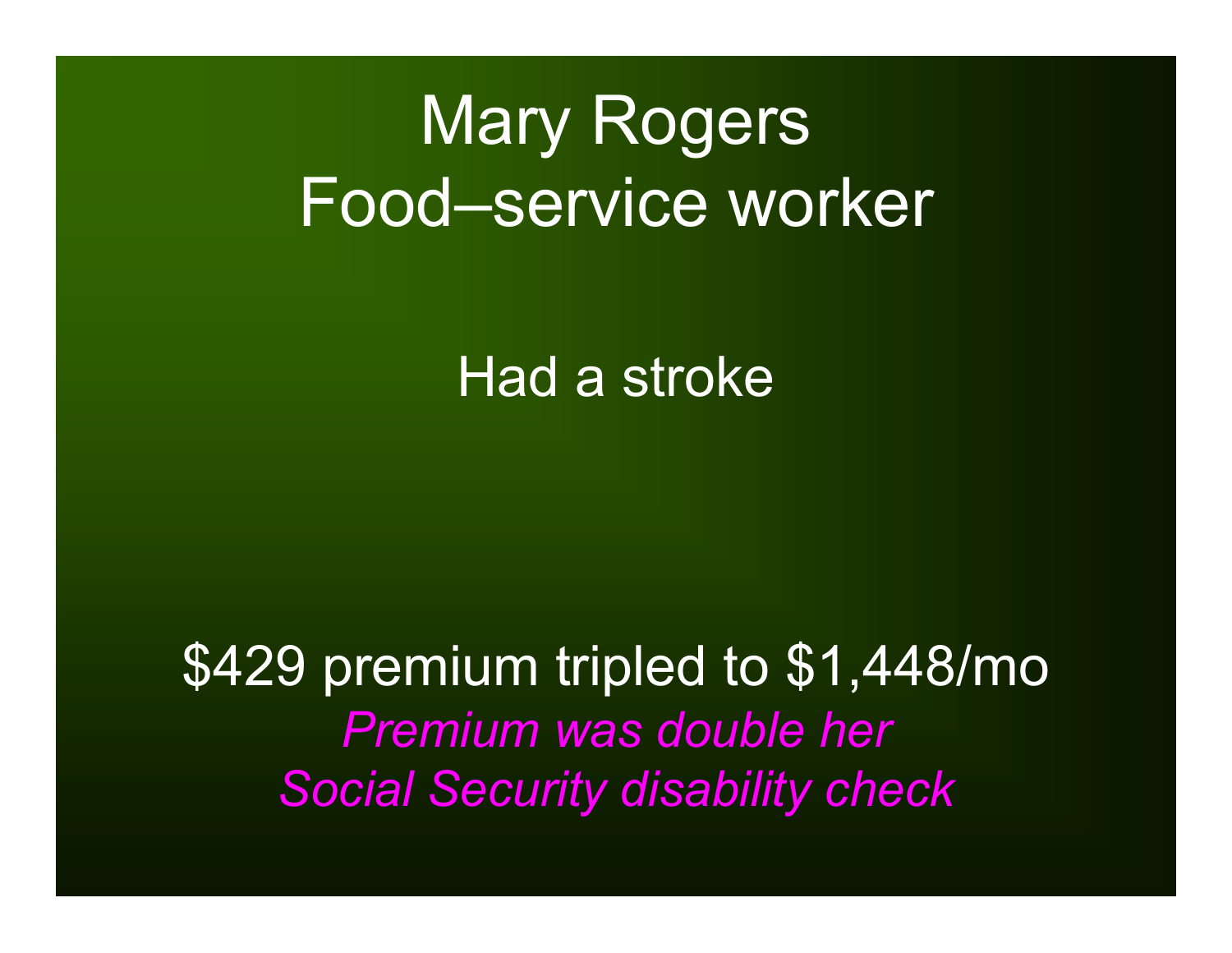# Mary Rogers
# Food–service worker

Had a stroke

$429 premium tripled to $1,448/mo

*Premium was double her*
*Social Security disability check*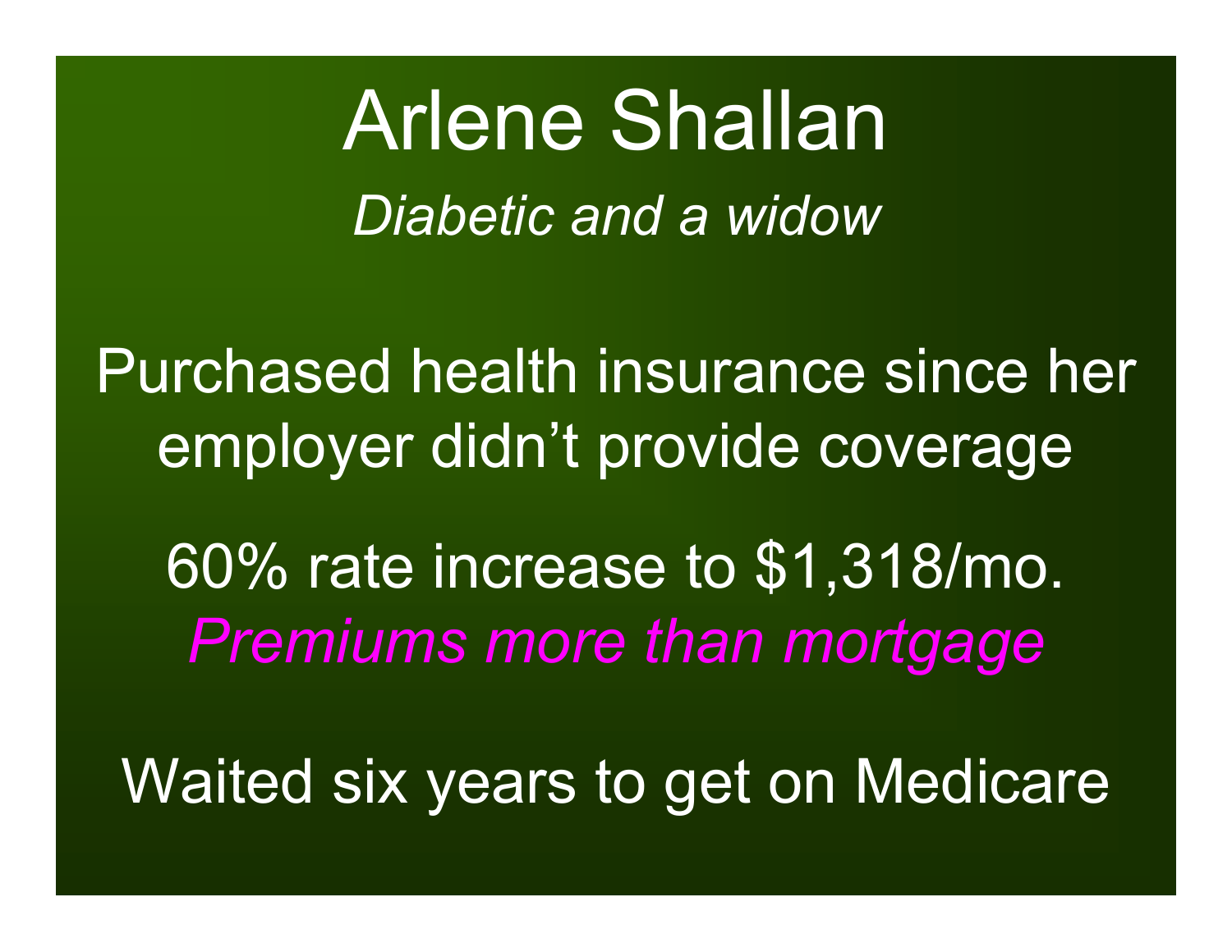# Arlene Shallan

*Diabetic and a widow*

Purchased health insurance since her employer didn't provide coverage

60% rate increase to $1,318/mo.

*Premiums more than mortgage*

Waited six years to get on Medicare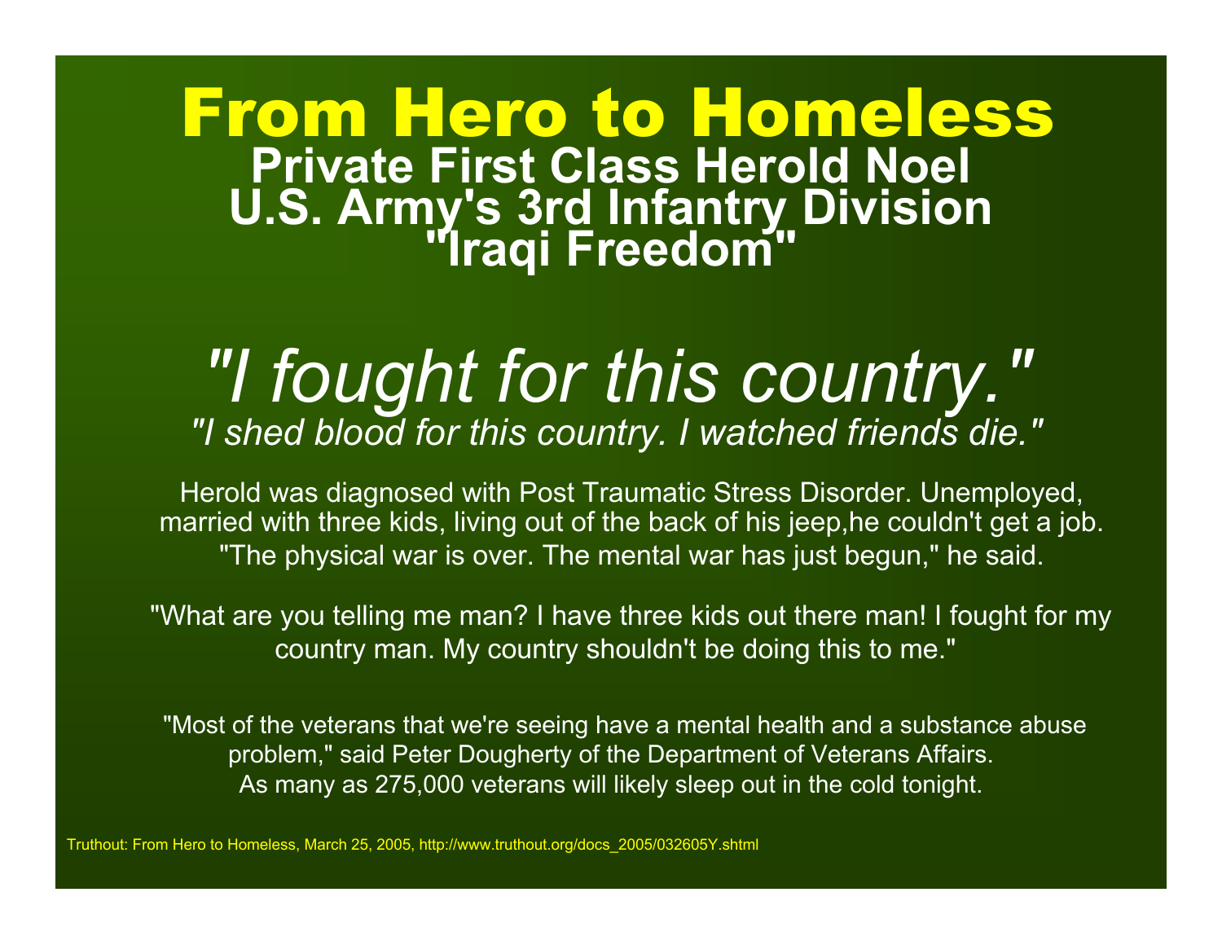# From Hero to Homeless

## Private First Class Herold Noel
## U.S. Army's 3rd Infantry Division
## "Iraqi Freedom"

*"I fought for this country."*

*"I shed blood for this country. I watched friends die."*

Herold was diagnosed with Post Traumatic Stress Disorder. Unemployed, married with three kids, living out of the back of his jeep,he couldn't get a job. "The physical war is over. The mental war has just begun," he said.

"What are you telling me man? I have three kids out there man! I fought for my country man. My country shouldn't be doing this to me."

"Most of the veterans that we're seeing have a mental health and a substance abuse problem," said Peter Dougherty of the Department of Veterans Affairs. As many as 275,000 veterans will likely sleep out in the cold tonight.

Truthout: From Hero to Homeless, March 25, 2005, http://www.truthout.org/docs_2005/032605Y.shtml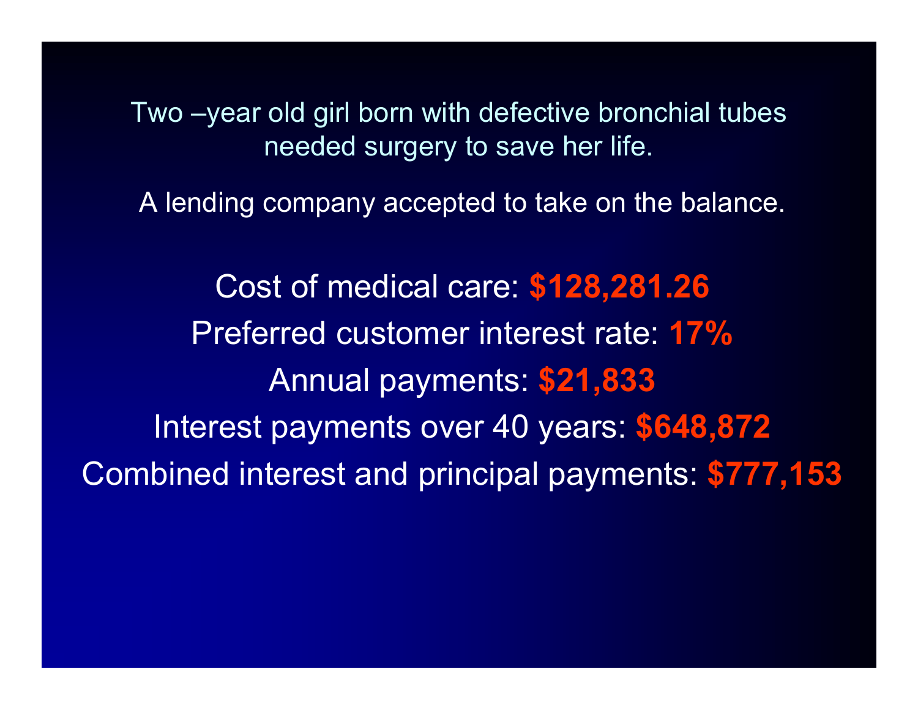Two –year old girl born with defective bronchial tubes needed surgery to save her life.

A lending company accepted to take on the balance.

Cost of medical care: **$128,281.26**

Preferred customer interest rate: **17%**

Annual payments: **$21,833**

Interest payments over 40 years: **$648,872**

Combined interest and principal payments: **$777,153**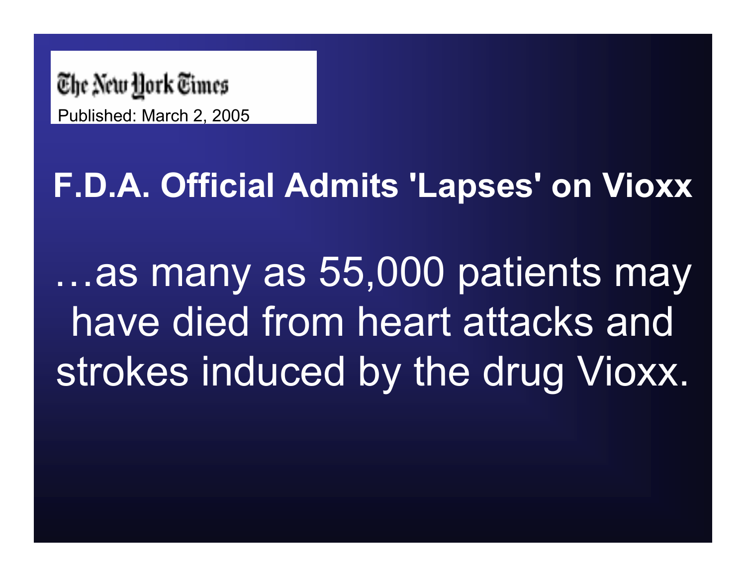The New York Times

Published: March 2, 2005

# F.D.A. Official Admits 'Lapses' on Vioxx

…as many as 55,000 patients may have died from heart attacks and strokes induced by the drug Vioxx.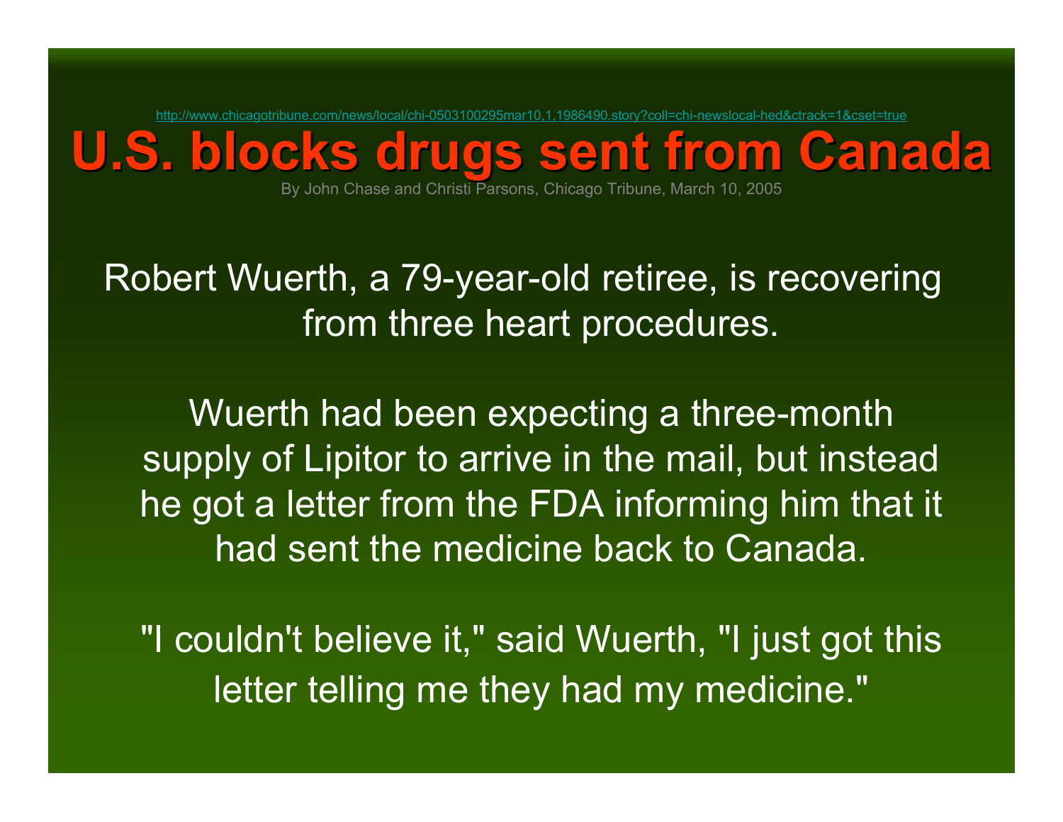http://www.chicagotribune.com/news/local/chi-0503100295mar10,1,1986490.story?coll=chi-newslocal-hed&ctrack=1&cset=true

# U.S. blocks drugs sent from Canada

By John Chase and Christi Parsons, Chicago Tribune, March 10, 2005

Robert Wuerth, a 79-year-old retiree, is recovering from three heart procedures.

Wuerth had been expecting a three-month supply of Lipitor to arrive in the mail, but instead he got a letter from the FDA informing him that it had sent the medicine back to Canada.

"I couldn't believe it," said Wuerth, "I just got this letter telling me they had my medicine."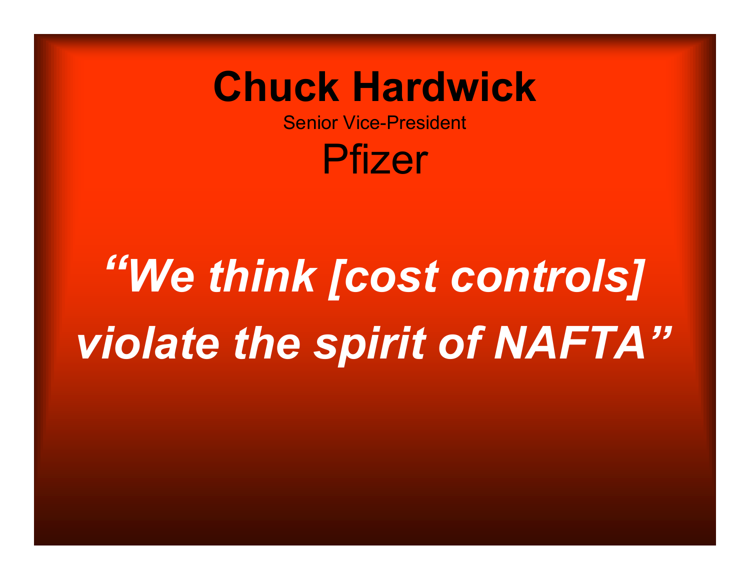# Chuck Hardwick

Senior Vice-President

Pfizer

***"We think [cost controls] violate the spirit of NAFTA"***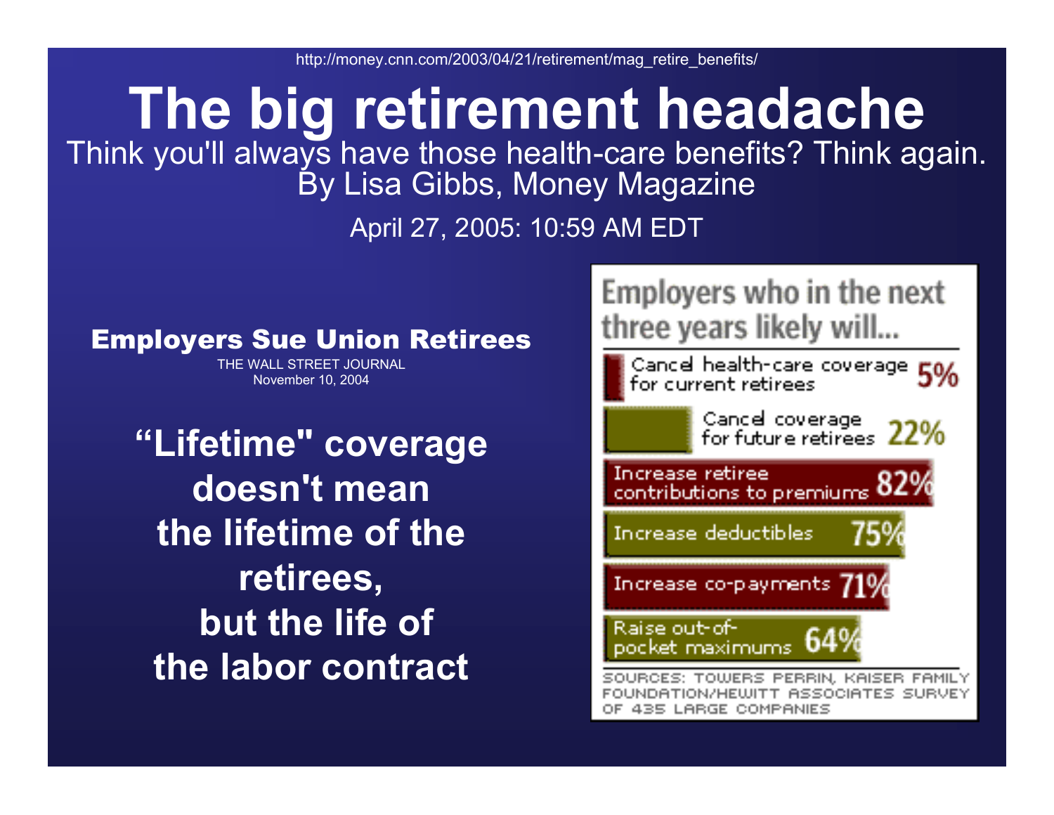http://money.cnn.com/2003/04/21/retirement/mag_retire_benefits/

# The big retirement headache

Think you'll always have those health-care benefits? Think again.
By Lisa Gibbs, Money Magazine

April 27, 2005: 10:59 AM EDT

### Employers Sue Union Retirees

THE WALL STREET JOURNAL
November 10, 2004

**"Lifetime" coverage doesn't mean the lifetime of the retirees, but the life of the labor contract**

**Employers who in the next three years likely will...**

| Action | Percent |
|---|---|
| Cancel health-care coverage for current retirees | 5% |
| Cancel coverage for future retirees | 22% |
| Increase retiree contributions to premiums | 82% |
| Increase deductibles | 75% |
| Increase co-payments | 71% |
| Raise out-of-pocket maximums | 64% |

SOURCES: TOWERS PERRIN, KAISER FAMILY FOUNDATION/HEWITT ASSOCIATES SURVEY OF 435 LARGE COMPANIES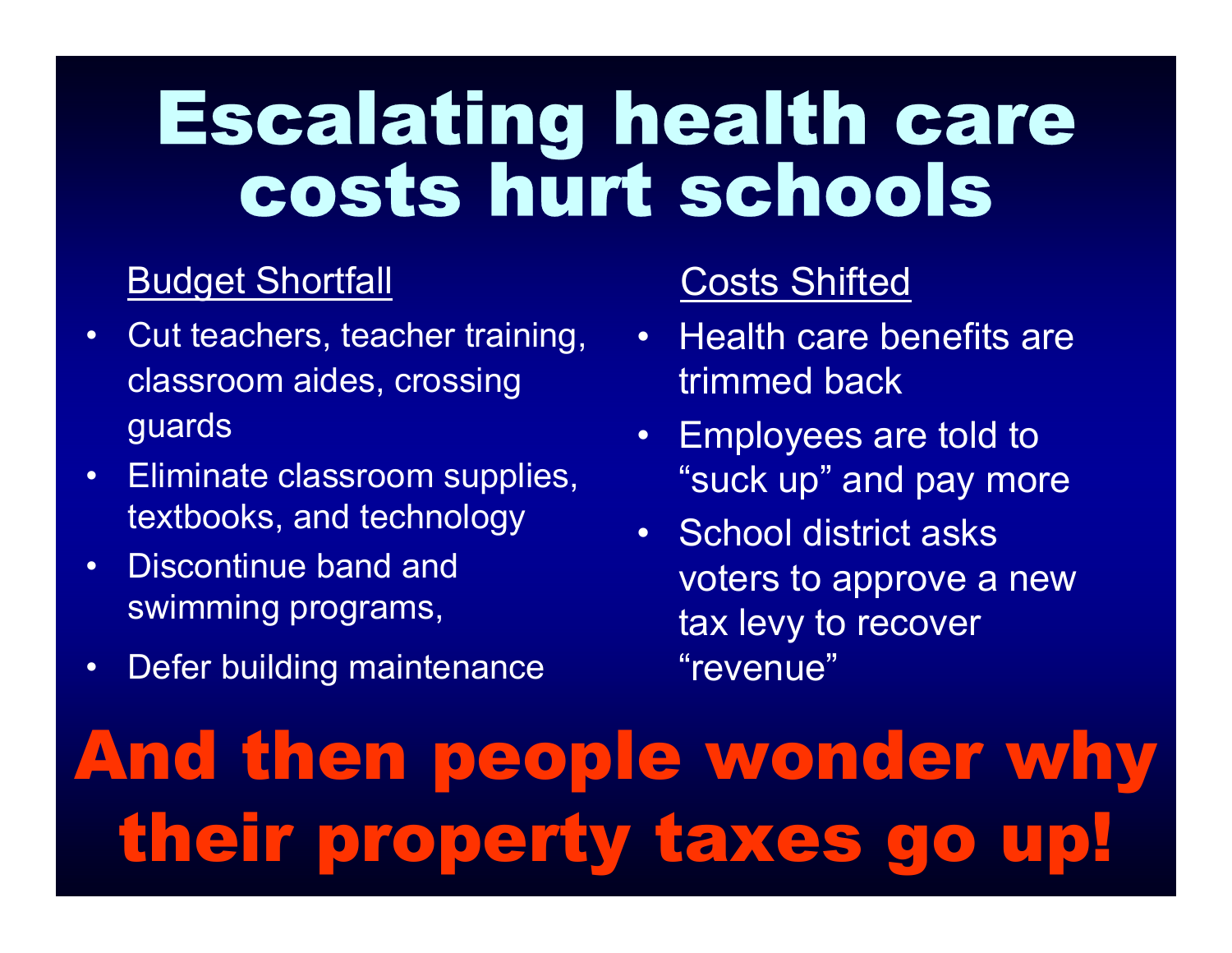# Escalating health care costs hurt schools

Budget Shortfall

- Cut teachers, teacher training, classroom aides, crossing guards
- Eliminate classroom supplies, textbooks, and technology
- Discontinue band and swimming programs,
- Defer building maintenance

Costs Shifted

- Health care benefits are trimmed back
- Employees are told to "suck up" and pay more
- School district asks voters to approve a new tax levy to recover "revenue"

**And then people wonder why their property taxes go up!**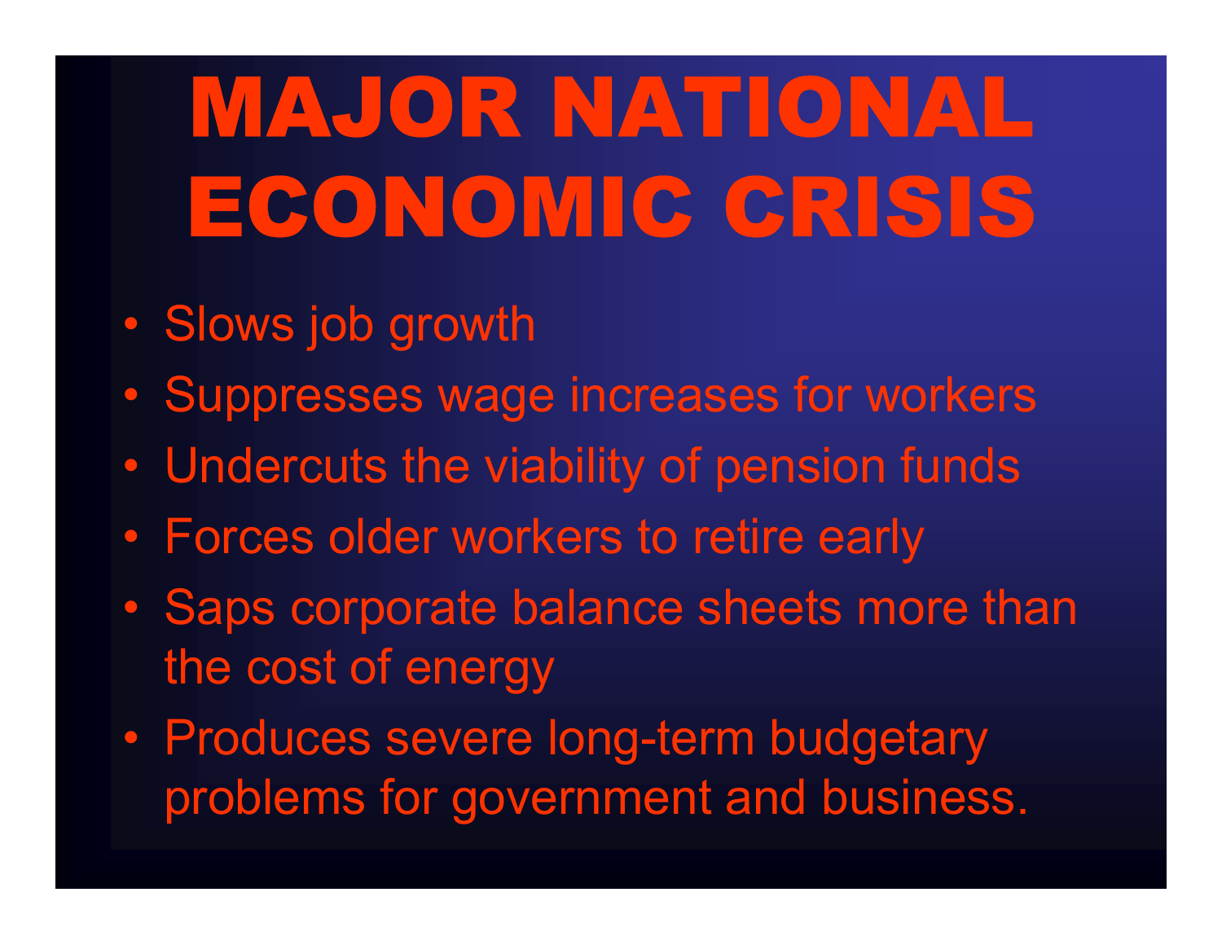# MAJOR NATIONAL ECONOMIC CRISIS

- Slows job growth
- Suppresses wage increases for workers
- Undercuts the viability of pension funds
- Forces older workers to retire early
- Saps corporate balance sheets more than the cost of energy
- Produces severe long-term budgetary problems for government and business.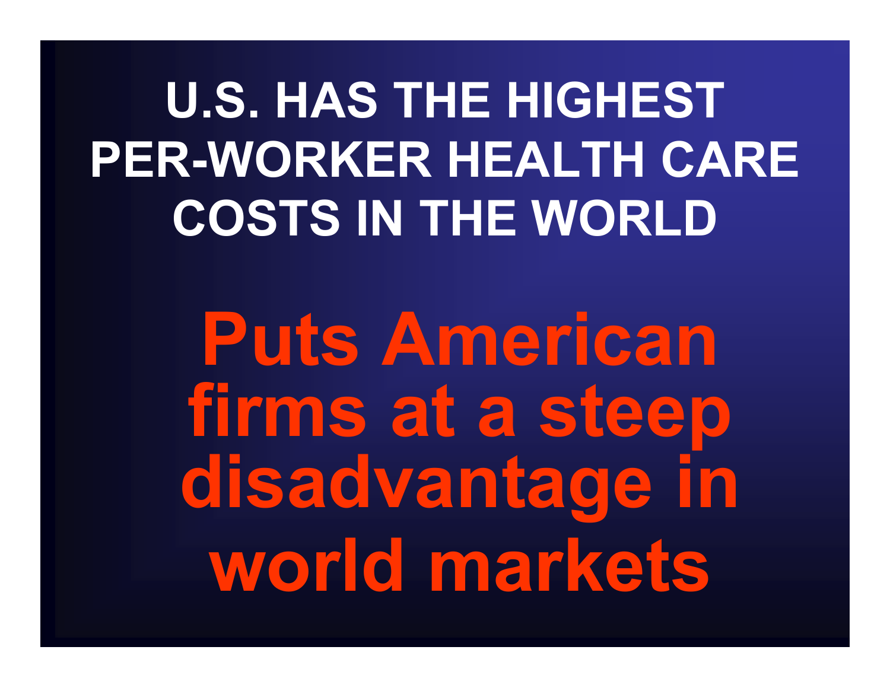# U.S. HAS THE HIGHEST PER-WORKER HEALTH CARE COSTS IN THE WORLD

**Puts American firms at a steep disadvantage in world markets**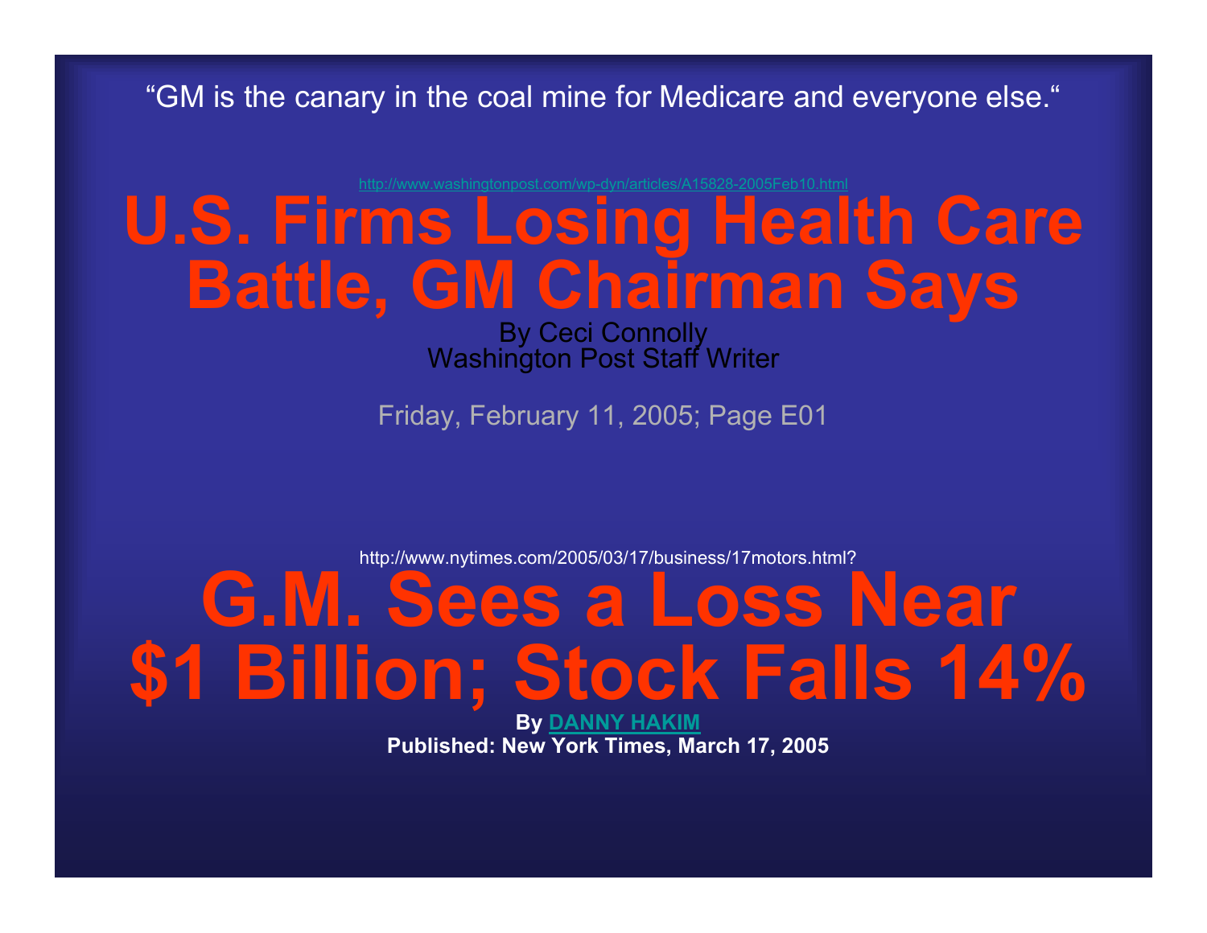"GM is the canary in the coal mine for Medicare and everyone else."

http://www.washingtonpost.com/wp-dyn/articles/A15828-2005Feb10.html

# U.S. Firms Losing Health Care Battle, GM Chairman Says

By Ceci Connolly
Washington Post Staff Writer

Friday, February 11, 2005; Page E01

http://www.nytimes.com/2005/03/17/business/17motors.html?

# G.M. Sees a Loss Near $1 Billion; Stock Falls 14%

**By DANNY HAKIM**
**Published: New York Times, March 17, 2005**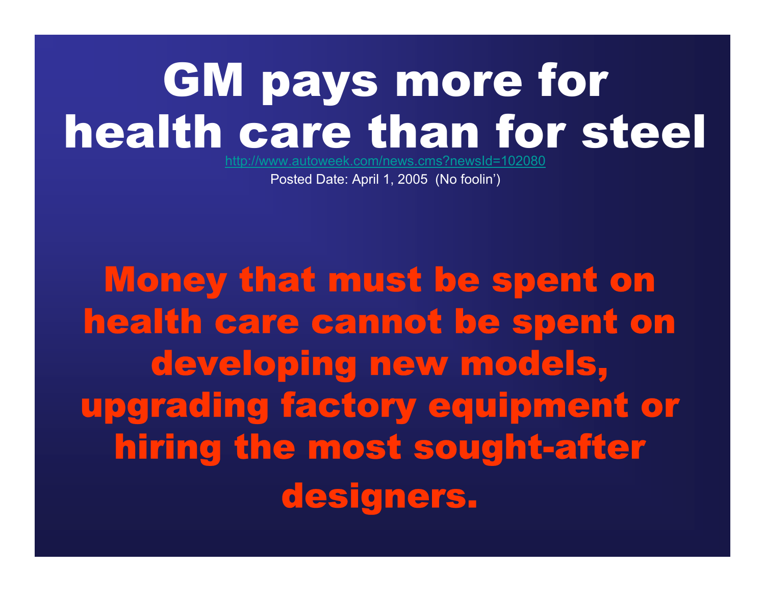# GM pays more for health care than for steel

http://www.autoweek.com/news.cms?newsId=102080

Posted Date: April 1, 2005 (No foolin')

**Money that must be spent on health care cannot be spent on developing new models, upgrading factory equipment or hiring the most sought-after designers.**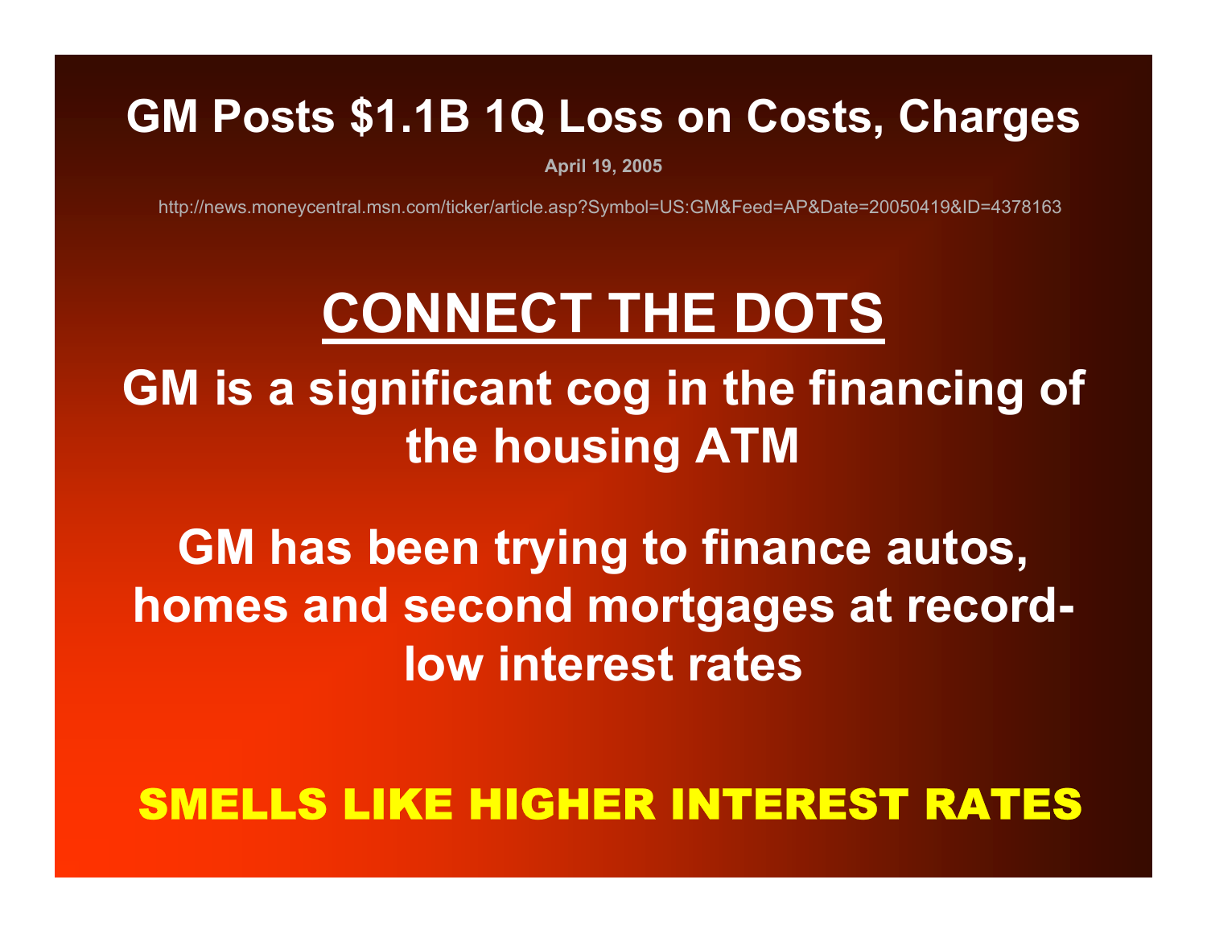# GM Posts $1.1B 1Q Loss on Costs, Charges

**April 19, 2005**

http://news.moneycentral.msn.com/ticker/article.asp?Symbol=US:GM&Feed=AP&Date=20050419&ID=4378163

## CONNECT THE DOTS

**GM is a significant cog in the financing of the housing ATM**

**GM has been trying to finance autos, homes and second mortgages at record-low interest rates**

**SMELLS LIKE HIGHER INTEREST RATES**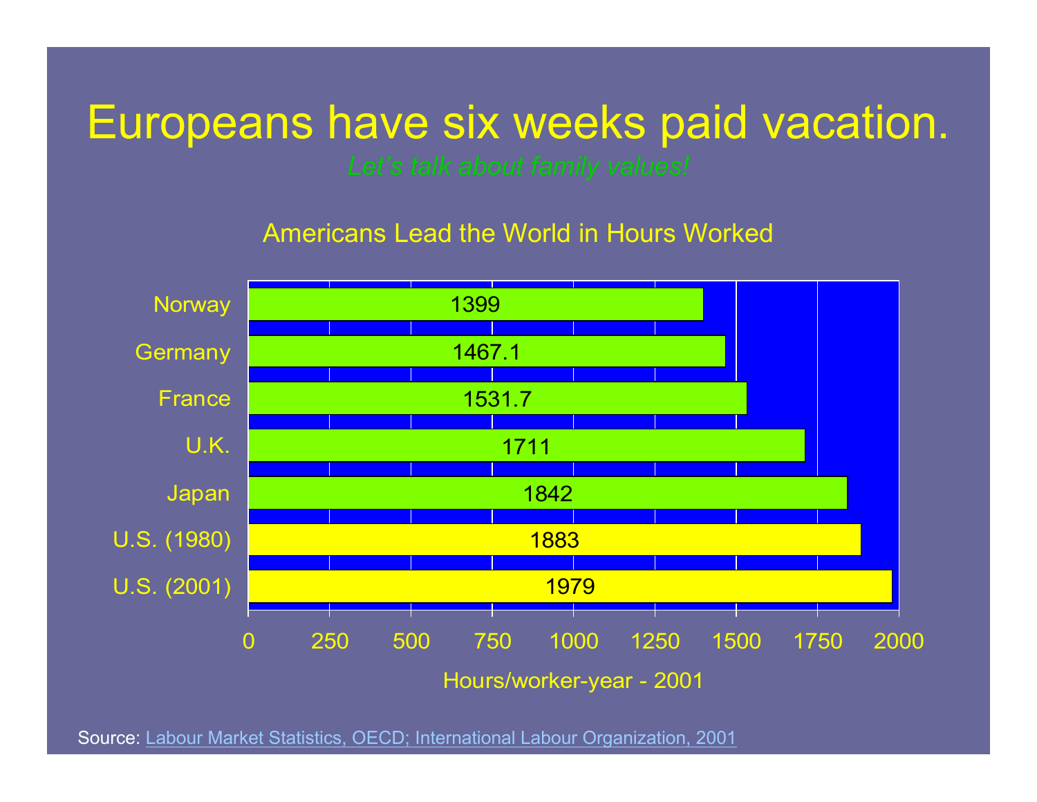# Europeans have six weeks paid vacation.

*Let's talk about family values!*

Americans Lead the World in Hours Worked

| Country | Hours/worker-year - 2001 |
|---|---|
| Norway | 1399 |
| Germany | 1467.1 |
| France | 1531.7 |
| U.K. | 1711 |
| Japan | 1842 |
| U.S. (1980) | 1883 |
| U.S. (2001) | 1979 |

Source: Labour Market Statistics, OECD; International Labour Organization, 2001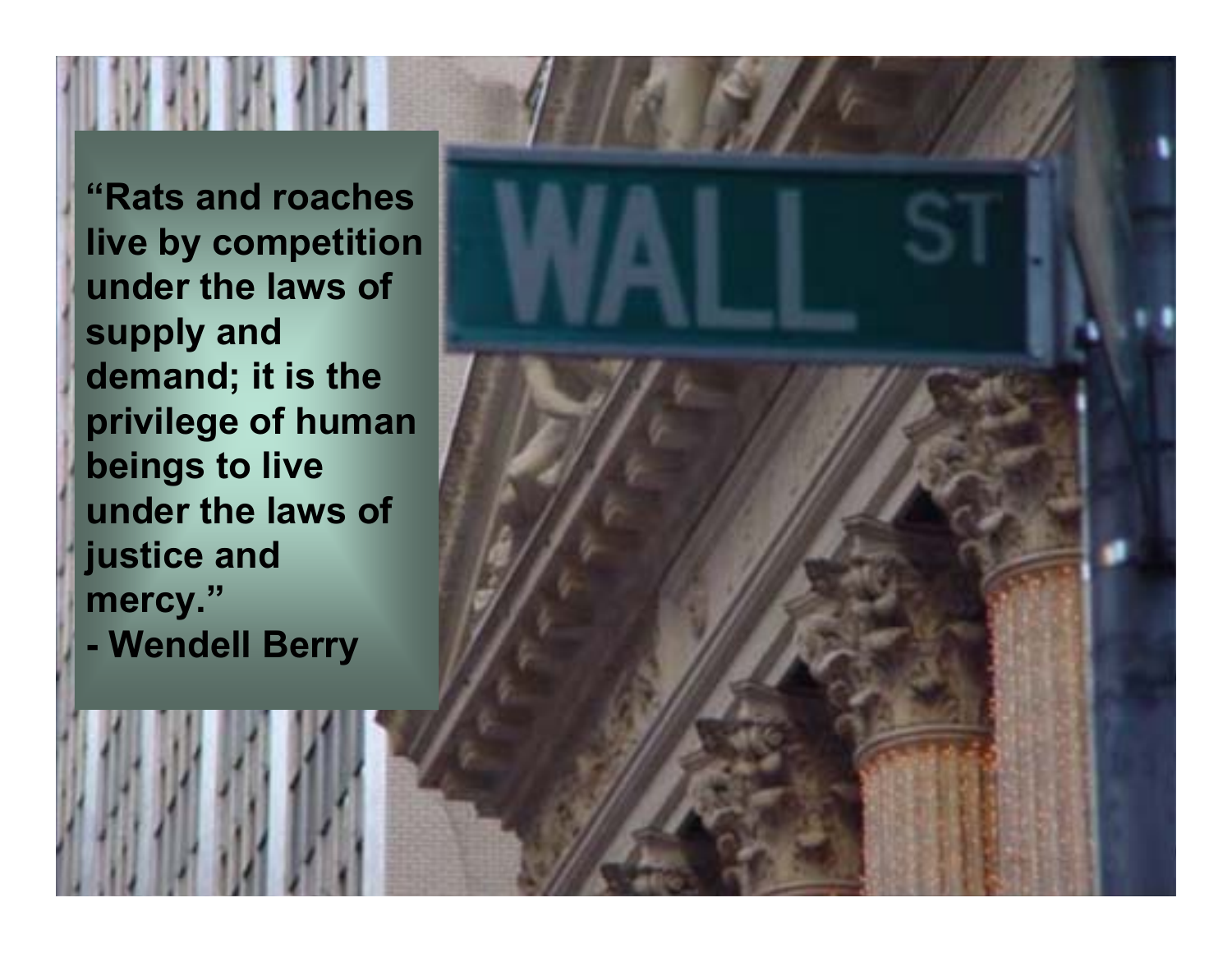**"Rats and roaches live by competition under the laws of supply and demand; it is the privilege of human beings to live under the laws of justice and mercy."**
**- Wendell Berry**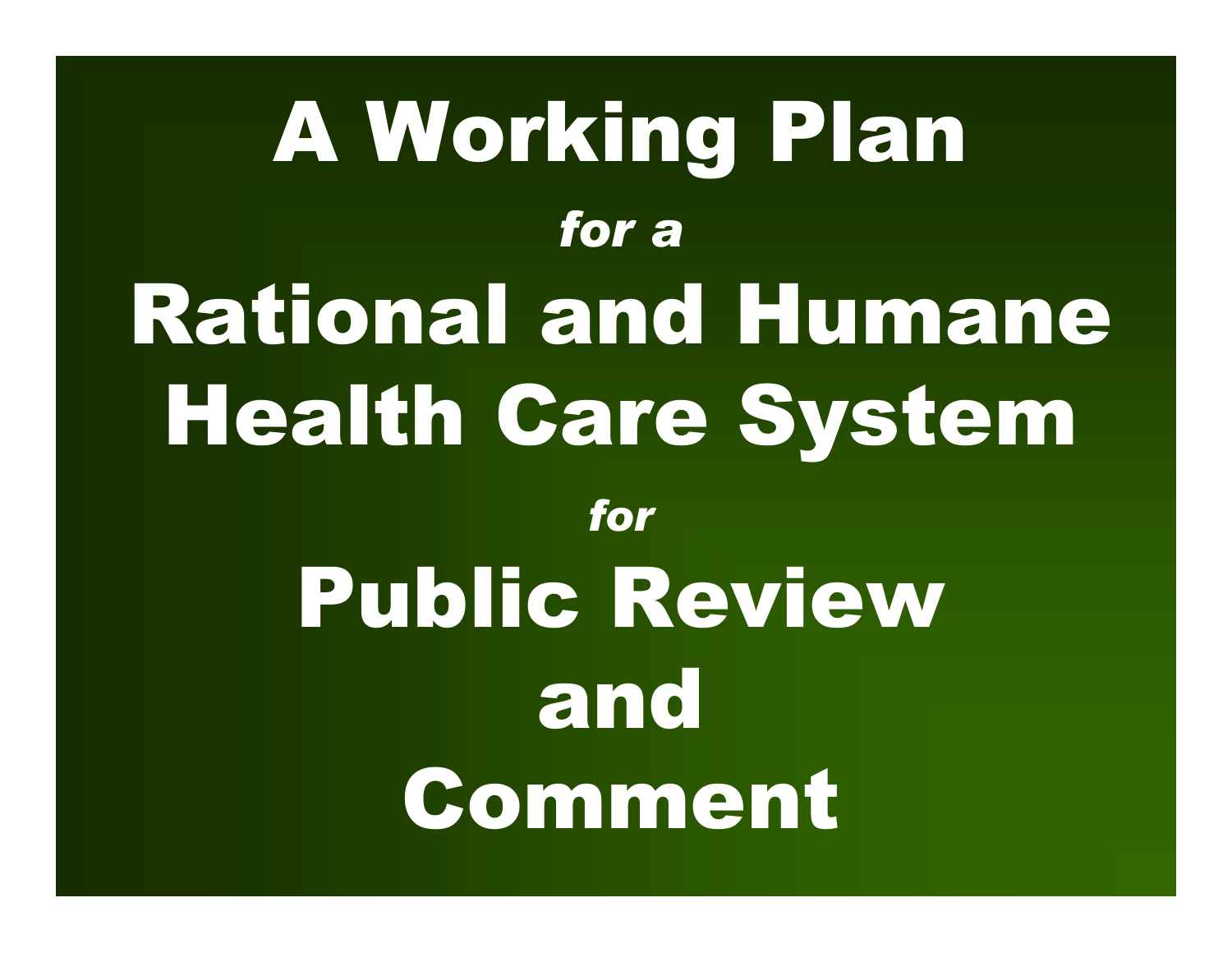# A Working Plan

*for a*

# Rational and Humane Health Care System

*for*

# Public Review and Comment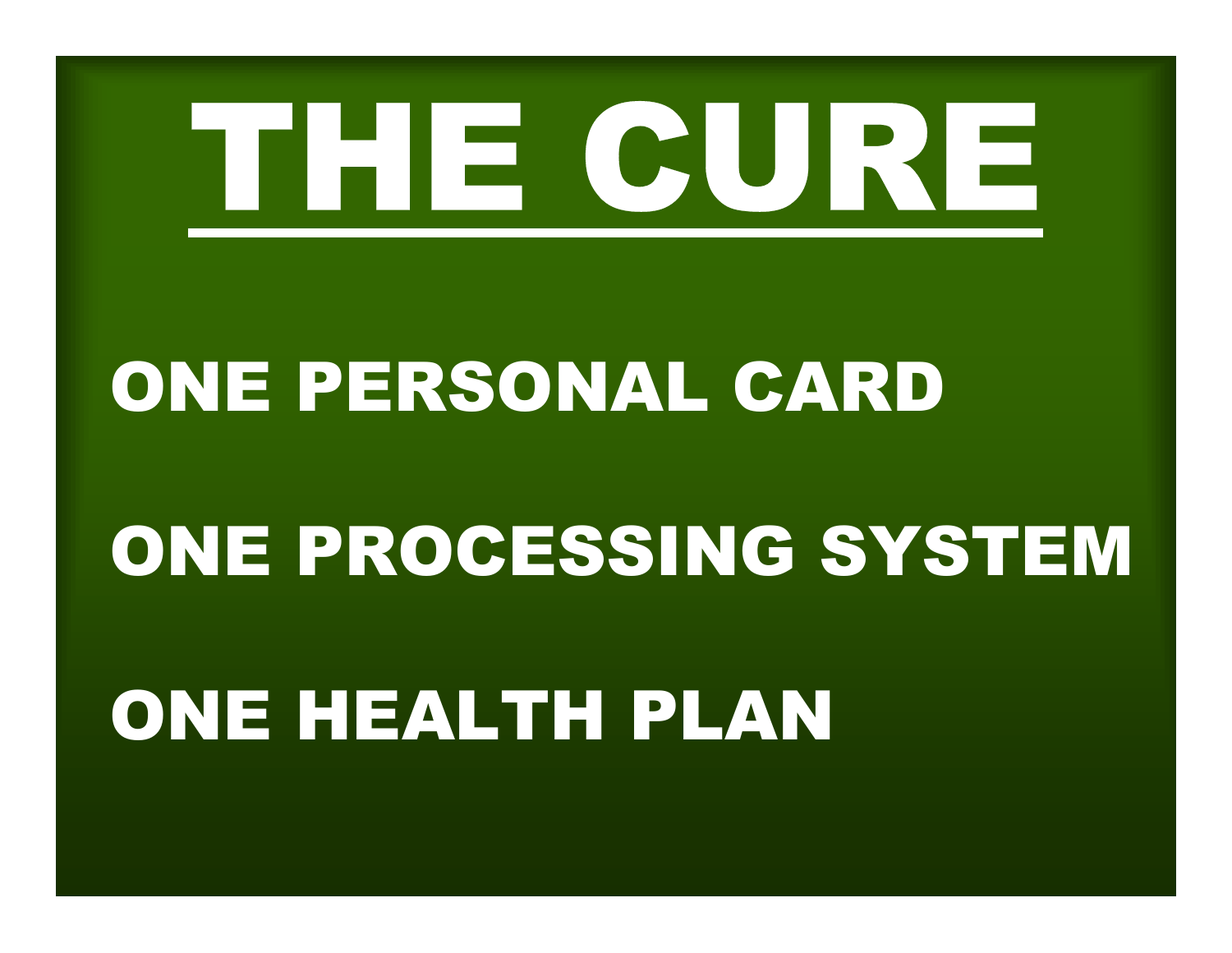# THE CURE

## ONE PERSONAL CARD

## ONE PROCESSING SYSTEM

## ONE HEALTH PLAN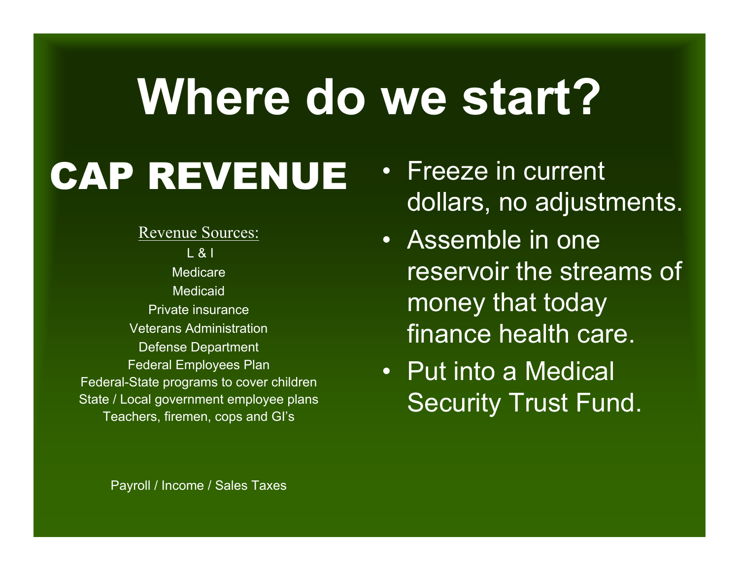# Where do we start?

## CAP REVENUE

Revenue Sources:

L & I
Medicare
Medicaid
Private insurance
Veterans Administration
Defense Department
Federal Employees Plan
Federal-State programs to cover children
State / Local government employee plans
Teachers, firemen, cops and GI's

Payroll / Income / Sales Taxes

- Freeze in current dollars, no adjustments.
- Assemble in one reservoir the streams of money that today finance health care.
- Put into a Medical Security Trust Fund.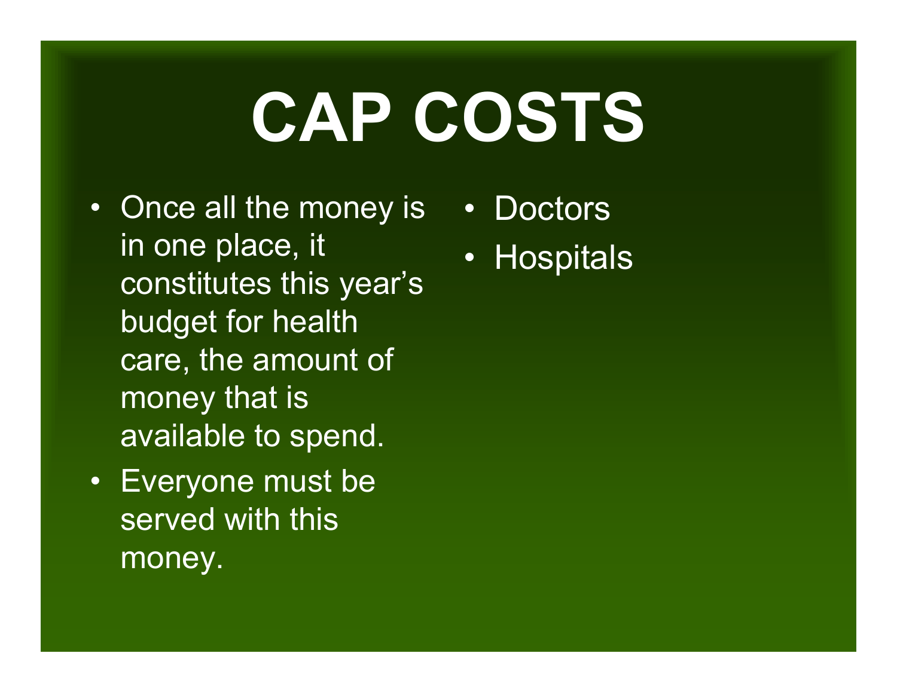# CAP COSTS

- Once all the money is in one place, it constitutes this year's budget for health care, the amount of money that is available to spend.
- Everyone must be served with this money.

- Doctors
- Hospitals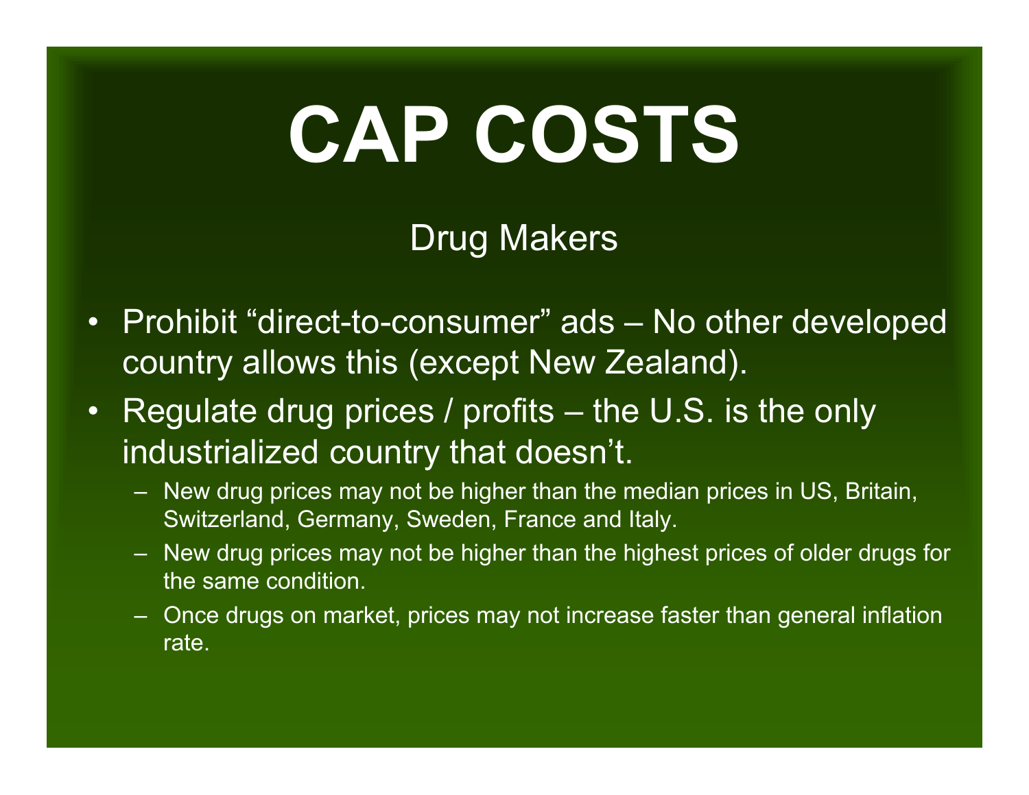# CAP COSTS

## Drug Makers

- Prohibit "direct-to-consumer" ads – No other developed country allows this (except New Zealand).
- Regulate drug prices / profits – the U.S. is the only industrialized country that doesn't.
  - New drug prices may not be higher than the median prices in US, Britain, Switzerland, Germany, Sweden, France and Italy.
  - New drug prices may not be higher than the highest prices of older drugs for the same condition.
  - Once drugs on market, prices may not increase faster than general inflation rate.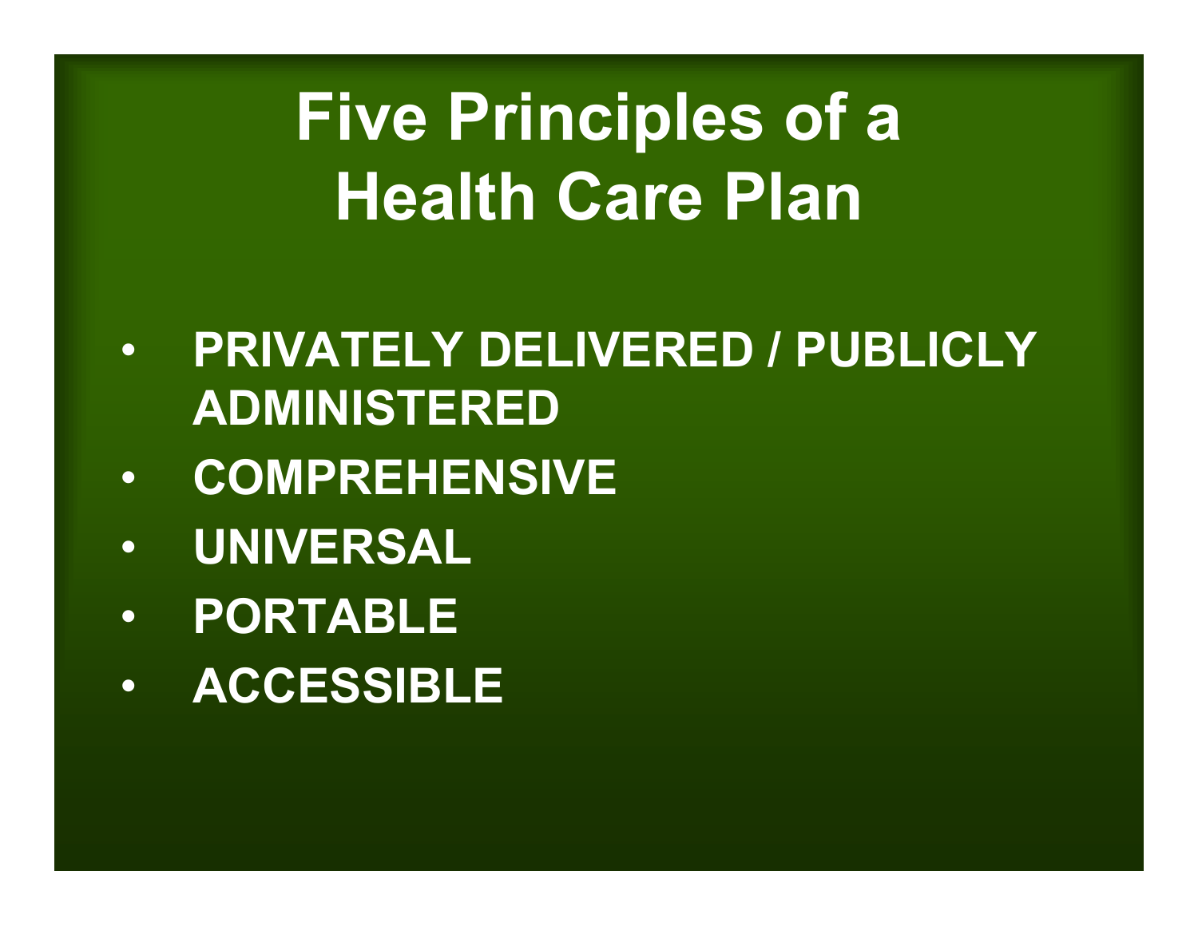# Five Principles of a Health Care Plan

- **PRIVATELY DELIVERED / PUBLICLY ADMINISTERED**
- **COMPREHENSIVE**
- **UNIVERSAL**
- **PORTABLE**
- **ACCESSIBLE**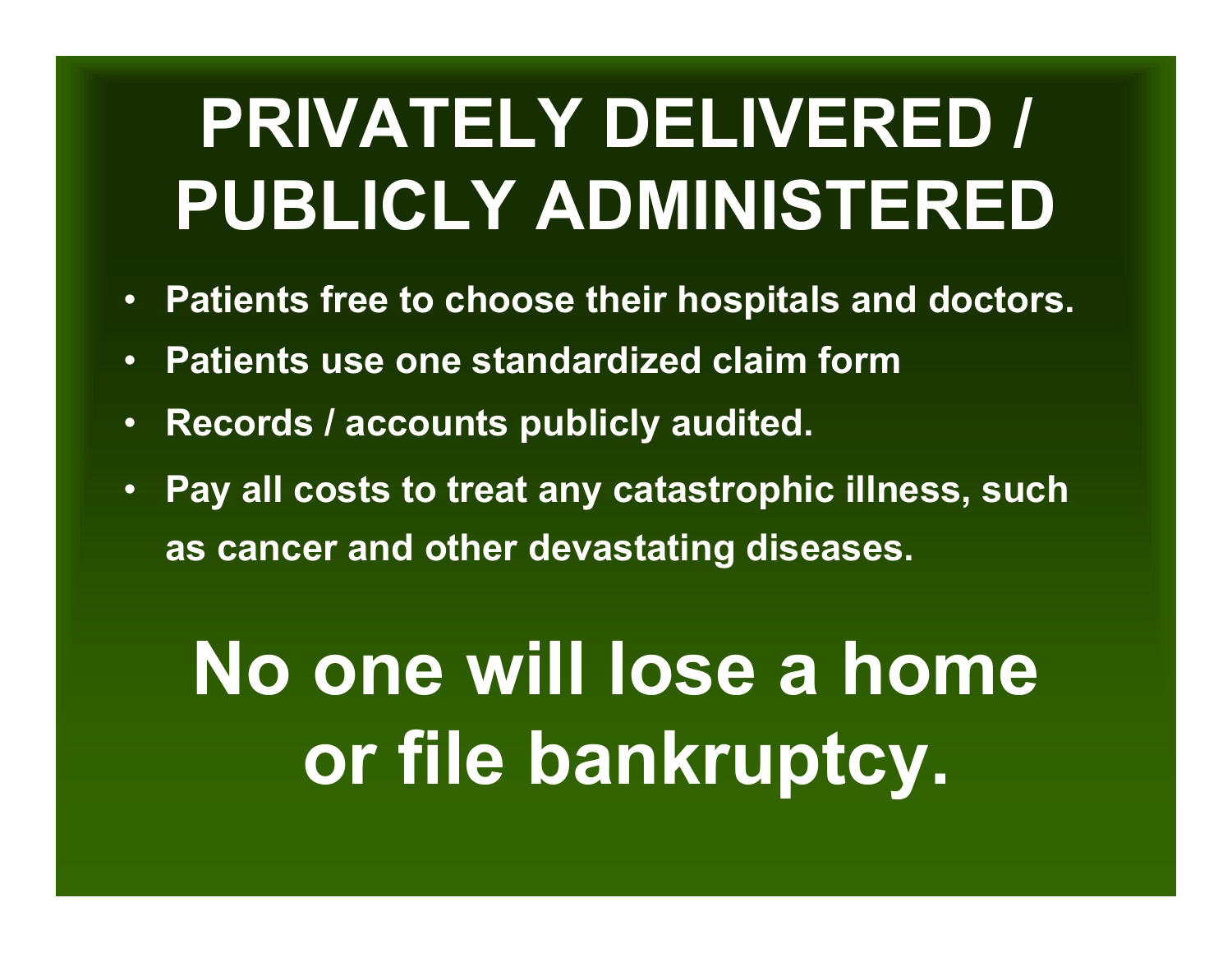# PRIVATELY DELIVERED / PUBLICLY ADMINISTERED

- **Patients free to choose their hospitals and doctors.**
- **Patients use one standardized claim form**
- **Records / accounts publicly audited.**
- **Pay all costs to treat any catastrophic illness, such as cancer and other devastating diseases.**

# No one will lose a home or file bankruptcy.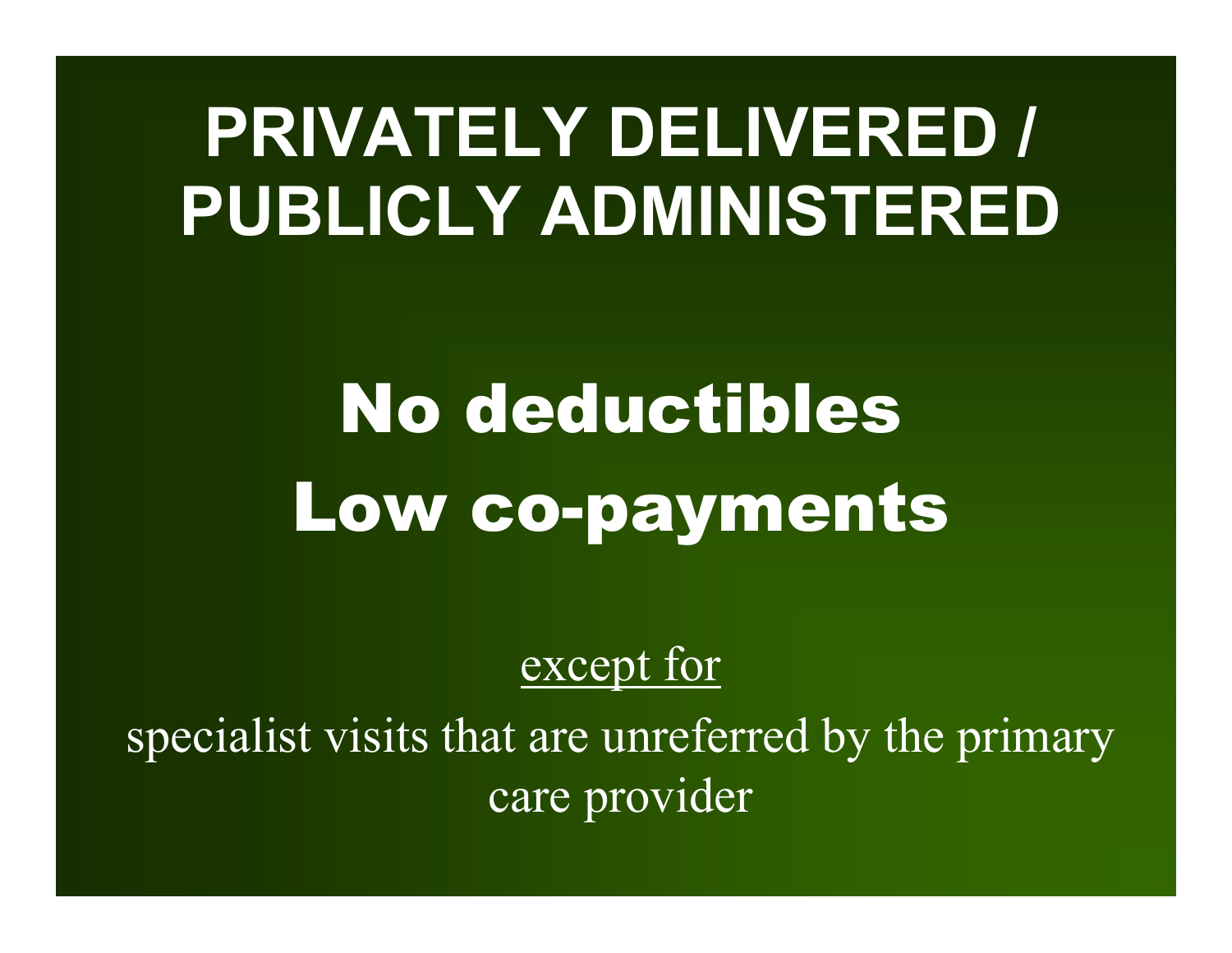# PRIVATELY DELIVERED / PUBLICLY ADMINISTERED

## No deductibles
## Low co-payments

except for

specialist visits that are unreferred by the primary care provider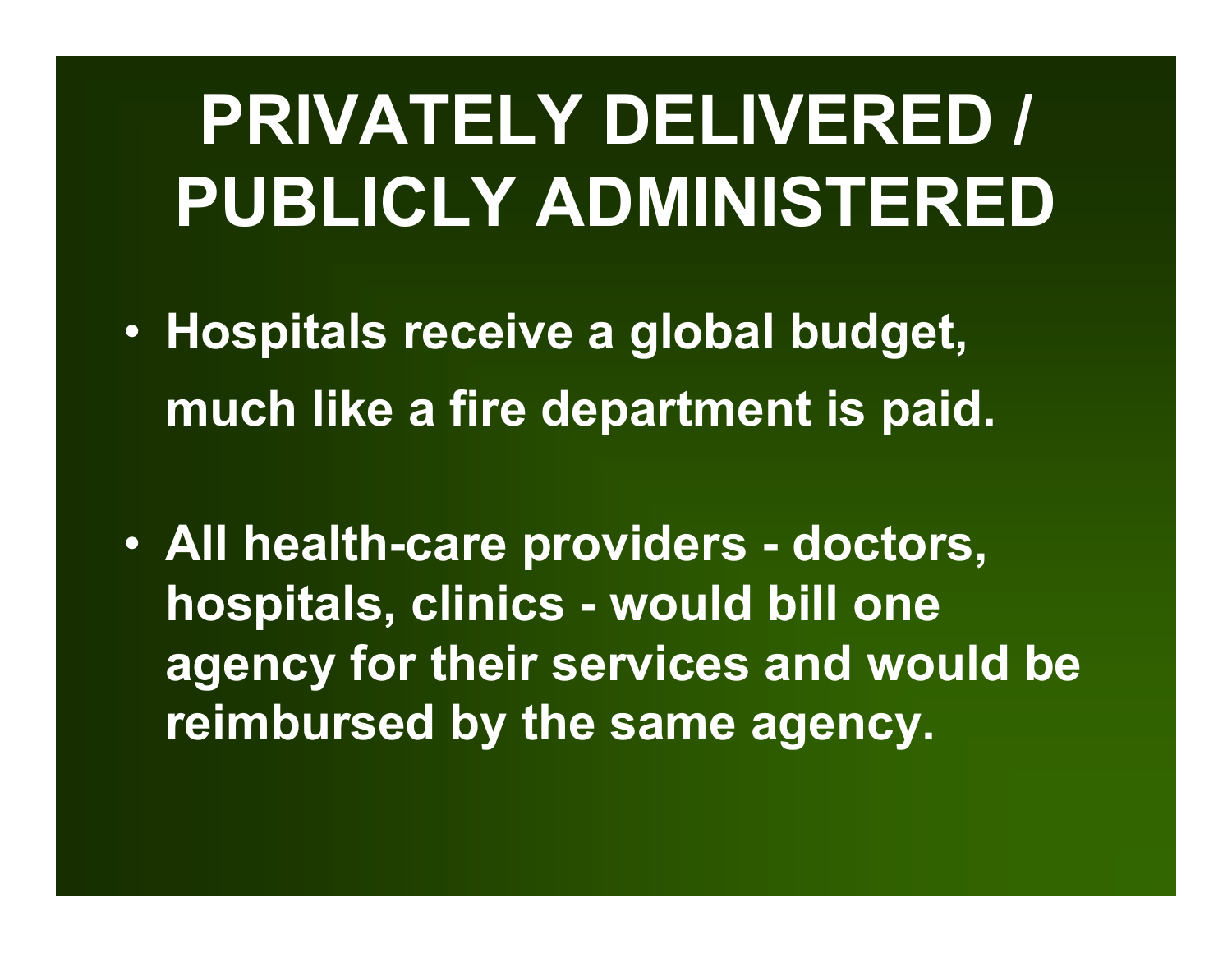# PRIVATELY DELIVERED / PUBLICLY ADMINISTERED

- **Hospitals receive a global budget, much like a fire department is paid.**
- **All health-care providers - doctors, hospitals, clinics - would bill one agency for their services and would be reimbursed by the same agency.**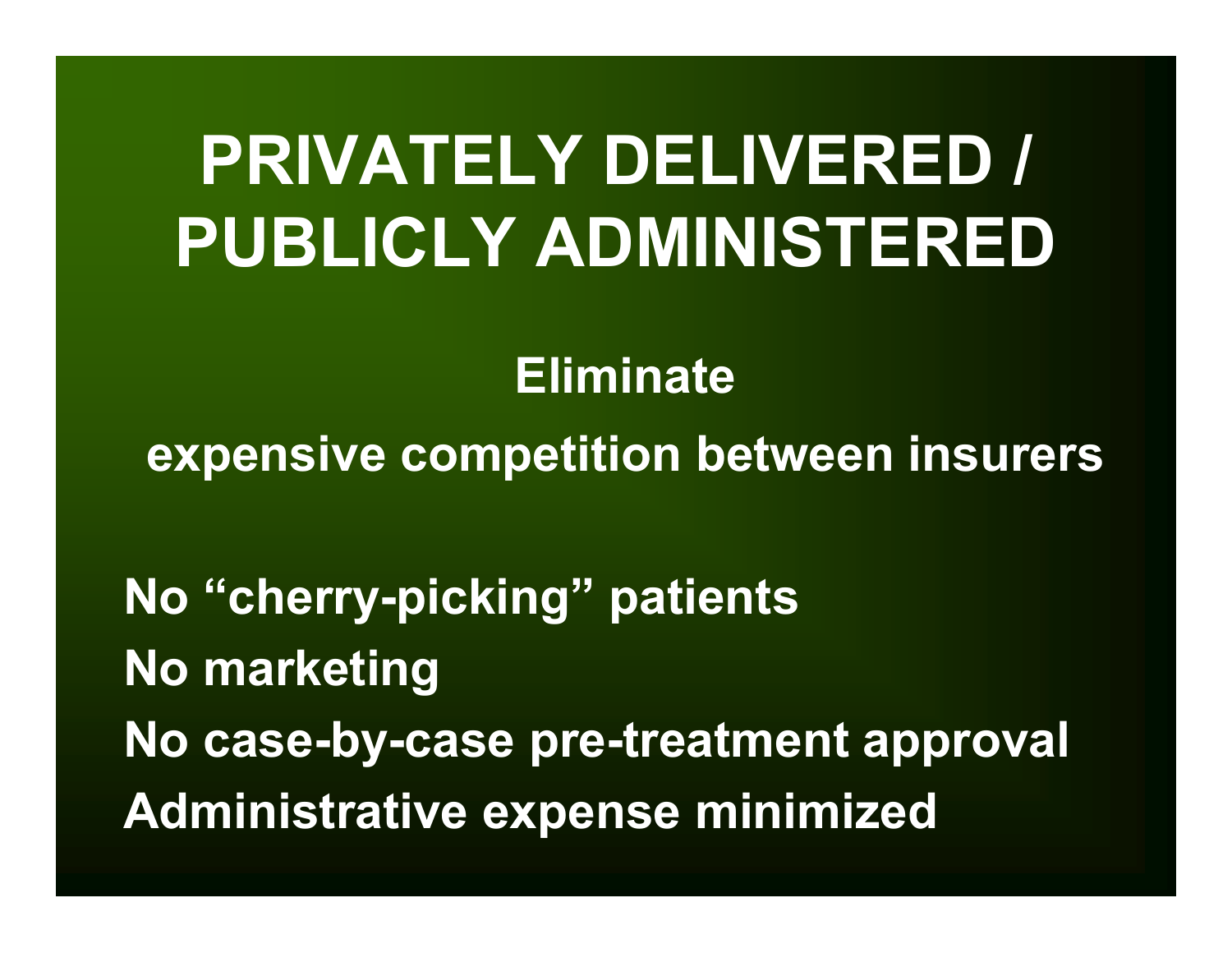# PRIVATELY DELIVERED / PUBLICLY ADMINISTERED

**Eliminate**

**expensive competition between insurers**

**No "cherry-picking" patients**
**No marketing**
**No case-by-case pre-treatment approval**
**Administrative expense minimized**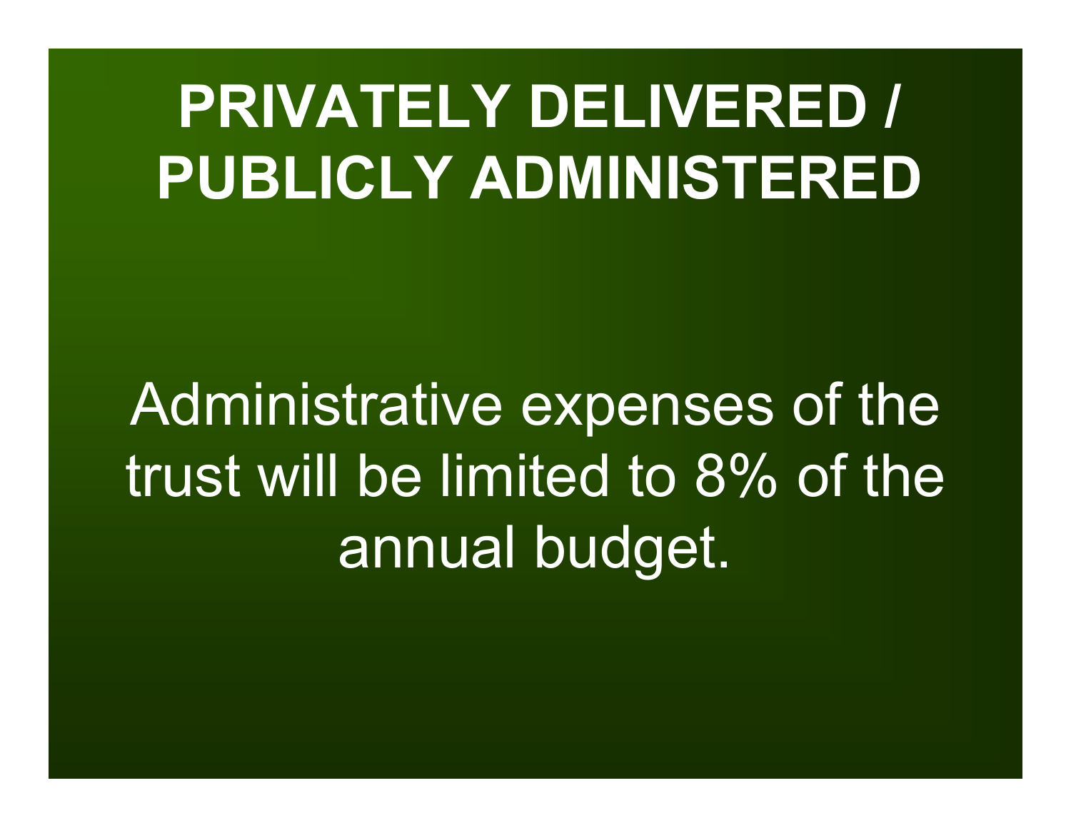# PRIVATELY DELIVERED / PUBLICLY ADMINISTERED

Administrative expenses of the trust will be limited to 8% of the annual budget.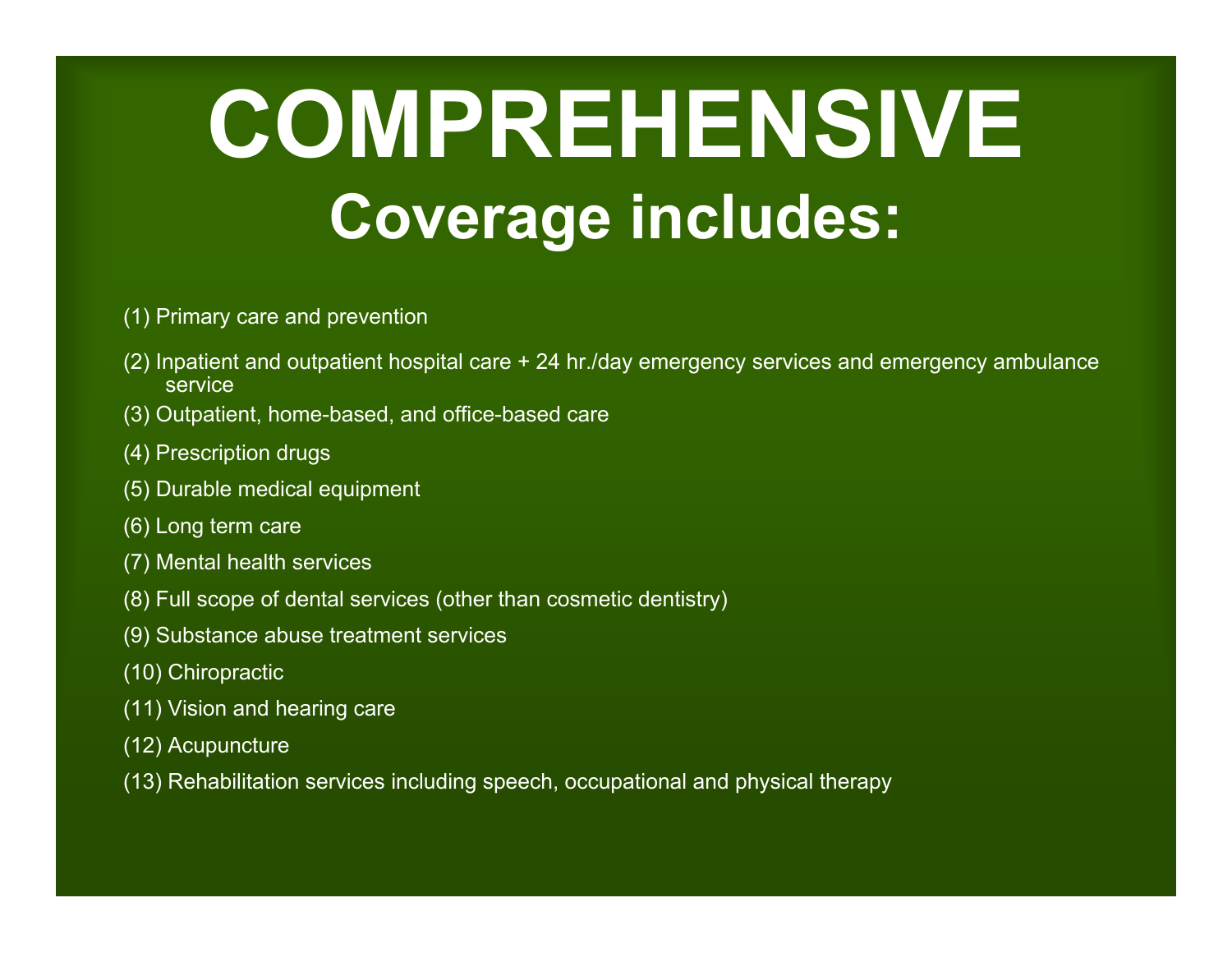# COMPREHENSIVE

## Coverage includes:

(1) Primary care and prevention

(2) Inpatient and outpatient hospital care + 24 hr./day emergency services and emergency ambulance service

(3) Outpatient, home-based, and office-based care

(4) Prescription drugs

(5) Durable medical equipment

(6) Long term care

(7) Mental health services

(8) Full scope of dental services (other than cosmetic dentistry)

(9) Substance abuse treatment services

(10) Chiropractic

(11) Vision and hearing care

(12) Acupuncture

(13) Rehabilitation services including speech, occupational and physical therapy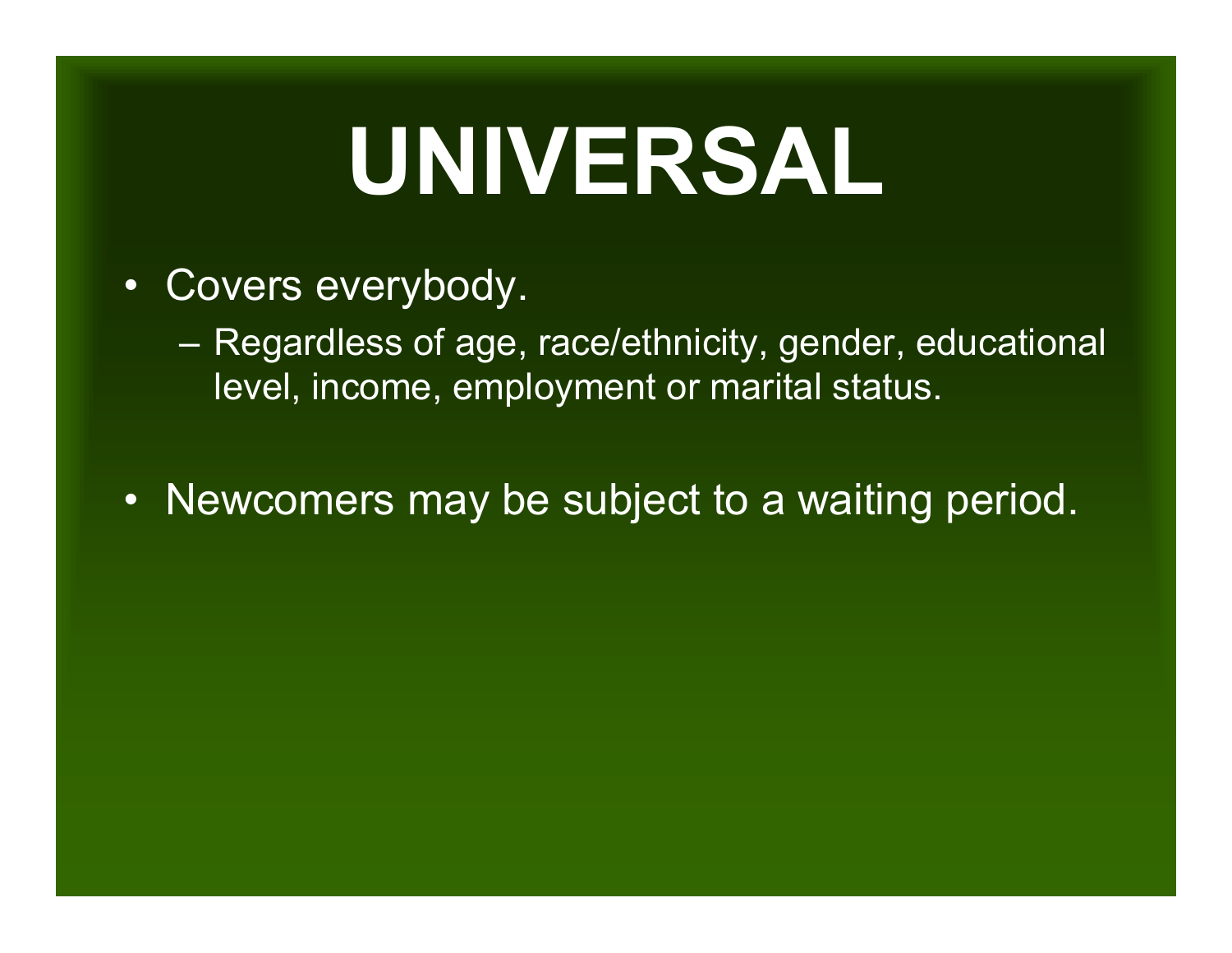# UNIVERSAL

- Covers everybody.
  - Regardless of age, race/ethnicity, gender, educational level, income, employment or marital status.
- Newcomers may be subject to a waiting period.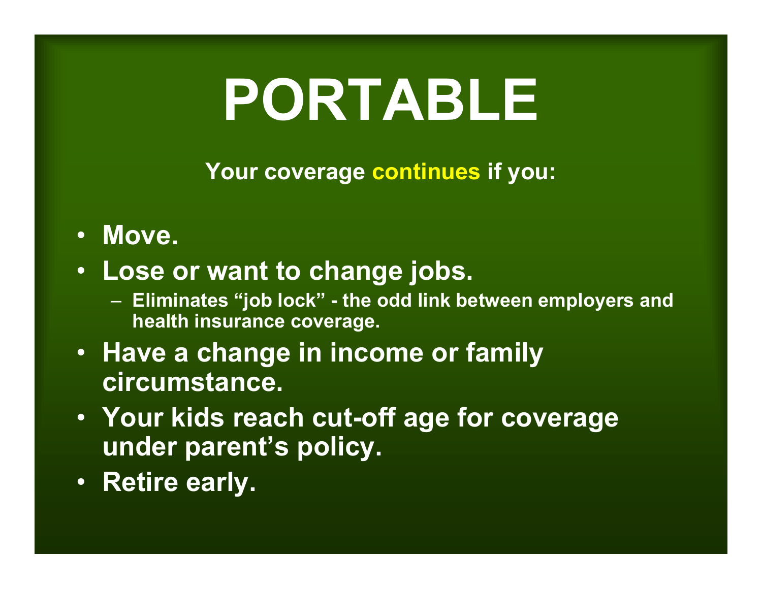# PORTABLE

**Your coverage continues if you:**

- **Move.**
- **Lose or want to change jobs.**
  - **Eliminates "job lock" - the odd link between employers and health insurance coverage.**
- **Have a change in income or family circumstance.**
- **Your kids reach cut-off age for coverage under parent's policy.**
- **Retire early.**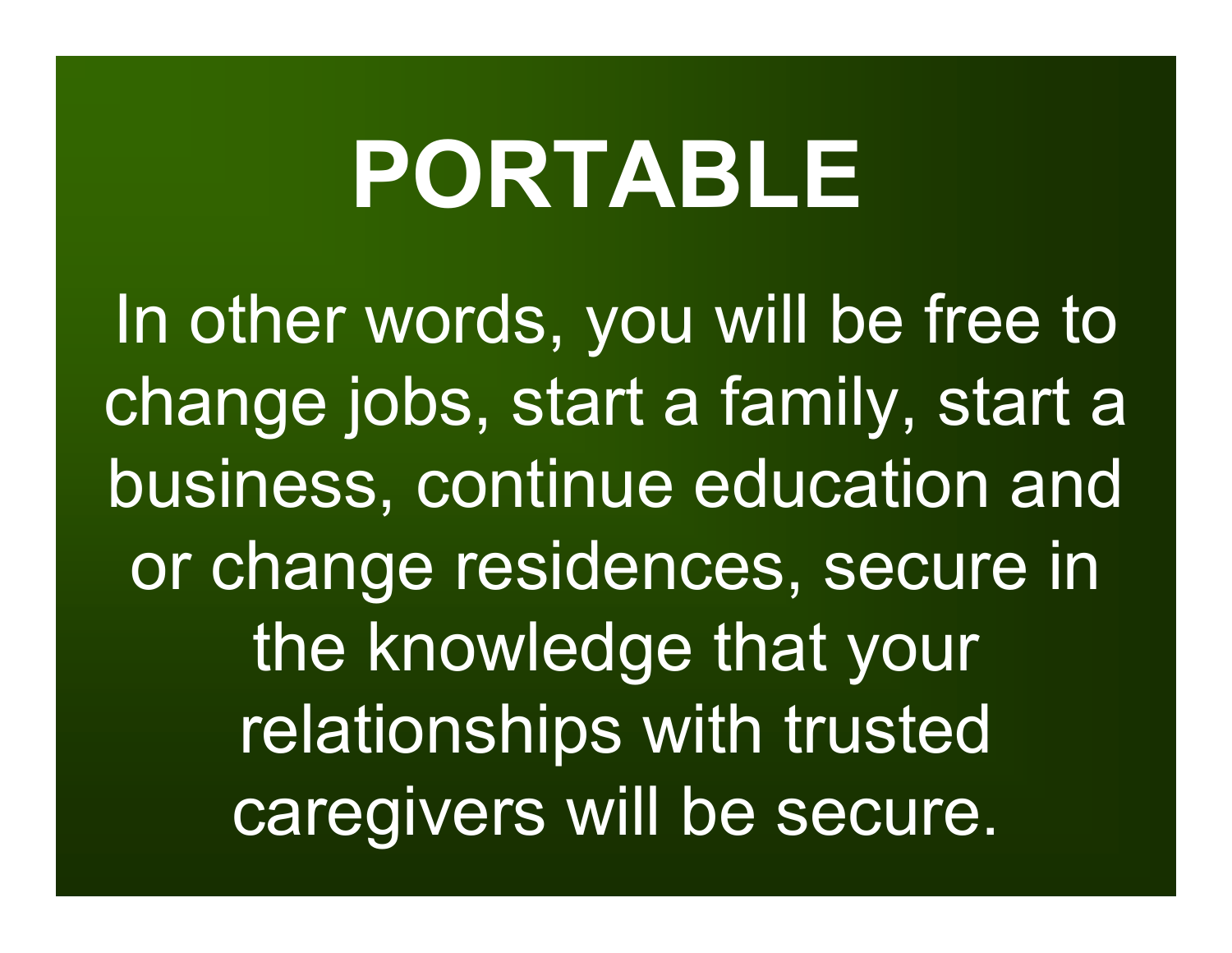# PORTABLE

In other words, you will be free to change jobs, start a family, start a business, continue education and or change residences, secure in the knowledge that your relationships with trusted caregivers will be secure.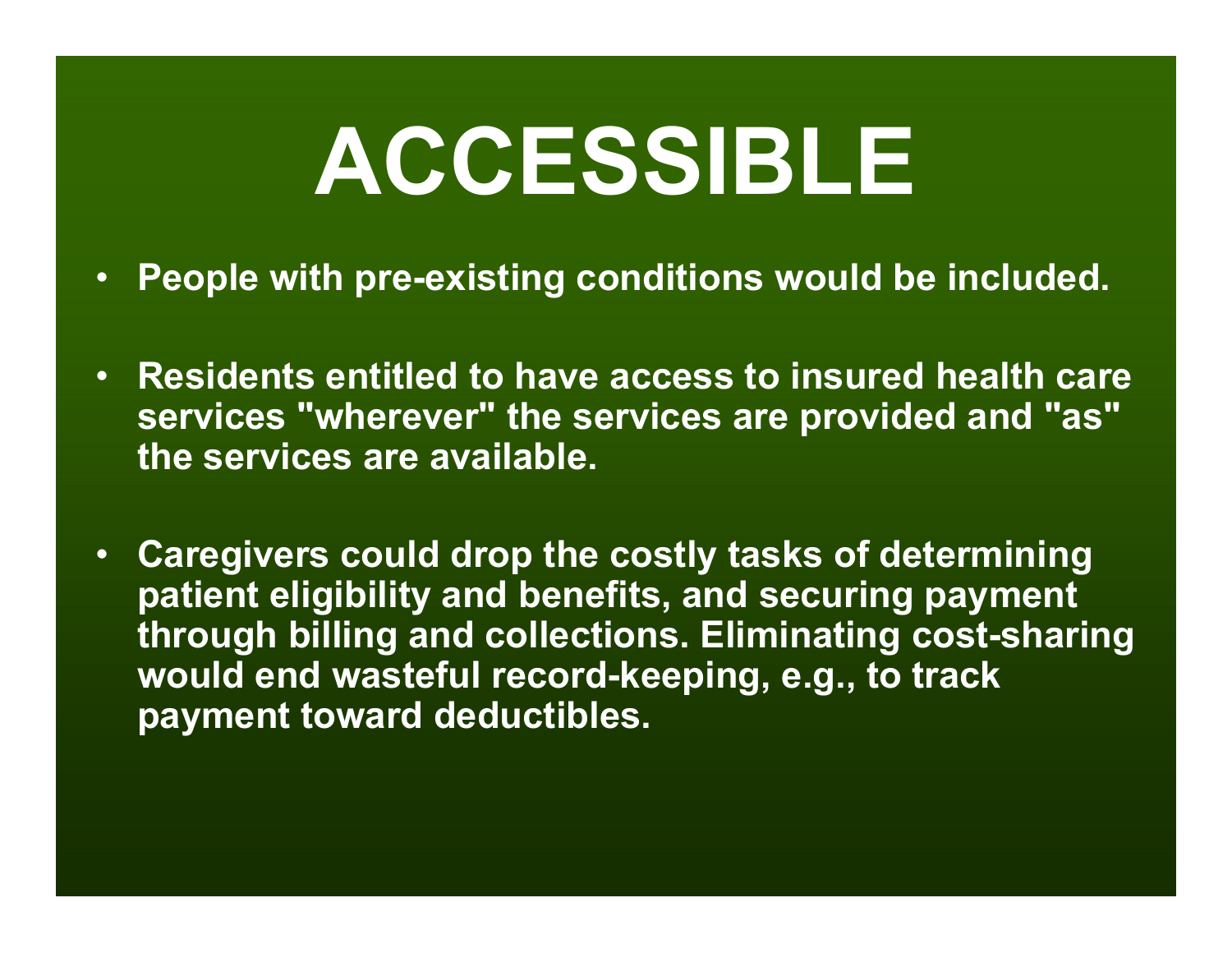# ACCESSIBLE

- People with pre-existing conditions would be included.
- Residents entitled to have access to insured health care services "wherever" the services are provided and "as" the services are available.
- Caregivers could drop the costly tasks of determining patient eligibility and benefits, and securing payment through billing and collections. Eliminating cost-sharing would end wasteful record-keeping, e.g., to track payment toward deductibles.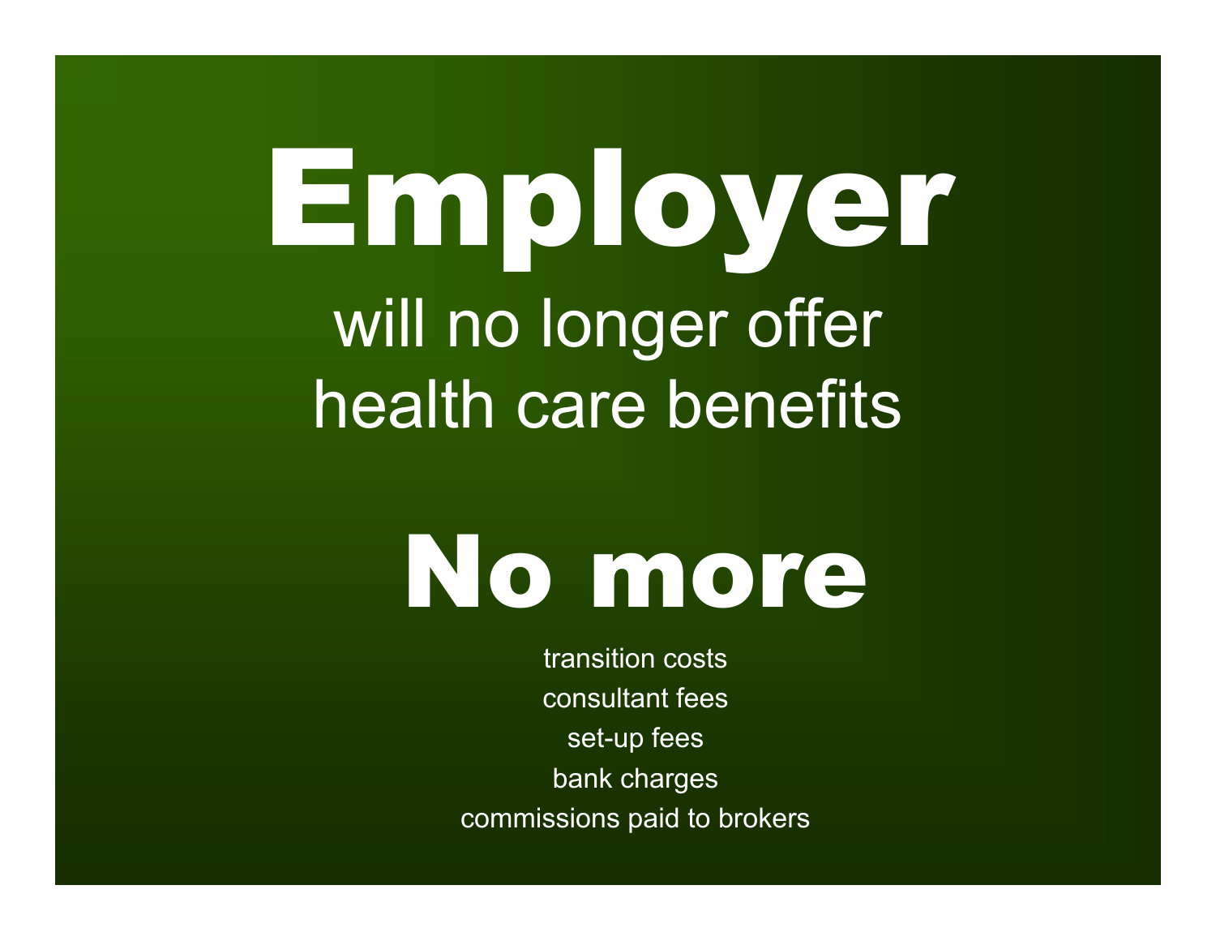# Employer

will no longer offer health care benefits

# No more

transition costs

consultant fees

set-up fees

bank charges

commissions paid to brokers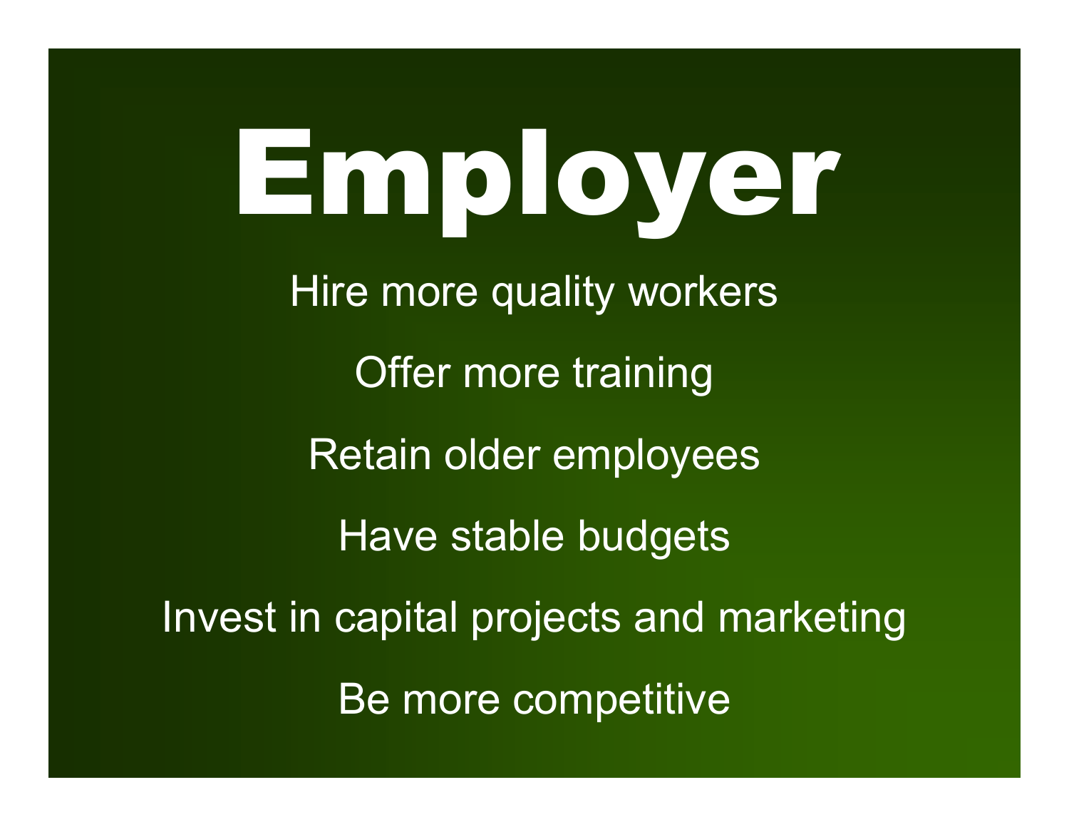# Employer

Hire more quality workers

Offer more training

Retain older employees

Have stable budgets

Invest in capital projects and marketing

Be more competitive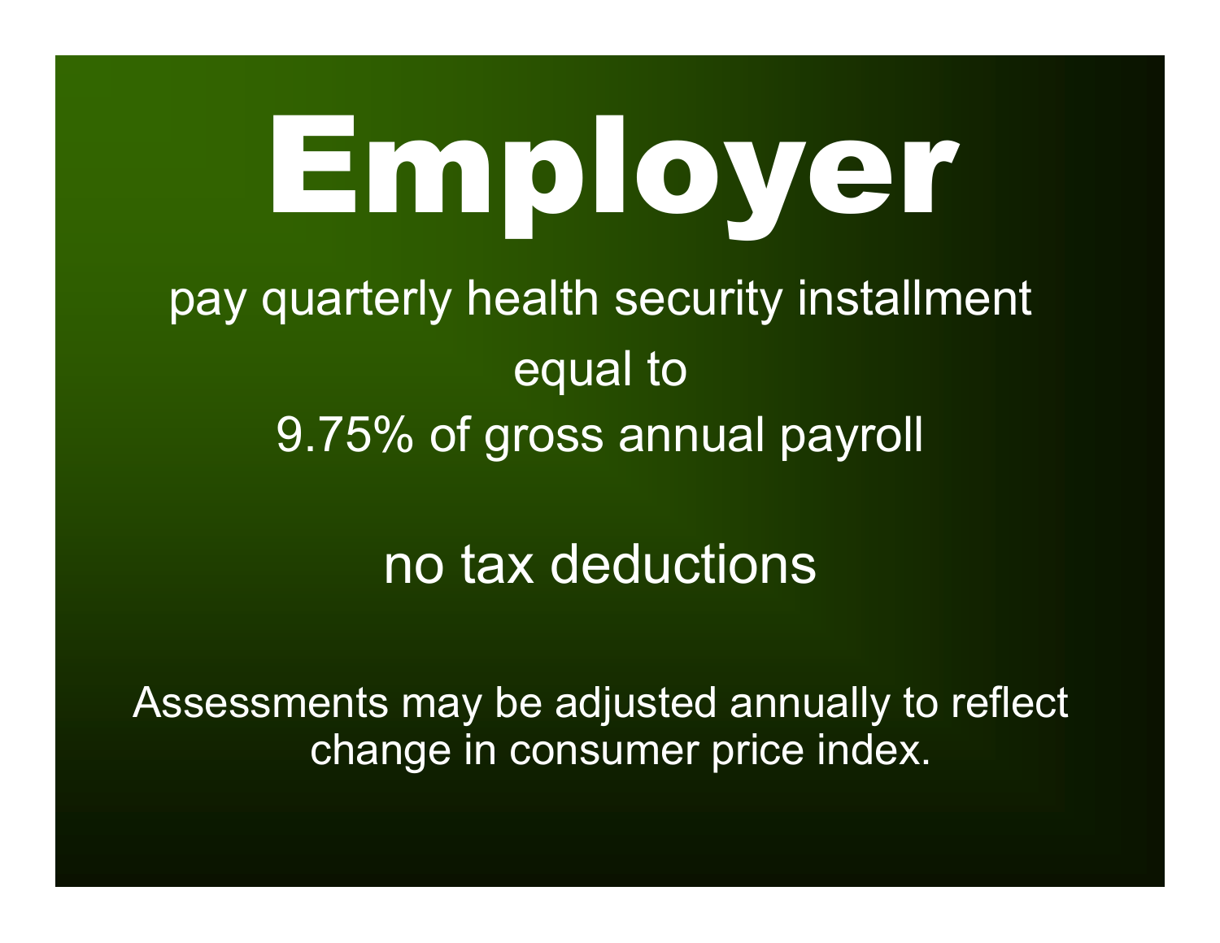# Employer

pay quarterly health security installment
equal to
9.75% of gross annual payroll

no tax deductions

Assessments may be adjusted annually to reflect change in consumer price index.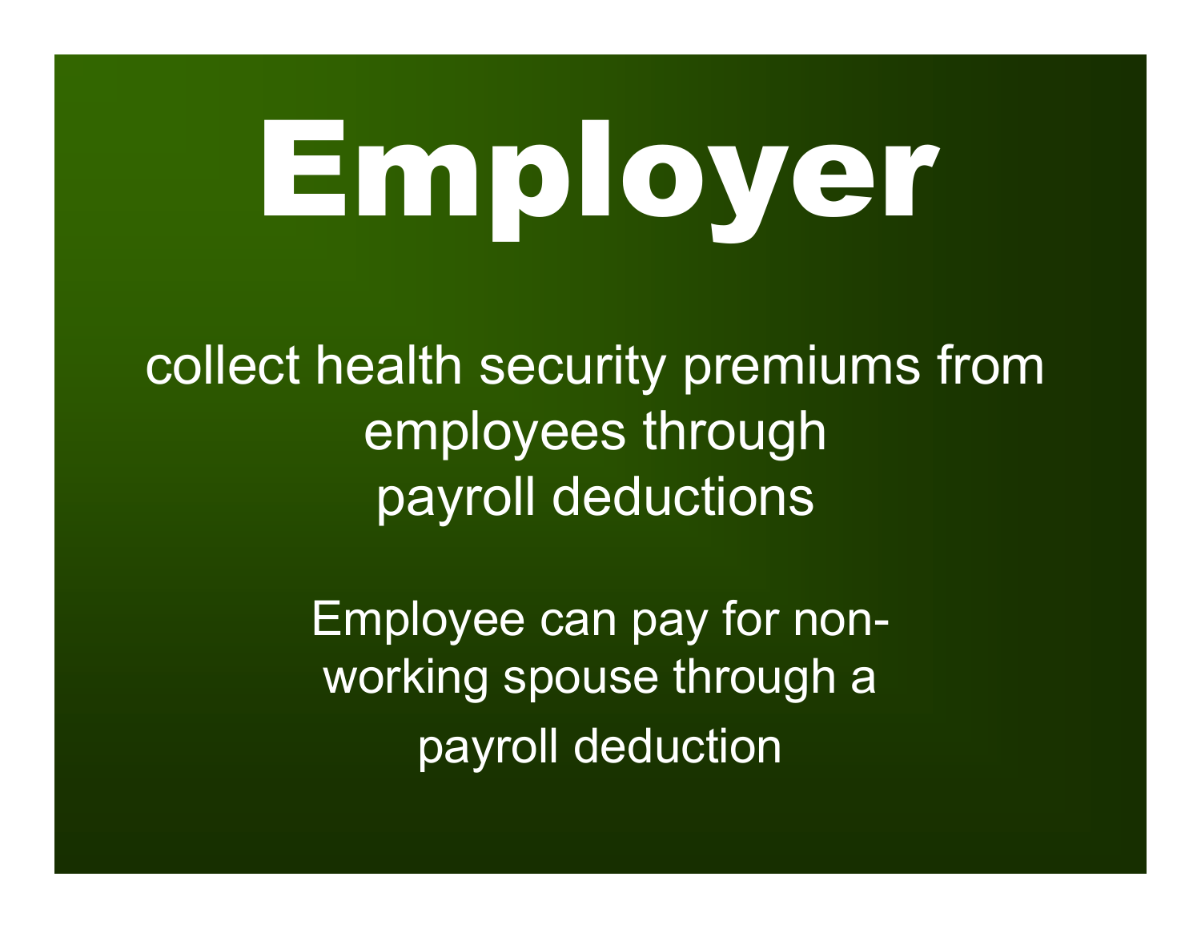# Employer

collect health security premiums from employees through payroll deductions

Employee can pay for non-working spouse through a payroll deduction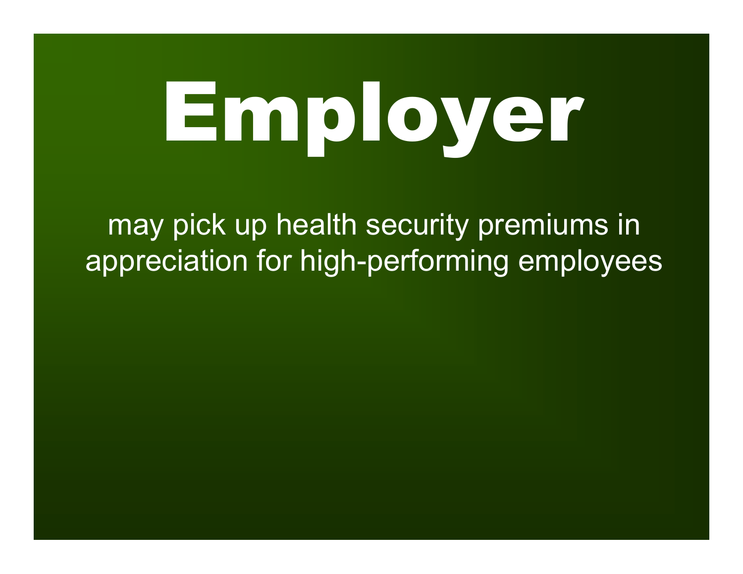# Employer

may pick up health security premiums in appreciation for high-performing employees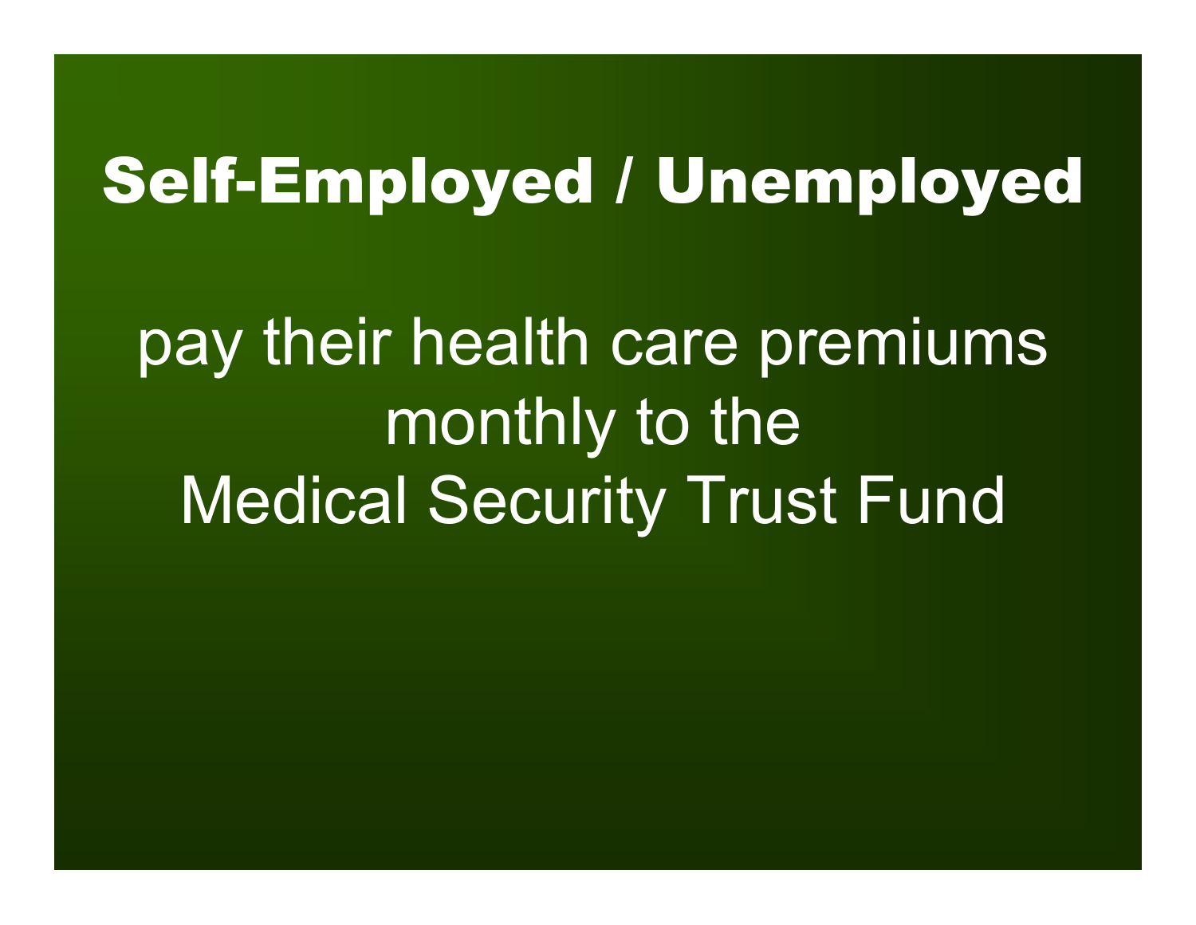# Self-Employed / Unemployed

pay their health care premiums monthly to the Medical Security Trust Fund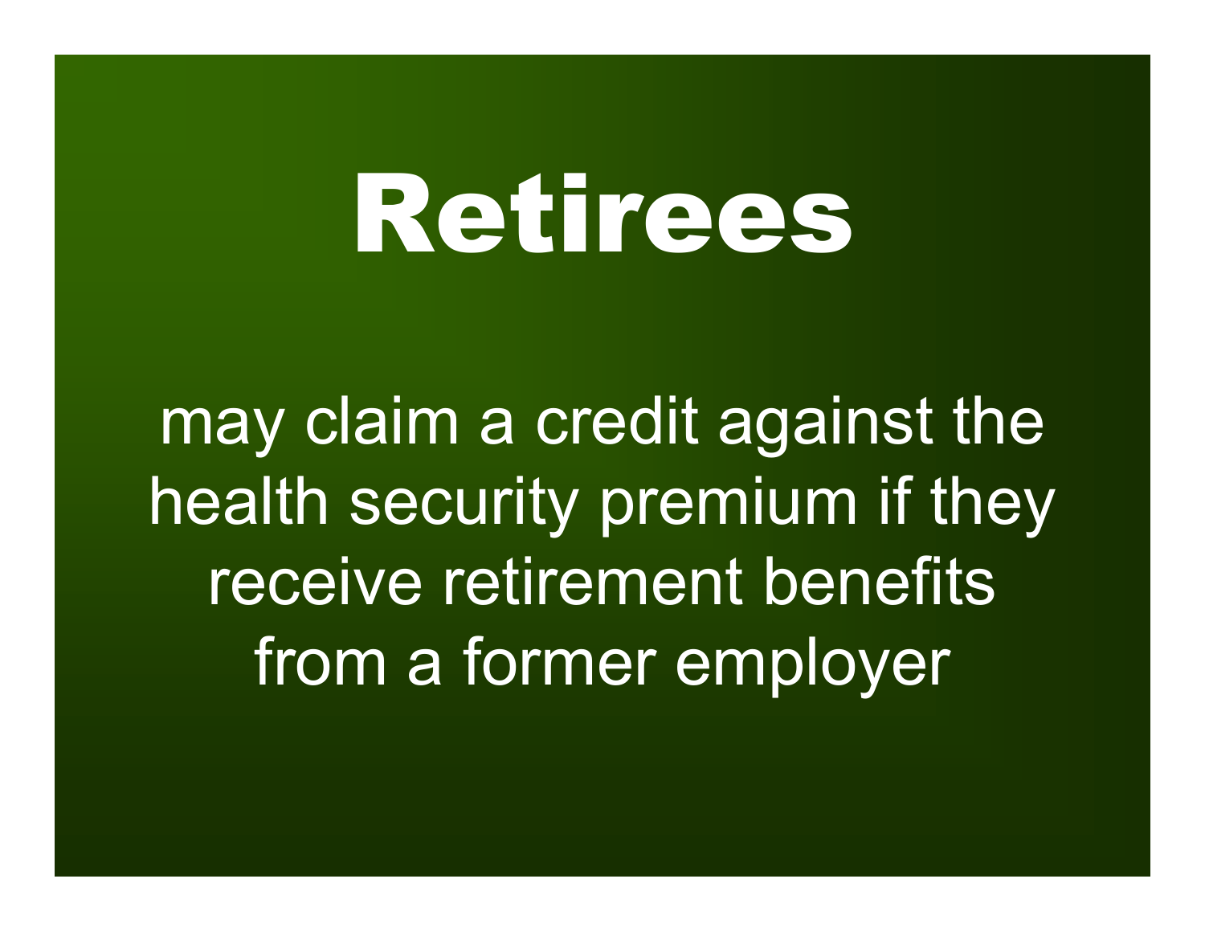# Retirees

may claim a credit against the health security premium if they receive retirement benefits from a former employer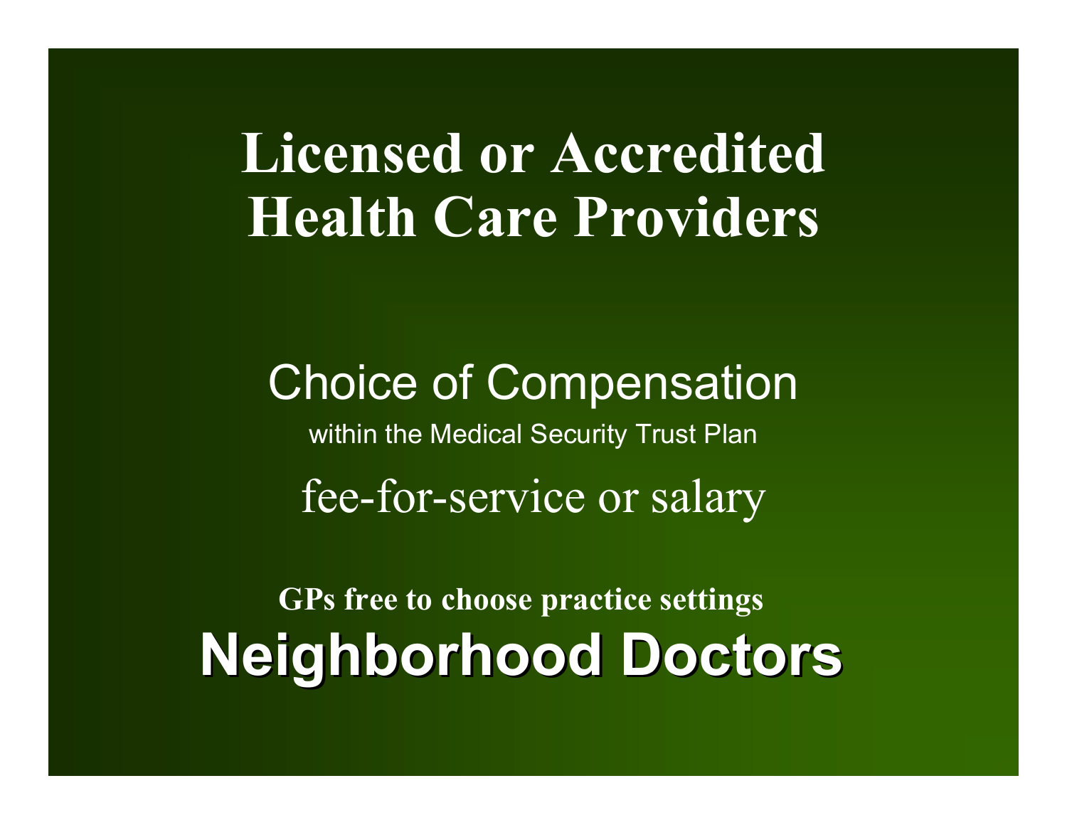# Licensed or Accredited Health Care Providers

Choice of Compensation

within the Medical Security Trust Plan

fee-for-service or salary

**GPs free to choose practice settings**

**Neighborhood Doctors**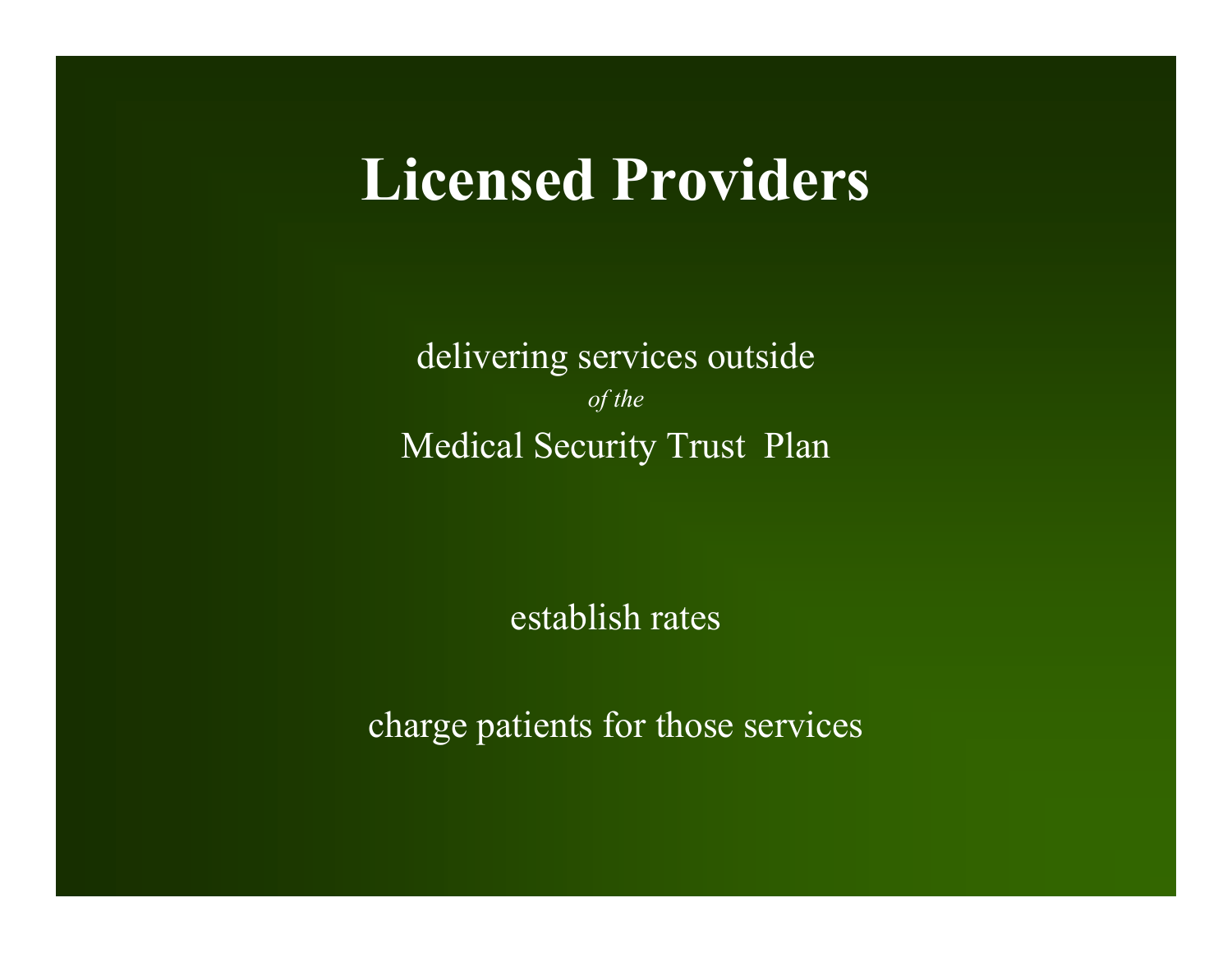# Licensed Providers

delivering services outside

*of the*

Medical Security Trust Plan

establish rates

charge patients for those services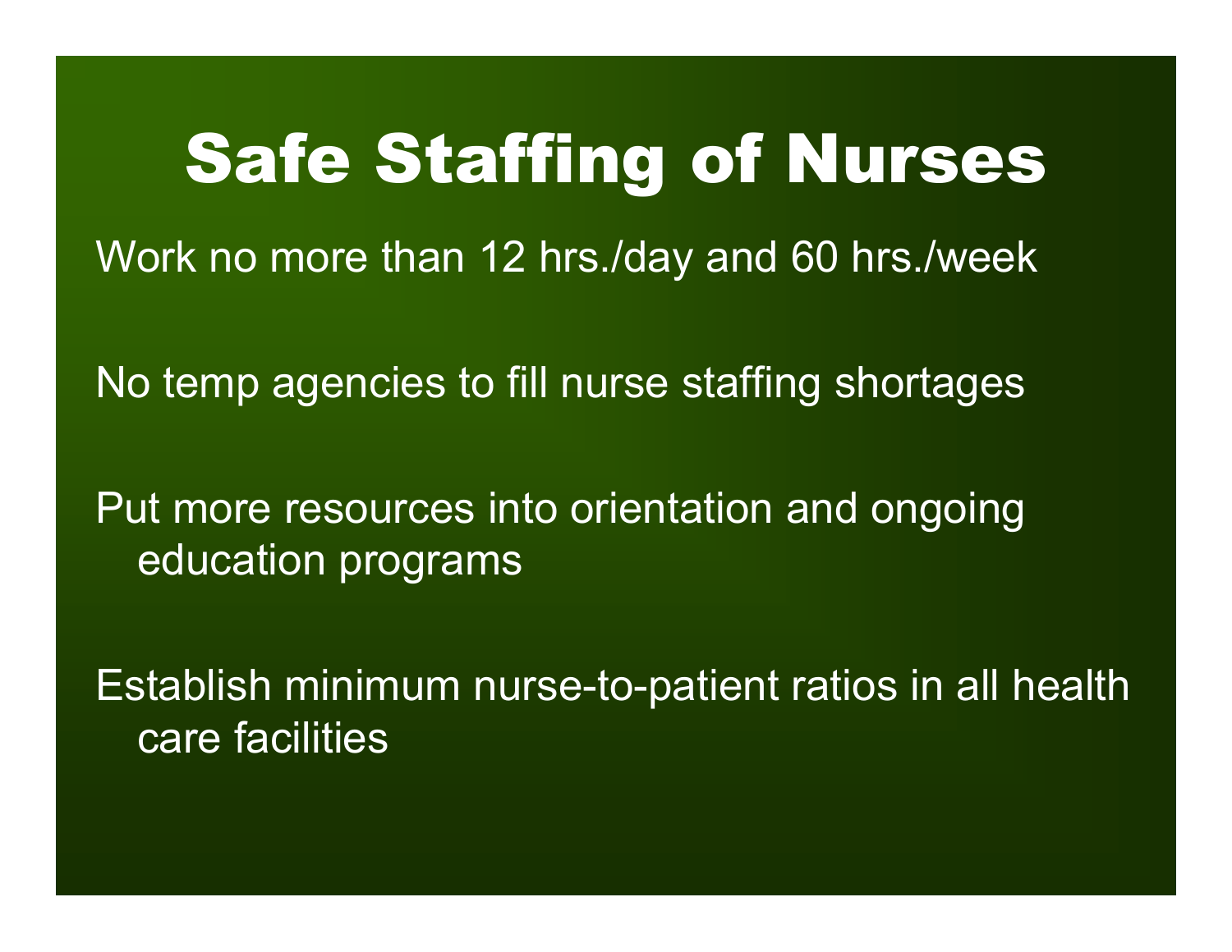# Safe Staffing of Nurses

Work no more than 12 hrs./day and 60 hrs./week

No temp agencies to fill nurse staffing shortages

Put more resources into orientation and ongoing education programs

Establish minimum nurse-to-patient ratios in all health care facilities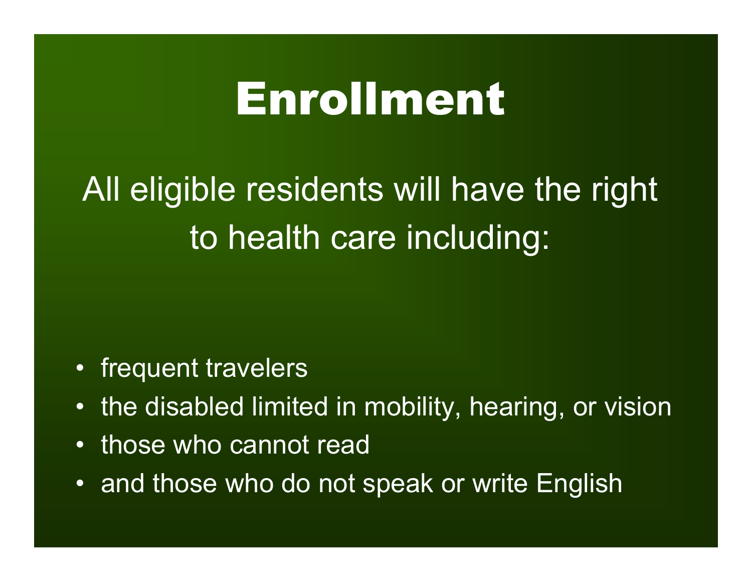# Enrollment

All eligible residents will have the right to health care including:

- frequent travelers
- the disabled limited in mobility, hearing, or vision
- those who cannot read
- and those who do not speak or write English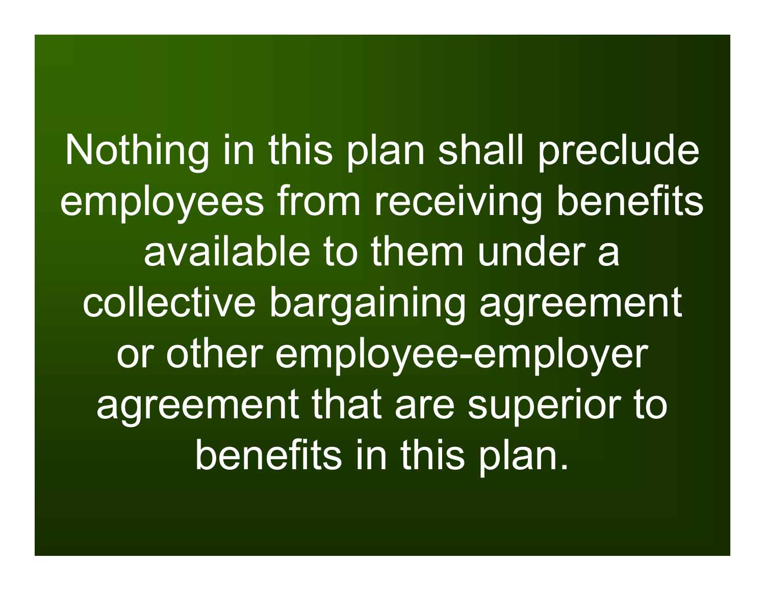Nothing in this plan shall preclude employees from receiving benefits available to them under a collective bargaining agreement or other employee-employer agreement that are superior to benefits in this plan.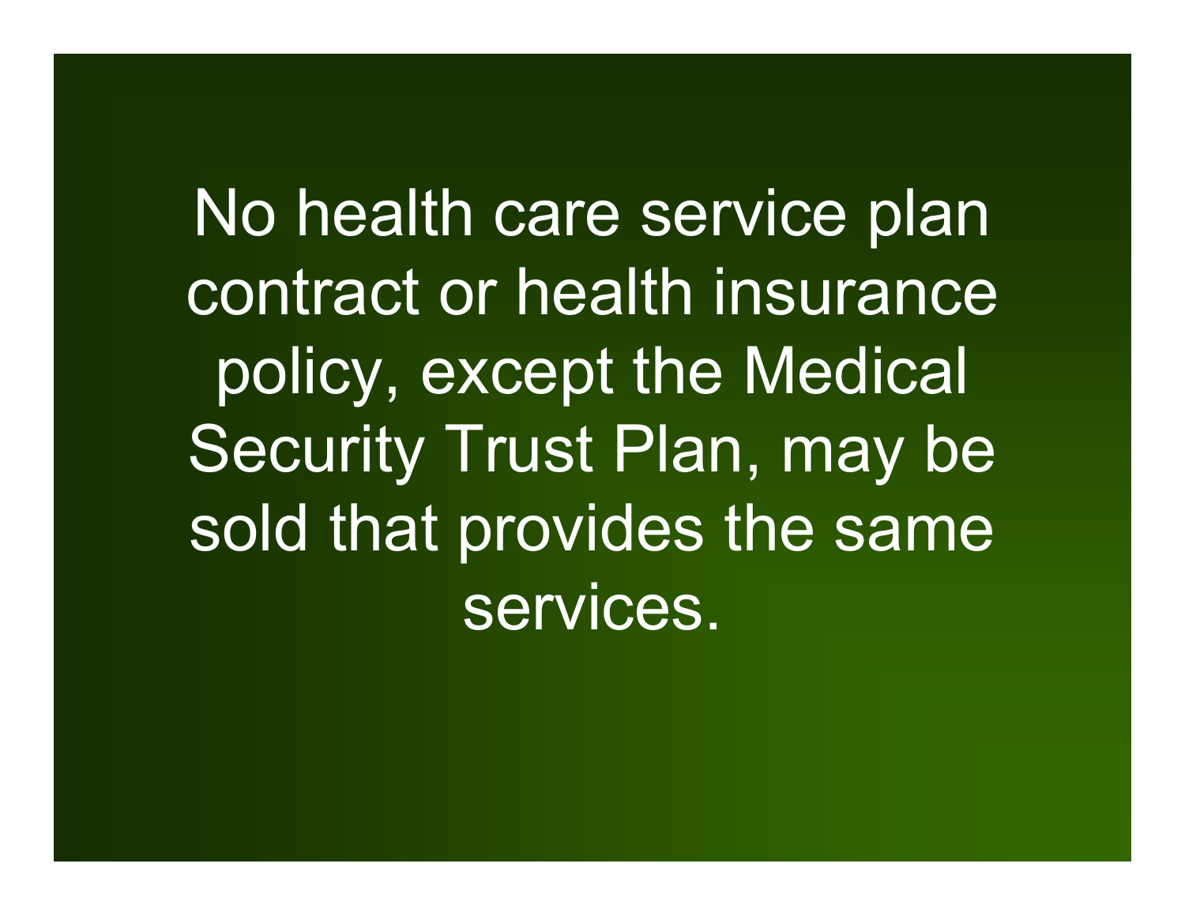No health care service plan contract or health insurance policy, except the Medical Security Trust Plan, may be sold that provides the same services.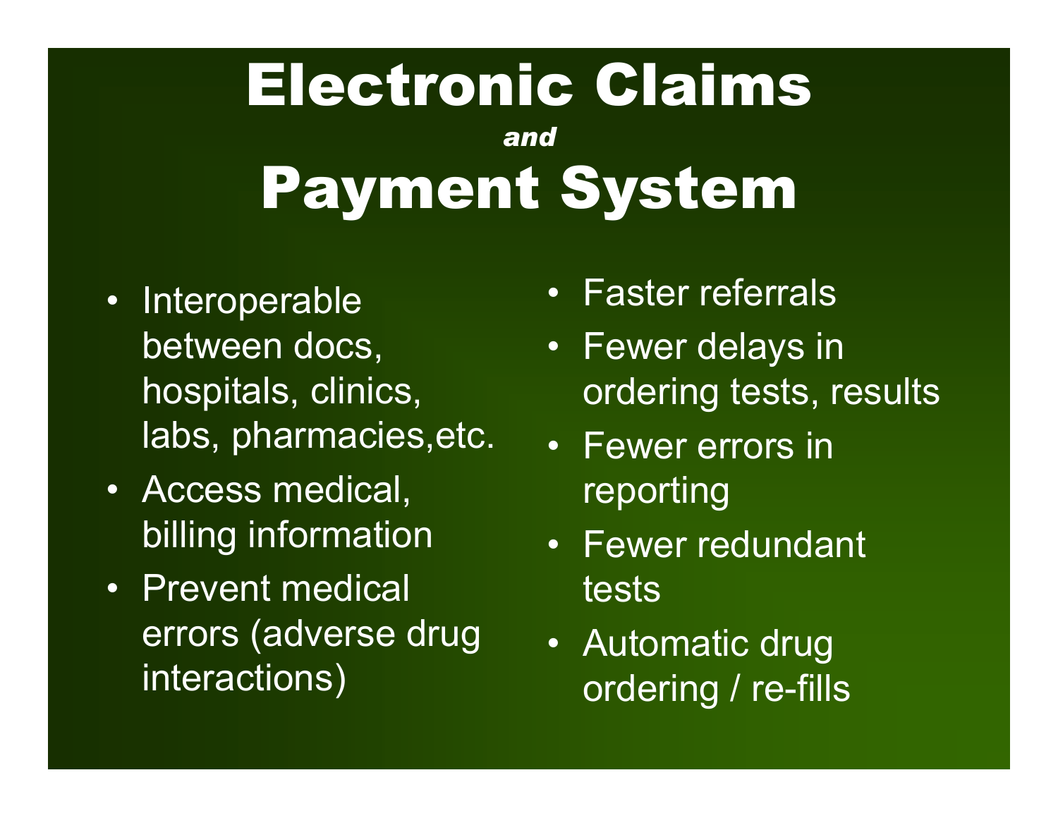# Electronic Claims *and* Payment System

- Interoperable between docs, hospitals, clinics, labs, pharmacies,etc.
- Access medical, billing information
- Prevent medical errors (adverse drug interactions)
- Faster referrals
- Fewer delays in ordering tests, results
- Fewer errors in reporting
- Fewer redundant tests
- Automatic drug ordering / re-fills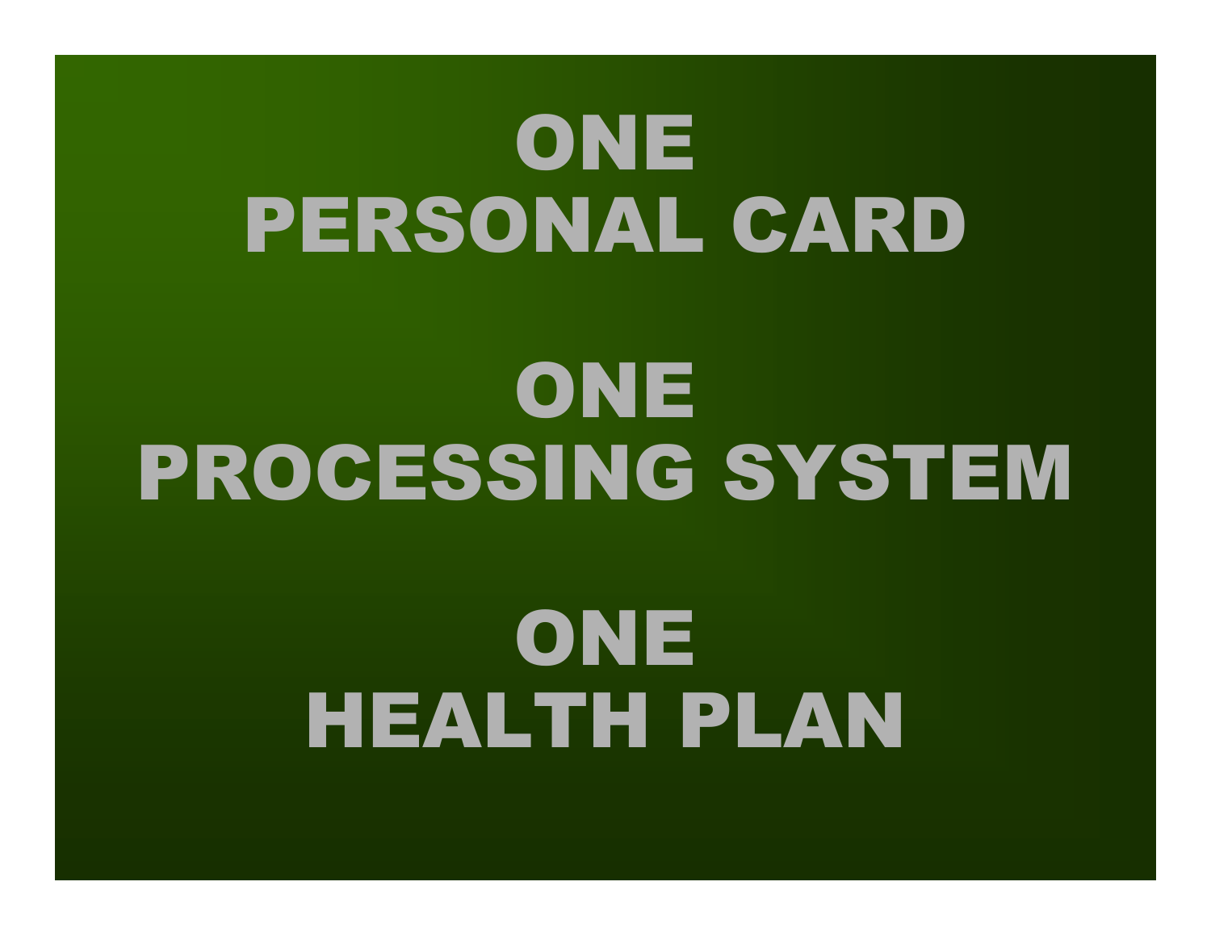# ONE
# PERSONAL CARD

# ONE
# PROCESSING SYSTEM

# ONE
# HEALTH PLAN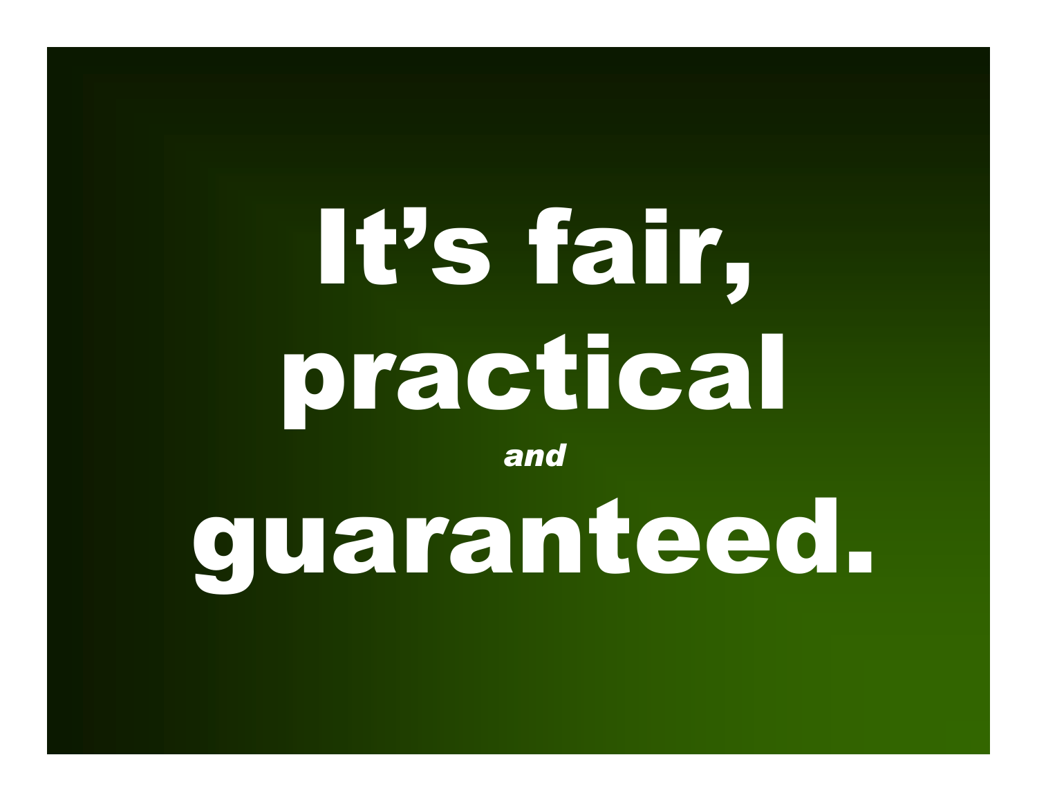# It's fair, practical

*and*

# guaranteed.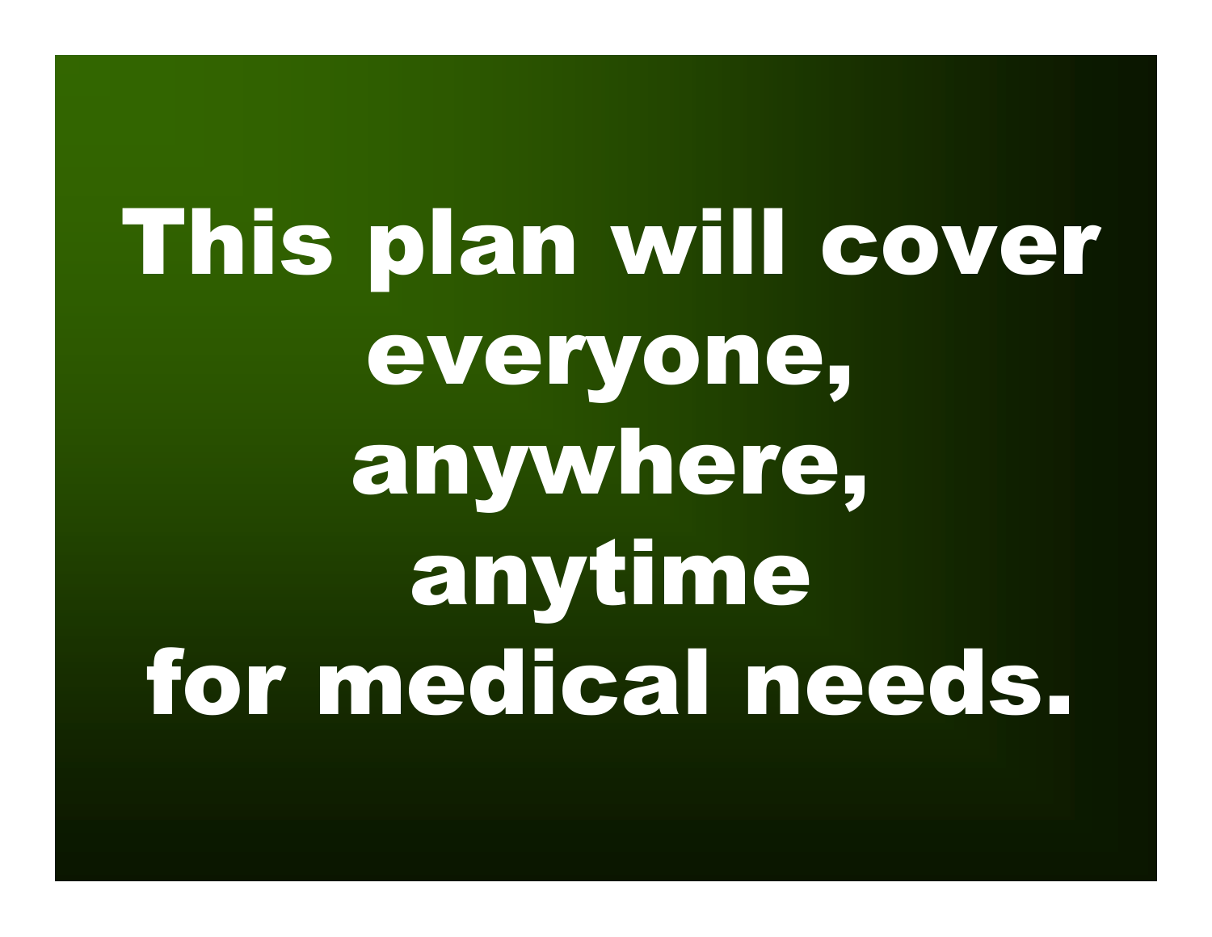# This plan will cover everyone, anywhere, anytime for medical needs.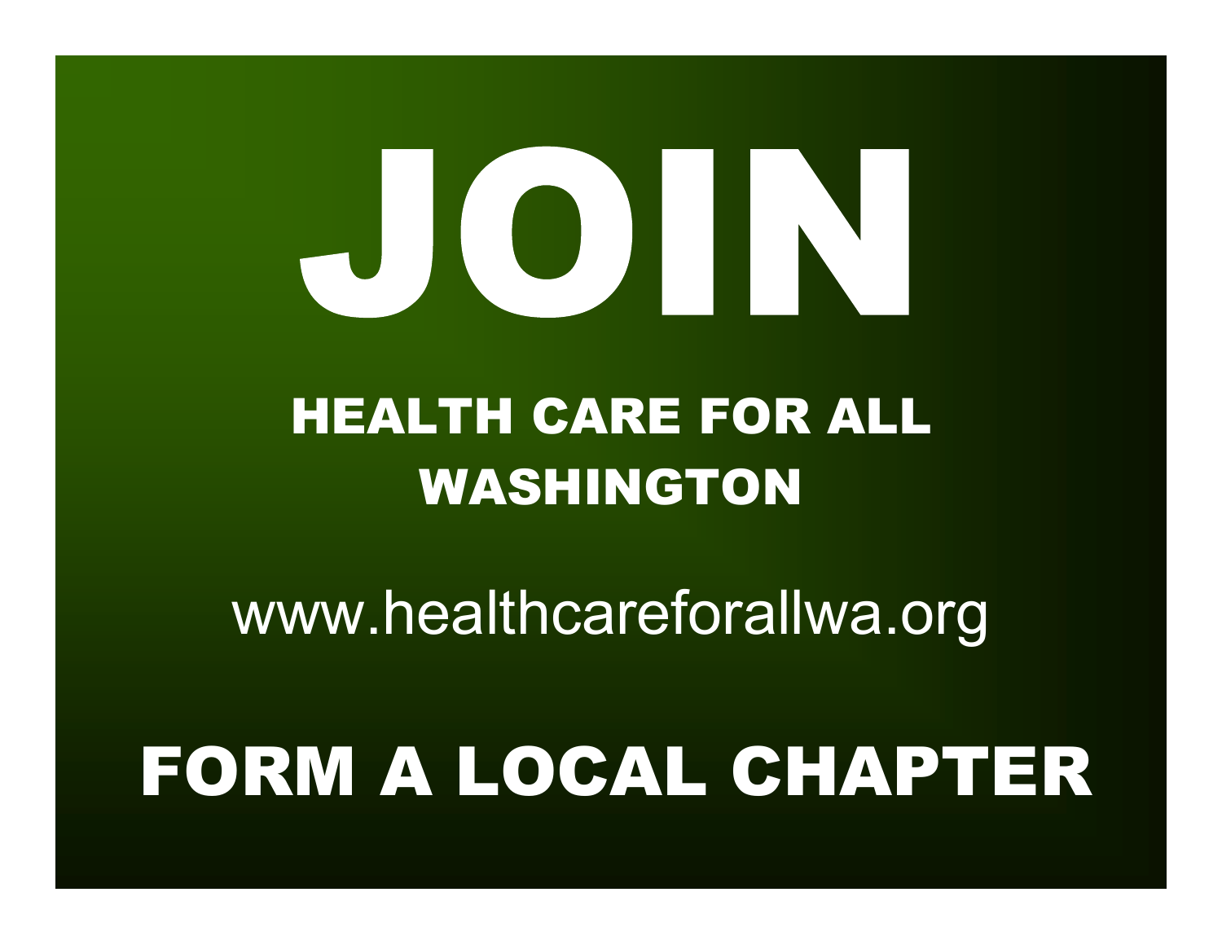# JOIN

## HEALTH CARE FOR ALL WASHINGTON

www.healthcareforallwa.org

## FORM A LOCAL CHAPTER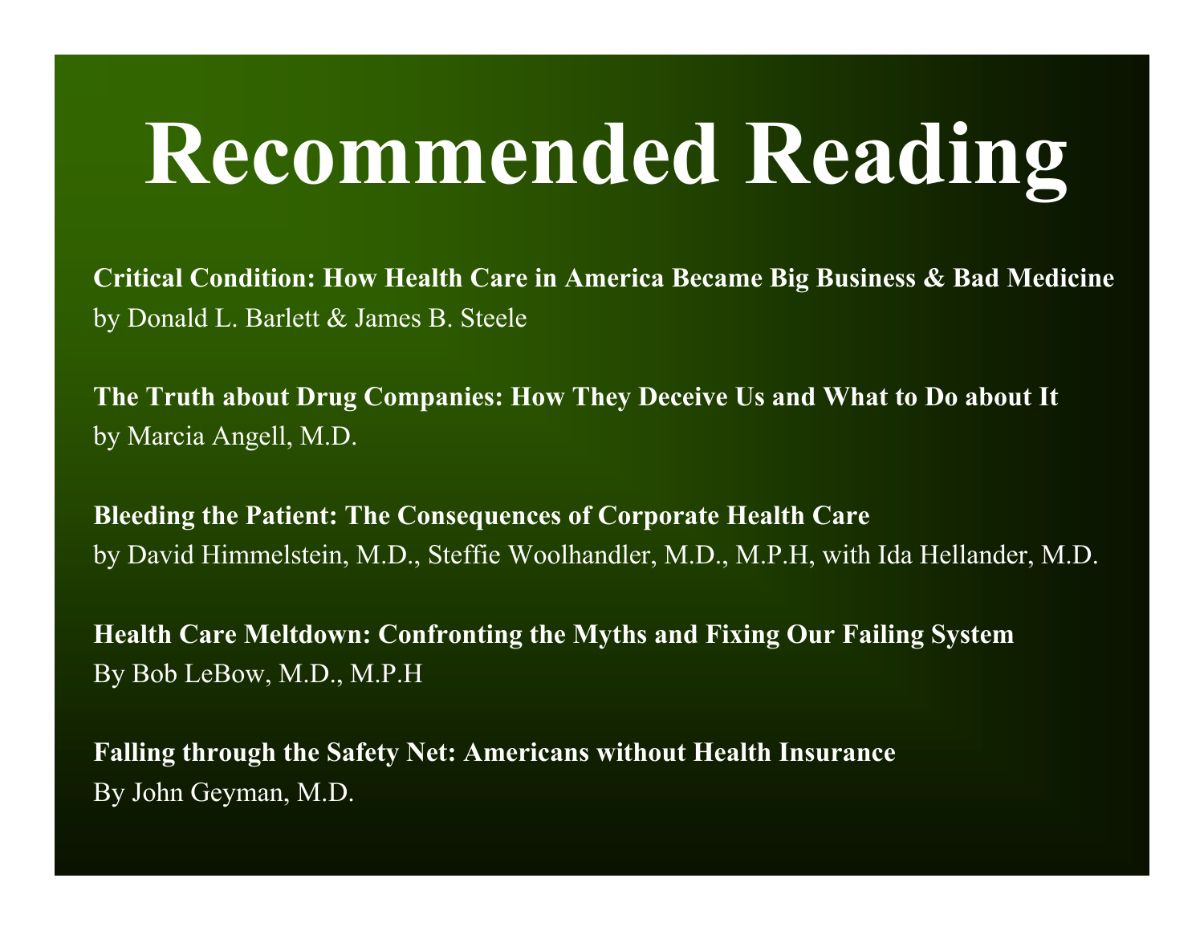# Recommended Reading

**Critical Condition: How Health Care in America Became Big Business & Bad Medicine**
by Donald L. Barlett & James B. Steele

**The Truth about Drug Companies: How They Deceive Us and What to Do about It**
by Marcia Angell, M.D.

**Bleeding the Patient: The Consequences of Corporate Health Care**
by David Himmelstein, M.D., Steffie Woolhandler, M.D., M.P.H, with Ida Hellander, M.D.

**Health Care Meltdown: Confronting the Myths and Fixing Our Failing System**
By Bob LeBow, M.D., M.P.H

**Falling through the Safety Net: Americans without Health Insurance**
By John Geyman, M.D.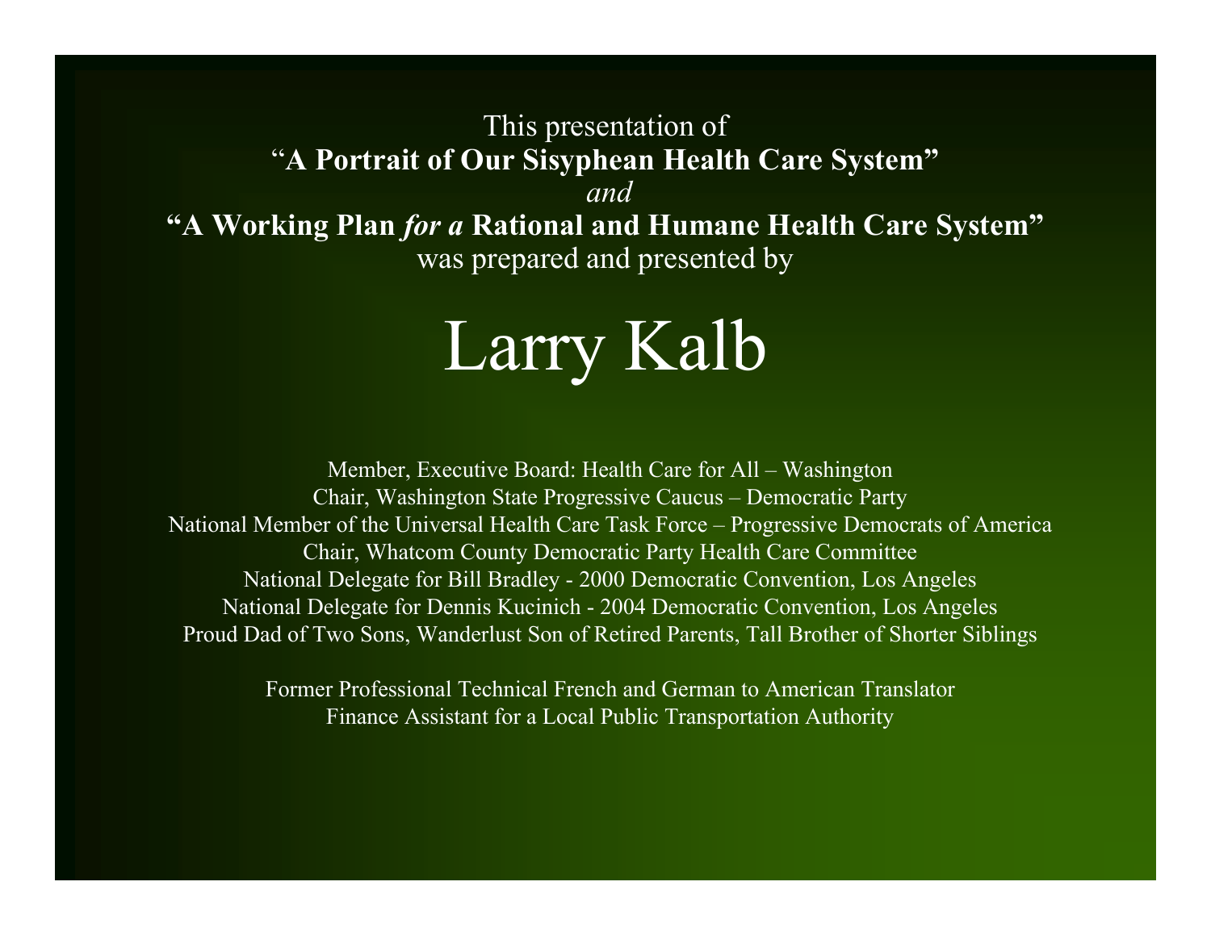This presentation of

**"A Portrait of Our Sisyphean Health Care System"**

*and*

**"A Working Plan *for a* Rational and Humane Health Care System"**

was prepared and presented by

# Larry Kalb

Member, Executive Board: Health Care for All – Washington
Chair, Washington State Progressive Caucus – Democratic Party
National Member of the Universal Health Care Task Force – Progressive Democrats of America
Chair, Whatcom County Democratic Party Health Care Committee
National Delegate for Bill Bradley - 2000 Democratic Convention, Los Angeles
National Delegate for Dennis Kucinich - 2004 Democratic Convention, Los Angeles
Proud Dad of Two Sons, Wanderlust Son of Retired Parents, Tall Brother of Shorter Siblings

Former Professional Technical French and German to American Translator
Finance Assistant for a Local Public Transportation Authority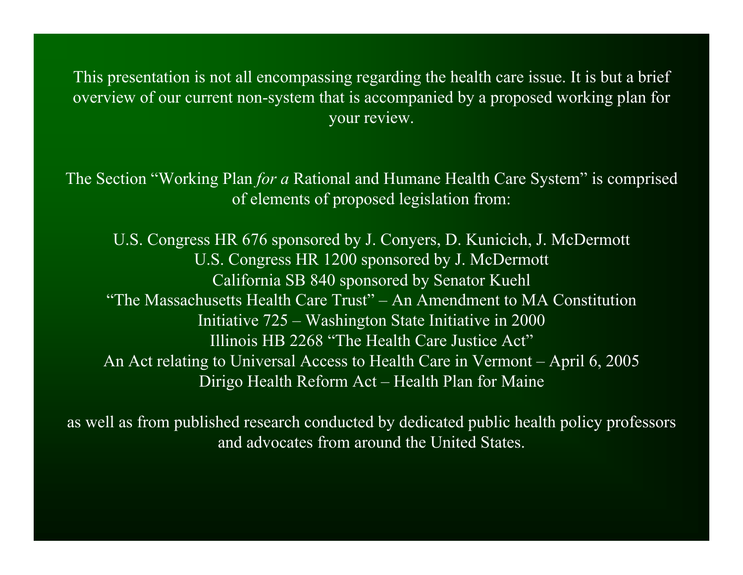This presentation is not all encompassing regarding the health care issue. It is but a brief overview of our current non-system that is accompanied by a proposed working plan for your review.

The Section "Working Plan *for a* Rational and Humane Health Care System" is comprised of elements of proposed legislation from:

U.S. Congress HR 676 sponsored by J. Conyers, D. Kunicich, J. McDermott
U.S. Congress HR 1200 sponsored by J. McDermott
California SB 840 sponsored by Senator Kuehl
"The Massachusetts Health Care Trust" – An Amendment to MA Constitution
Initiative 725 – Washington State Initiative in 2000
Illinois HB 2268 "The Health Care Justice Act"
An Act relating to Universal Access to Health Care in Vermont – April 6, 2005
Dirigo Health Reform Act – Health Plan for Maine

as well as from published research conducted by dedicated public health policy professors and advocates from around the United States.